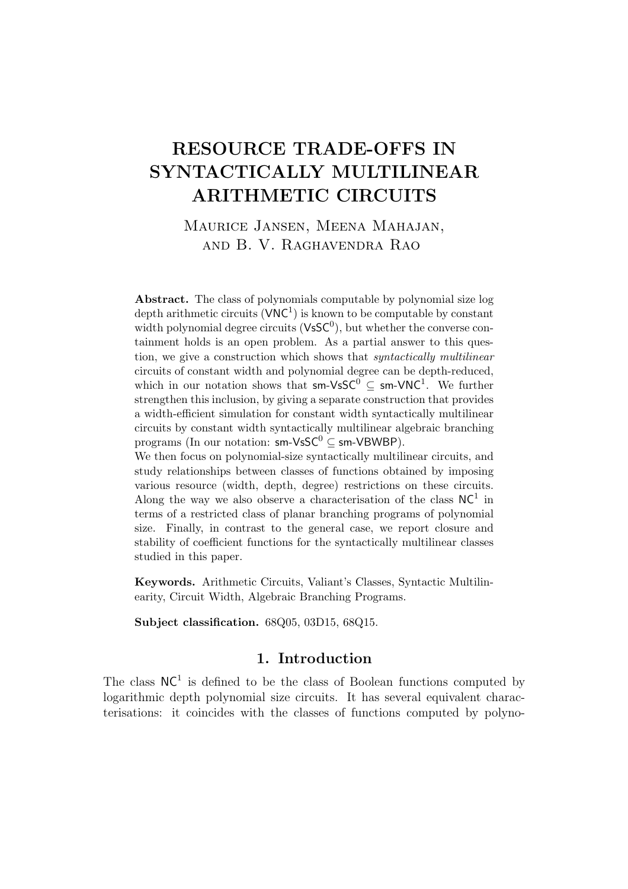# RESOURCE TRADE-OFFS IN SYNTACTICALLY MULTILINEAR ARITHMETIC CIRCUITS

Maurice Jansen, Meena Mahajan, and B. V. Raghavendra Rao

**Abstract.** The class of polynomials computable by polynomial size log depth arithmetic circuits ($\mathsf{VNC}^1$) is known to be computable by constant width polynomial degree circuits ($\mathsf{VsSC}^0$), but whether the converse containment holds is an open problem. As a partial answer to this question, we give a construction which shows that *syntactically multilinear* circuits of constant width and polynomial degree can be depth-reduced, which in our notation shows that $\mathsf{sm\text{-}VsSC}^0 \subseteq \mathsf{sm\text{-}VNC}^1$. We further strengthen this inclusion, by giving a separate construction that provides a width-efficient simulation for constant width syntactically multilinear circuits by constant width syntactically multilinear algebraic branching programs (In our notation: $\mathsf{sm\text{-}VsSC}^0 \subseteq \mathsf{sm\text{-}VBWBP}$).

We then focus on polynomial-size syntactically multilinear circuits, and study relationships between classes of functions obtained by imposing various resource (width, depth, degree) restrictions on these circuits. Along the way we also observe a characterisation of the class $\mathsf{NC}^1$ in terms of a restricted class of planar branching programs of polynomial size. Finally, in contrast to the general case, we report closure and stability of coefficient functions for the syntactically multilinear classes studied in this paper.

**Keywords.** Arithmetic Circuits, Valiant's Classes, Syntactic Multilinearity, Circuit Width, Algebraic Branching Programs.

**Subject classification.** 68Q05, 03D15, 68Q15.

## 1. Introduction

The class $\mathsf{NC}^1$ is defined to be the class of Boolean functions computed by logarithmic depth polynomial size circuits. It has several equivalent characterisations: it coincides with the classes of functions computed by polyno-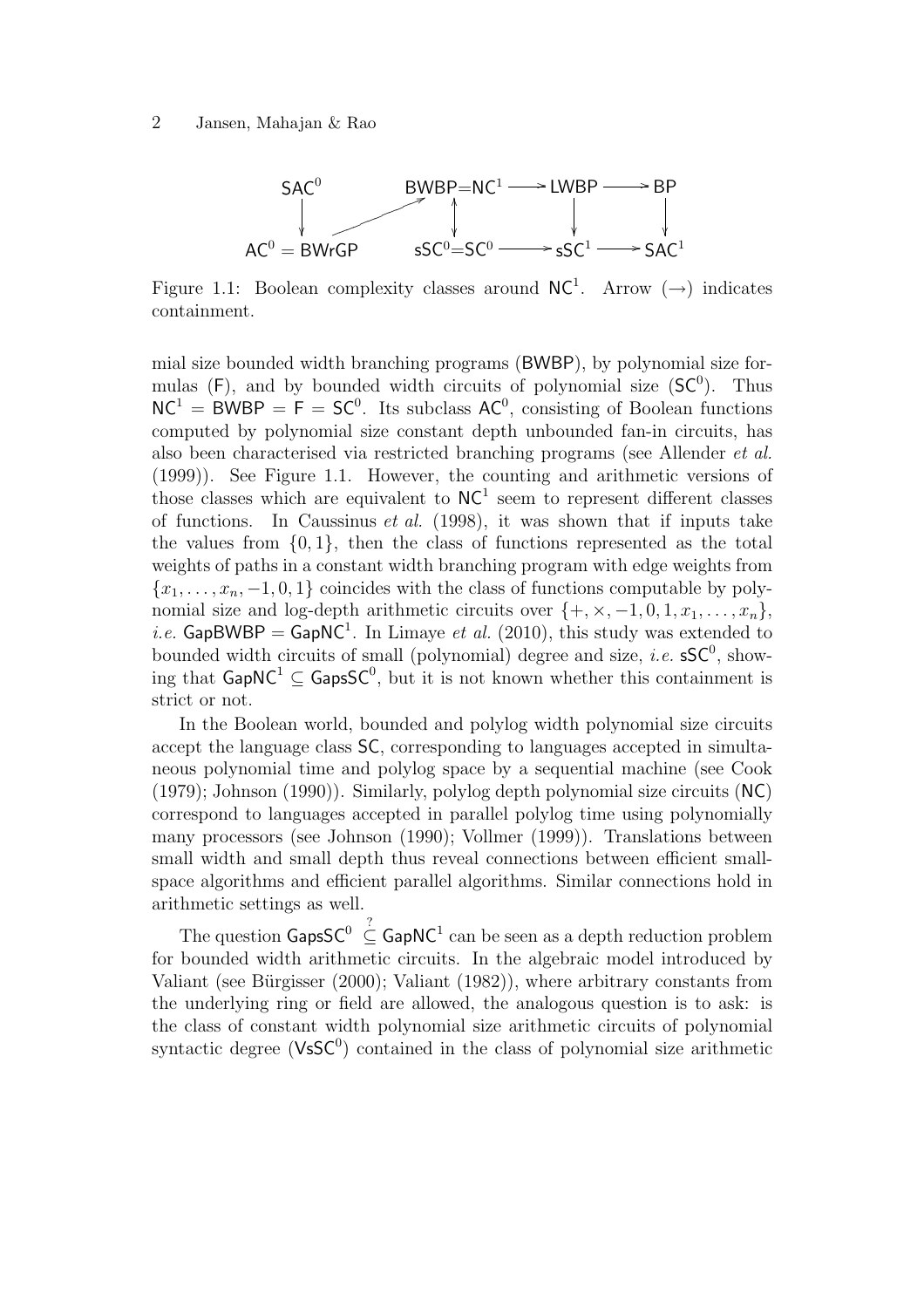Figure 1.1: Boolean complexity classes around $\mathsf{NC}^1$. Arrow ($\rightarrow$) indicates containment.

mial size bounded width branching programs (BWBP), by polynomial size formulas (F), and by bounded width circuits of polynomial size ($\mathsf{SC}^0$). Thus $\mathsf{NC}^1 = \mathsf{BWBP} = \mathsf{F} = \mathsf{SC}^0$. Its subclass $\mathsf{AC}^0$, consisting of Boolean functions computed by polynomial size constant depth unbounded fan-in circuits, has also been characterised via restricted branching programs (see Allender *et al.* (1999)). See Figure 1.1. However, the counting and arithmetic versions of those classes which are equivalent to $\mathsf{NC}^1$ seem to represent different classes of functions. In Caussinus *et al.* (1998), it was shown that if inputs take the values from $\{0, 1\}$, then the class of functions represented as the total weights of paths in a constant width branching program with edge weights from $\{x_1, \ldots, x_n, -1, 0, 1\}$ coincides with the class of functions computable by polynomial size and log-depth arithmetic circuits over $\{+, \times, -1, 0, 1, x_1, \ldots, x_n\}$, *i.e.* $\mathsf{GapBWBP} = \mathsf{GapNC}^1$. In Limaye *et al.* (2010), this study was extended to bounded width circuits of small (polynomial) degree and size, *i.e.* $\mathsf{sSC}^0$, showing that $\mathsf{GapNC}^1 \subseteq \mathsf{GapsSC}^0$, but it is not known whether this containment is strict or not.

In the Boolean world, bounded and polylog width polynomial size circuits accept the language class SC, corresponding to languages accepted in simultaneous polynomial time and polylog space by a sequential machine (see Cook (1979); Johnson (1990)). Similarly, polylog depth polynomial size circuits (NC) correspond to languages accepted in parallel polylog time using polynomially many processors (see Johnson (1990); Vollmer (1999)). Translations between small width and small depth thus reveal connections between efficient small-space algorithms and efficient parallel algorithms. Similar connections hold in arithmetic settings as well.

The question $\mathsf{GapsSC}^0 \overset{?}{\subseteq} \mathsf{GapNC}^1$ can be seen as a depth reduction problem for bounded width arithmetic circuits. In the algebraic model introduced by Valiant (see Bürgisser (2000); Valiant (1982)), where arbitrary constants from the underlying ring or field are allowed, the analogous question is to ask: is the class of constant width polynomial size arithmetic circuits of polynomial syntactic degree ($\mathsf{VsSC}^0$) contained in the class of polynomial size arithmetic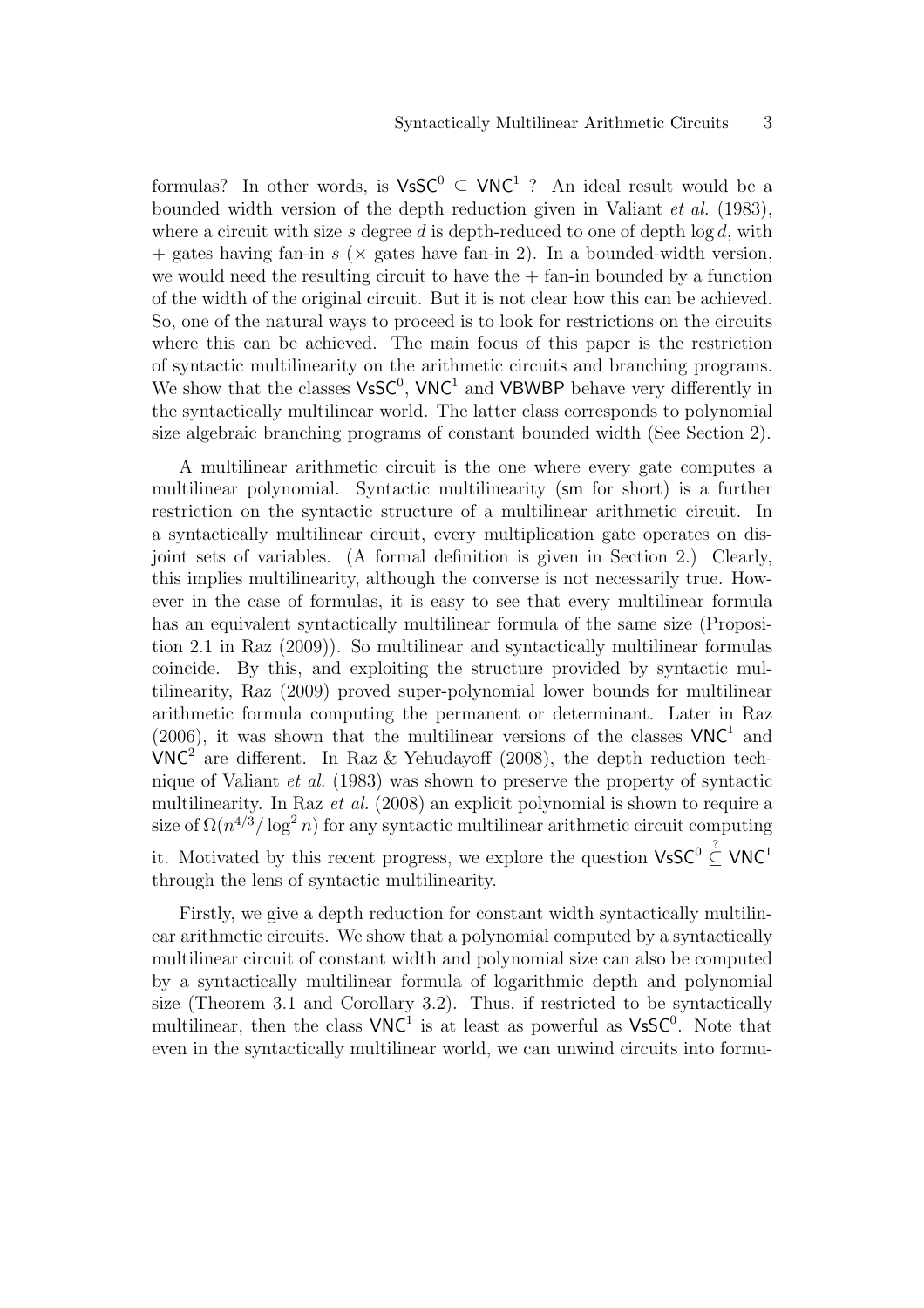formulas? In other words, is $\mathsf{VsSC}^0 \subseteq \mathsf{VNC}^1$ ? An ideal result would be a bounded width version of the depth reduction given in Valiant *et al.* (1983), where a circuit with size $s$ degree $d$ is depth-reduced to one of depth $\log d$, with $+$ gates having fan-in $s$ ($\times$ gates have fan-in 2). In a bounded-width version, we would need the resulting circuit to have the $+$ fan-in bounded by a function of the width of the original circuit. But it is not clear how this can be achieved. So, one of the natural ways to proceed is to look for restrictions on the circuits where this can be achieved. The main focus of this paper is the restriction of syntactic multilinearity on the arithmetic circuits and branching programs. We show that the classes $\mathsf{VsSC}^0$, $\mathsf{VNC}^1$ and $\mathsf{VBWBP}$ behave very differently in the syntactically multilinear world. The latter class corresponds to polynomial size algebraic branching programs of constant bounded width (See Section 2).

A multilinear arithmetic circuit is the one where every gate computes a multilinear polynomial. Syntactic multilinearity ($\mathsf{sm}$ for short) is a further restriction on the syntactic structure of a multilinear arithmetic circuit. In a syntactically multilinear circuit, every multiplication gate operates on disjoint sets of variables. (A formal definition is given in Section 2.) Clearly, this implies multilinearity, although the converse is not necessarily true. However in the case of formulas, it is easy to see that every multilinear formula has an equivalent syntactically multilinear formula of the same size (Proposition 2.1 in Raz (2009)). So multilinear and syntactically multilinear formulas coincide. By this, and exploiting the structure provided by syntactic multilinearity, Raz (2009) proved super-polynomial lower bounds for multilinear arithmetic formula computing the permanent or determinant. Later in Raz (2006), it was shown that the multilinear versions of the classes $\mathsf{VNC}^1$ and $\mathsf{VNC}^2$ are different. In Raz & Yehudayoff (2008), the depth reduction technique of Valiant *et al.* (1983) was shown to preserve the property of syntactic multilinearity. In Raz *et al.* (2008) an explicit polynomial is shown to require a size of $\Omega(n^{4/3}/\log^2 n)$ for any syntactic multilinear arithmetic circuit computing it. Motivated by this recent progress, we explore the question $\mathsf{VsSC}^0 \stackrel{?}{\subseteq} \mathsf{VNC}^1$ through the lens of syntactic multilinearity.

Firstly, we give a depth reduction for constant width syntactically multilinear arithmetic circuits. We show that a polynomial computed by a syntactically multilinear circuit of constant width and polynomial size can also be computed by a syntactically multilinear formula of logarithmic depth and polynomial size (Theorem 3.1 and Corollary 3.2). Thus, if restricted to be syntactically multilinear, then the class $\mathsf{VNC}^1$ is at least as powerful as $\mathsf{VsSC}^0$. Note that even in the syntactically multilinear world, we can unwind circuits into formu-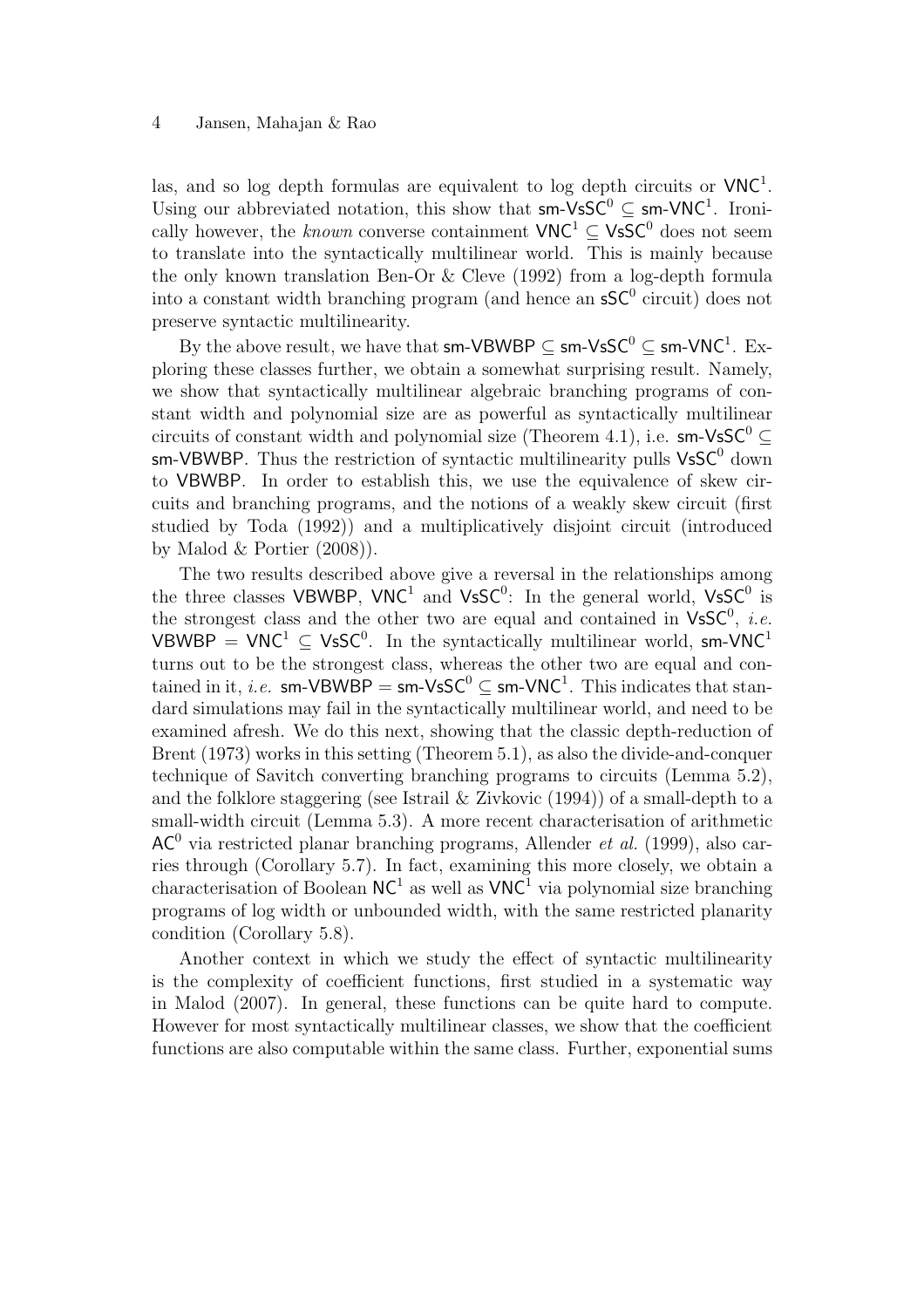las, and so log depth formulas are equivalent to log depth circuits or $\mathsf{VNC}^1$. Using our abbreviated notation, this show that $\mathsf{sm\text{-}VsSC}^0 \subseteq \mathsf{sm\text{-}VNC}^1$. Ironically however, the *known* converse containment $\mathsf{VNC}^1 \subseteq \mathsf{VsSC}^0$ does not seem to translate into the syntactically multilinear world. This is mainly because the only known translation Ben-Or & Cleve (1992) from a log-depth formula into a constant width branching program (and hence an $\mathsf{sSC}^0$ circuit) does not preserve syntactic multilinearity.

By the above result, we have that $\mathsf{sm\text{-}VBWBP} \subseteq \mathsf{sm\text{-}VsSC}^0 \subseteq \mathsf{sm\text{-}VNC}^1$. Exploring these classes further, we obtain a somewhat surprising result. Namely, we show that syntactically multilinear algebraic branching programs of constant width and polynomial size are as powerful as syntactically multilinear circuits of constant width and polynomial size (Theorem 4.1), i.e. $\mathsf{sm\text{-}VsSC}^0 \subseteq \mathsf{sm\text{-}VBWBP}$. Thus the restriction of syntactic multilinearity pulls $\mathsf{VsSC}^0$ down to $\mathsf{VBWBP}$. In order to establish this, we use the equivalence of skew circuits and branching programs, and the notions of a weakly skew circuit (first studied by Toda (1992)) and a multiplicatively disjoint circuit (introduced by Malod & Portier (2008)).

The two results described above give a reversal in the relationships among the three classes $\mathsf{VBWBP}$, $\mathsf{VNC}^1$ and $\mathsf{VsSC}^0$: In the general world, $\mathsf{VsSC}^0$ is the strongest class and the other two are equal and contained in $\mathsf{VsSC}^0$, *i.e.* $\mathsf{VBWBP} = \mathsf{VNC}^1 \subseteq \mathsf{VsSC}^0$. In the syntactically multilinear world, $\mathsf{sm\text{-}VNC}^1$ turns out to be the strongest class, whereas the other two are equal and contained in it, *i.e.* $\mathsf{sm\text{-}VBWBP} = \mathsf{sm\text{-}VsSC}^0 \subseteq \mathsf{sm\text{-}VNC}^1$. This indicates that standard simulations may fail in the syntactically multilinear world, and need to be examined afresh. We do this next, showing that the classic depth-reduction of Brent (1973) works in this setting (Theorem 5.1), as also the divide-and-conquer technique of Savitch converting branching programs to circuits (Lemma 5.2), and the folklore staggering (see Istrail & Zivkovic (1994)) of a small-depth to a small-width circuit (Lemma 5.3). A more recent characterisation of arithmetic $\mathsf{AC}^0$ via restricted planar branching programs, Allender *et al.* (1999), also carries through (Corollary 5.7). In fact, examining this more closely, we obtain a characterisation of Boolean $\mathsf{NC}^1$ as well as $\mathsf{VNC}^1$ via polynomial size branching programs of log width or unbounded width, with the same restricted planarity condition (Corollary 5.8).

Another context in which we study the effect of syntactic multilinearity is the complexity of coefficient functions, first studied in a systematic way in Malod (2007). In general, these functions can be quite hard to compute. However for most syntactically multilinear classes, we show that the coefficient functions are also computable within the same class. Further, exponential sums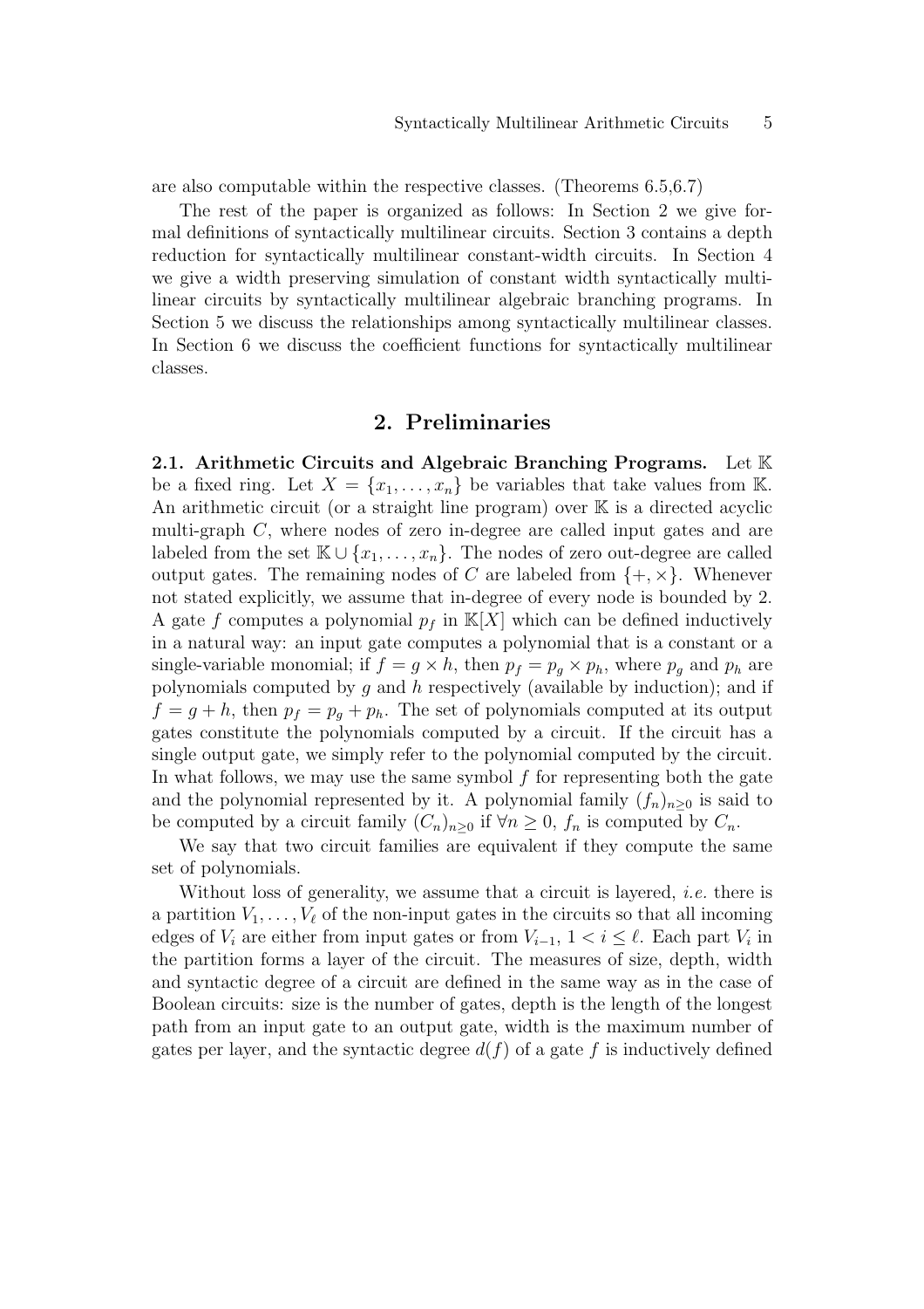are also computable within the respective classes. (Theorems 6.5,6.7)

The rest of the paper is organized as follows: In Section 2 we give formal definitions of syntactically multilinear circuits. Section 3 contains a depth reduction for syntactically multilinear constant-width circuits. In Section 4 we give a width preserving simulation of constant width syntactically multilinear circuits by syntactically multilinear algebraic branching programs. In Section 5 we discuss the relationships among syntactically multilinear classes. In Section 6 we discuss the coefficient functions for syntactically multilinear classes.

## 2. Preliminaries

**2.1. Arithmetic Circuits and Algebraic Branching Programs.** Let $\mathbb{K}$ be a fixed ring. Let $X = \{x_1, \ldots, x_n\}$ be variables that take values from $\mathbb{K}$. An arithmetic circuit (or a straight line program) over $\mathbb{K}$ is a directed acyclic multi-graph $C$, where nodes of zero in-degree are called input gates and are labeled from the set $\mathbb{K} \cup \{x_1, \ldots, x_n\}$. The nodes of zero out-degree are called output gates. The remaining nodes of $C$ are labeled from $\{+, \times\}$. Whenever not stated explicitly, we assume that in-degree of every node is bounded by 2. A gate $f$ computes a polynomial $p_f$ in $\mathbb{K}[X]$ which can be defined inductively in a natural way: an input gate computes a polynomial that is a constant or a single-variable monomial; if $f = g \times h$, then $p_f = p_g \times p_h$, where $p_g$ and $p_h$ are polynomials computed by $g$ and $h$ respectively (available by induction); and if $f = g + h$, then $p_f = p_g + p_h$. The set of polynomials computed at its output gates constitute the polynomials computed by a circuit. If the circuit has a single output gate, we simply refer to the polynomial computed by the circuit. In what follows, we may use the same symbol $f$ for representing both the gate and the polynomial represented by it. A polynomial family $(f_n)_{n \geq 0}$ is said to be computed by a circuit family $(C_n)_{n \geq 0}$ if $\forall n \geq 0$, $f_n$ is computed by $C_n$.

We say that two circuit families are equivalent if they compute the same set of polynomials.

Without loss of generality, we assume that a circuit is layered, *i.e.* there is a partition $V_1, \ldots, V_\ell$ of the non-input gates in the circuits so that all incoming edges of $V_i$ are either from input gates or from $V_{i-1}$, $1 < i \leq \ell$. Each part $V_i$ in the partition forms a layer of the circuit. The measures of size, depth, width and syntactic degree of a circuit are defined in the same way as in the case of Boolean circuits: size is the number of gates, depth is the length of the longest path from an input gate to an output gate, width is the maximum number of gates per layer, and the syntactic degree $d(f)$ of a gate $f$ is inductively defined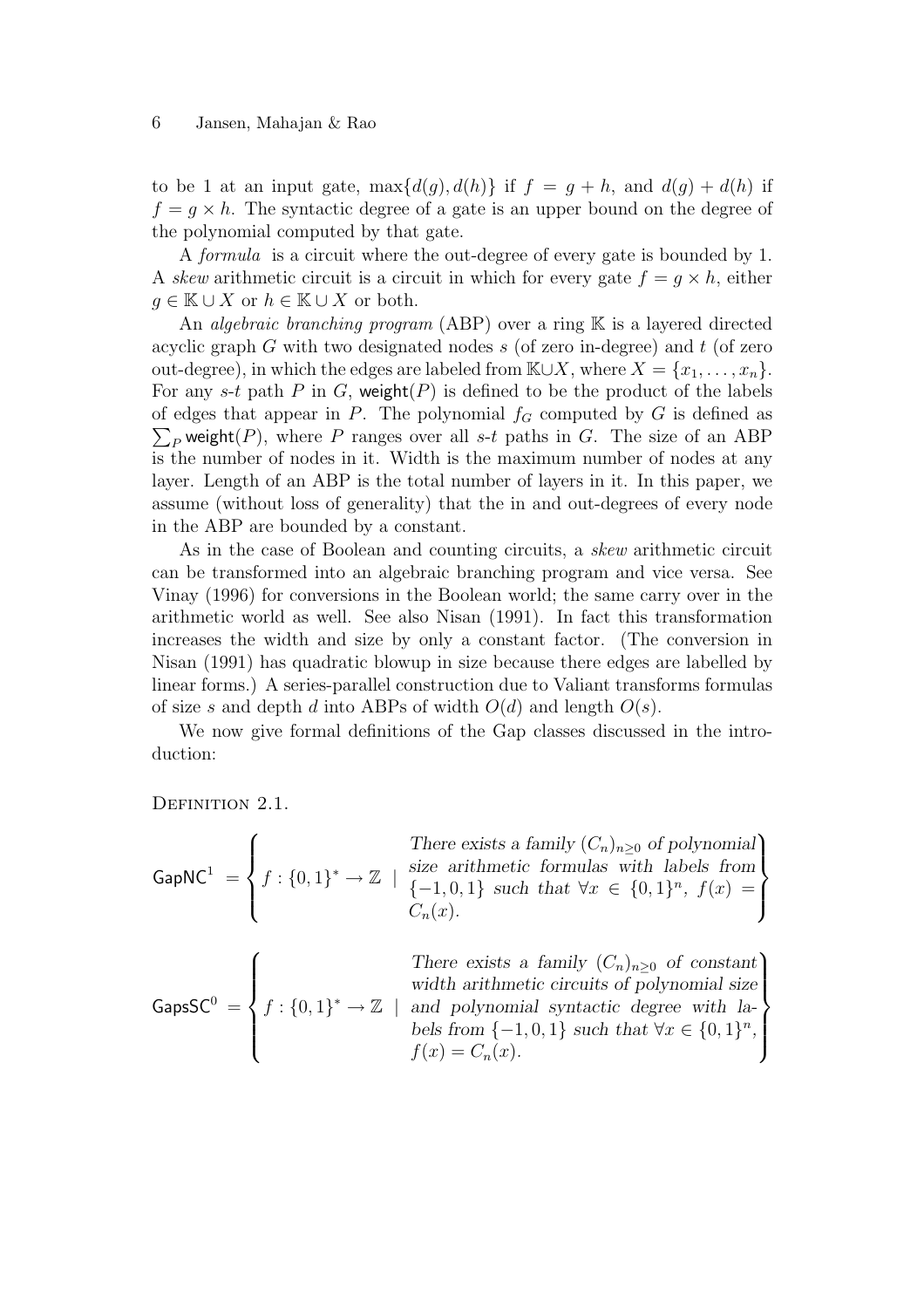to be 1 at an input gate, $\max\{d(g), d(h)\}$ if $f = g + h$, and $d(g) + d(h)$ if $f = g \times h$. The syntactic degree of a gate is an upper bound on the degree of the polynomial computed by that gate.

A *formula* is a circuit where the out-degree of every gate is bounded by 1. A *skew* arithmetic circuit is a circuit in which for every gate $f = g \times h$, either $g \in \mathbb{K} \cup X$ or $h \in \mathbb{K} \cup X$ or both.

An *algebraic branching program* (ABP) over a ring $\mathbb{K}$ is a layered directed acyclic graph $G$ with two designated nodes $s$ (of zero in-degree) and $t$ (of zero out-degree), in which the edges are labeled from $\mathbb{K} \cup X$, where $X = \{x_1, \ldots, x_n\}$. For any $s$-$t$ path $P$ in $G$, $\mathsf{weight}(P)$ is defined to be the product of the labels of edges that appear in $P$. The polynomial $f_G$ computed by $G$ is defined as $\sum_P \mathsf{weight}(P)$, where $P$ ranges over all $s$-$t$ paths in $G$. The size of an ABP is the number of nodes in it. Width is the maximum number of nodes at any layer. Length of an ABP is the total number of layers in it. In this paper, we assume (without loss of generality) that the in and out-degrees of every node in the ABP are bounded by a constant.

As in the case of Boolean and counting circuits, a *skew* arithmetic circuit can be transformed into an algebraic branching program and vice versa. See Vinay (1996) for conversions in the Boolean world; the same carry over in the arithmetic world as well. See also Nisan (1991). In fact this transformation increases the width and size by only a constant factor. (The conversion in Nisan (1991) has quadratic blowup in size because there edges are labelled by linear forms.) A series-parallel construction due to Valiant transforms formulas of size $s$ and depth $d$ into ABPs of width $O(d)$ and length $O(s)$.

We now give formal definitions of the Gap classes discussed in the introduction:

Definition 2.1.

$$\mathsf{GapNC}^1 = \left\{ f : \{0,1\}^* \to \mathbb{Z} \mid \begin{array}{l} \text{There exists a family } (C_n)_{n \geq 0} \text{ of polynomial} \\ \text{size arithmetic formulas with labels from} \\ \{-1, 0, 1\} \text{ such that } \forall x \in \{0,1\}^n,\ f(x) = \\ C_n(x). \end{array} \right\}$$

$$\mathsf{GapsSC}^0 = \left\{ f : \{0,1\}^* \to \mathbb{Z} \mid \begin{array}{l} \text{There exists a family } (C_n)_{n \geq 0} \text{ of constant} \\ \text{width arithmetic circuits of polynomial size} \\ \text{and polynomial syntactic degree with la-} \\ \text{bels from } \{-1, 0, 1\} \text{ such that } \forall x \in \{0,1\}^n, \\ f(x) = C_n(x). \end{array} \right\}$$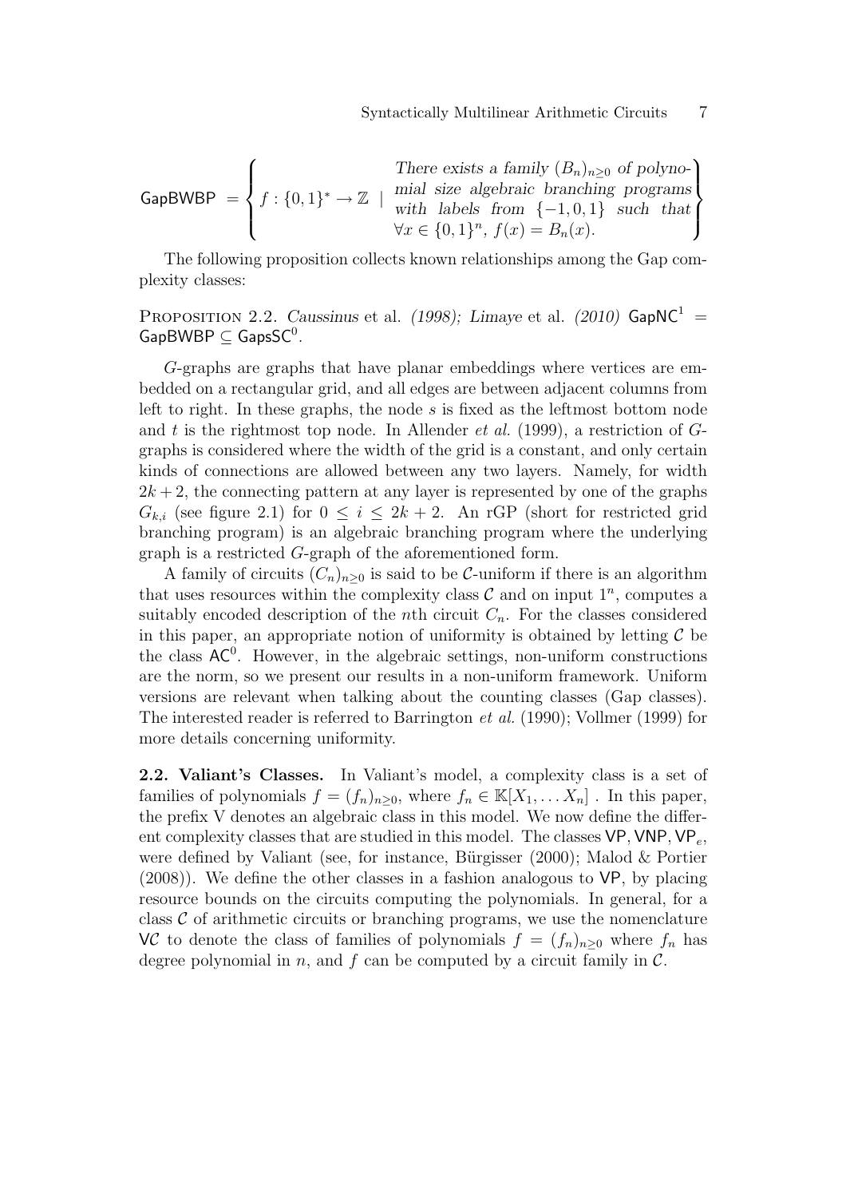$$\mathsf{GapBWBP} = \left\{ f : \{0,1\}^* \to \mathbb{Z} \mid \begin{array}{l} \textit{There exists a family } (B_n)_{n\geq 0} \textit{ of polyno-} \\ \textit{mial size algebraic branching programs} \\ \textit{with labels from } \{-1,0,1\} \textit{ such that} \\ \forall x \in \{0,1\}^n,\ f(x) = B_n(x). \end{array} \right\}$$

The following proposition collects known relationships among the Gap complexity classes:

PROPOSITION 2.2. *Caussinus* et al. *(1998); Limaye* et al. *(2010)* $\mathsf{GapNC}^1 = \mathsf{GapBWBP} \subseteq \mathsf{GapsSC}^0$.

$G$-graphs are graphs that have planar embeddings where vertices are embedded on a rectangular grid, and all edges are between adjacent columns from left to right. In these graphs, the node $s$ is fixed as the leftmost bottom node and $t$ is the rightmost top node. In Allender *et al.* (1999), a restriction of $G$-graphs is considered where the width of the grid is a constant, and only certain kinds of connections are allowed between any two layers. Namely, for width $2k+2$, the connecting pattern at any layer is represented by one of the graphs $G_{k,i}$ (see figure 2.1) for $0 \leq i \leq 2k+2$. An rGP (short for restricted grid branching program) is an algebraic branching program where the underlying graph is a restricted $G$-graph of the aforementioned form.

A family of circuits $(C_n)_{n\geq 0}$ is said to be $\mathcal{C}$-uniform if there is an algorithm that uses resources within the complexity class $\mathcal{C}$ and on input $1^n$, computes a suitably encoded description of the $n$th circuit $C_n$. For the classes considered in this paper, an appropriate notion of uniformity is obtained by letting $\mathcal{C}$ be the class $\mathsf{AC}^0$. However, in the algebraic settings, non-uniform constructions are the norm, so we present our results in a non-uniform framework. Uniform versions are relevant when talking about the counting classes (Gap classes). The interested reader is referred to Barrington *et al.* (1990); Vollmer (1999) for more details concerning uniformity.

**2.2. Valiant's Classes.** In Valiant's model, a complexity class is a set of families of polynomials $f = (f_n)_{n\geq 0}$, where $f_n \in \mathbb{K}[X_1, \ldots X_n]$ . In this paper, the prefix V denotes an algebraic class in this model. We now define the different complexity classes that are studied in this model. The classes $\mathsf{VP}, \mathsf{VNP}, \mathsf{VP}_e$, were defined by Valiant (see, for instance, Bürgisser (2000); Malod & Portier (2008)). We define the other classes in a fashion analogous to $\mathsf{VP}$, by placing resource bounds on the circuits computing the polynomials. In general, for a class $\mathcal{C}$ of arithmetic circuits or branching programs, we use the nomenclature $\mathsf{V}\mathcal{C}$ to denote the class of families of polynomials $f = (f_n)_{n\geq 0}$ where $f_n$ has degree polynomial in $n$, and $f$ can be computed by a circuit family in $\mathcal{C}$.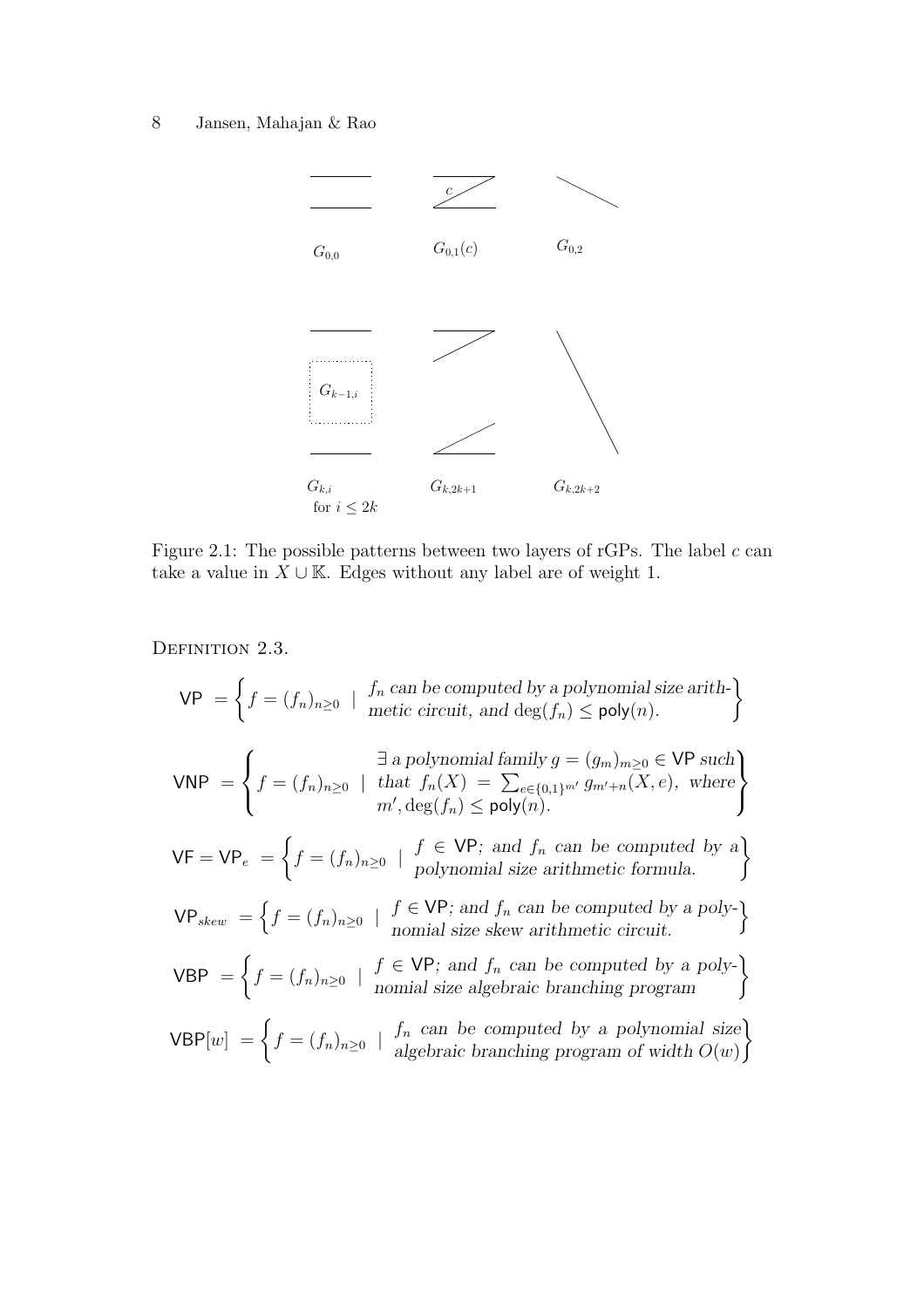$G_{0,0}$ $G_{0,1}(c)$ $G_{0,2}$

$G_{k-1,i}$

$G_{k,i}$ for $i \leq 2k$ $G_{k,2k+1}$ $G_{k,2k+2}$

Figure 2.1: The possible patterns between two layers of rGPs. The label $c$ can take a value in $X \cup \mathbb{K}$. Edges without any label are of weight 1.

DEFINITION 2.3.

$$\mathsf{VP} = \left\{ f = (f_n)_{n \geq 0} \mid \begin{array}{l} f_n \text{ can be computed by a polynomial size arith-} \\ \text{metic circuit, and } \deg(f_n) \leq \mathsf{poly}(n). \end{array} \right\}$$

$$\mathsf{VNP} = \left\{ f = (f_n)_{n \geq 0} \mid \begin{array}{l} \exists \text{ a polynomial family } g = (g_m)_{m \geq 0} \in \mathsf{VP} \text{ such} \\ \text{that } f_n(X) = \sum_{e \in \{0,1\}^{m'}} g_{m'+n}(X, e), \text{ where} \\ m', \deg(f_n) \leq \mathsf{poly}(n). \end{array} \right\}$$

$$\mathsf{VF} = \mathsf{VP}_e = \left\{ f = (f_n)_{n \geq 0} \mid \begin{array}{l} f \in \mathsf{VP}; \text{ and } f_n \text{ can be computed by a} \\ \text{polynomial size arithmetic formula.} \end{array} \right\}$$

$$\mathsf{VP}_{skew} = \left\{ f = (f_n)_{n \geq 0} \mid \begin{array}{l} f \in \mathsf{VP}; \text{ and } f_n \text{ can be computed by a poly-} \\ \text{nomial size skew arithmetic circuit.} \end{array} \right\}$$

$$\mathsf{VBP} = \left\{ f = (f_n)_{n \geq 0} \mid \begin{array}{l} f \in \mathsf{VP}; \text{ and } f_n \text{ can be computed by a poly-} \\ \text{nomial size algebraic branching program} \end{array} \right\}$$

$$\mathsf{VBP}[w] = \left\{ f = (f_n)_{n \geq 0} \mid \begin{array}{l} f_n \text{ can be computed by a polynomial size} \\ \text{algebraic branching program of width } O(w) \end{array} \right\}$$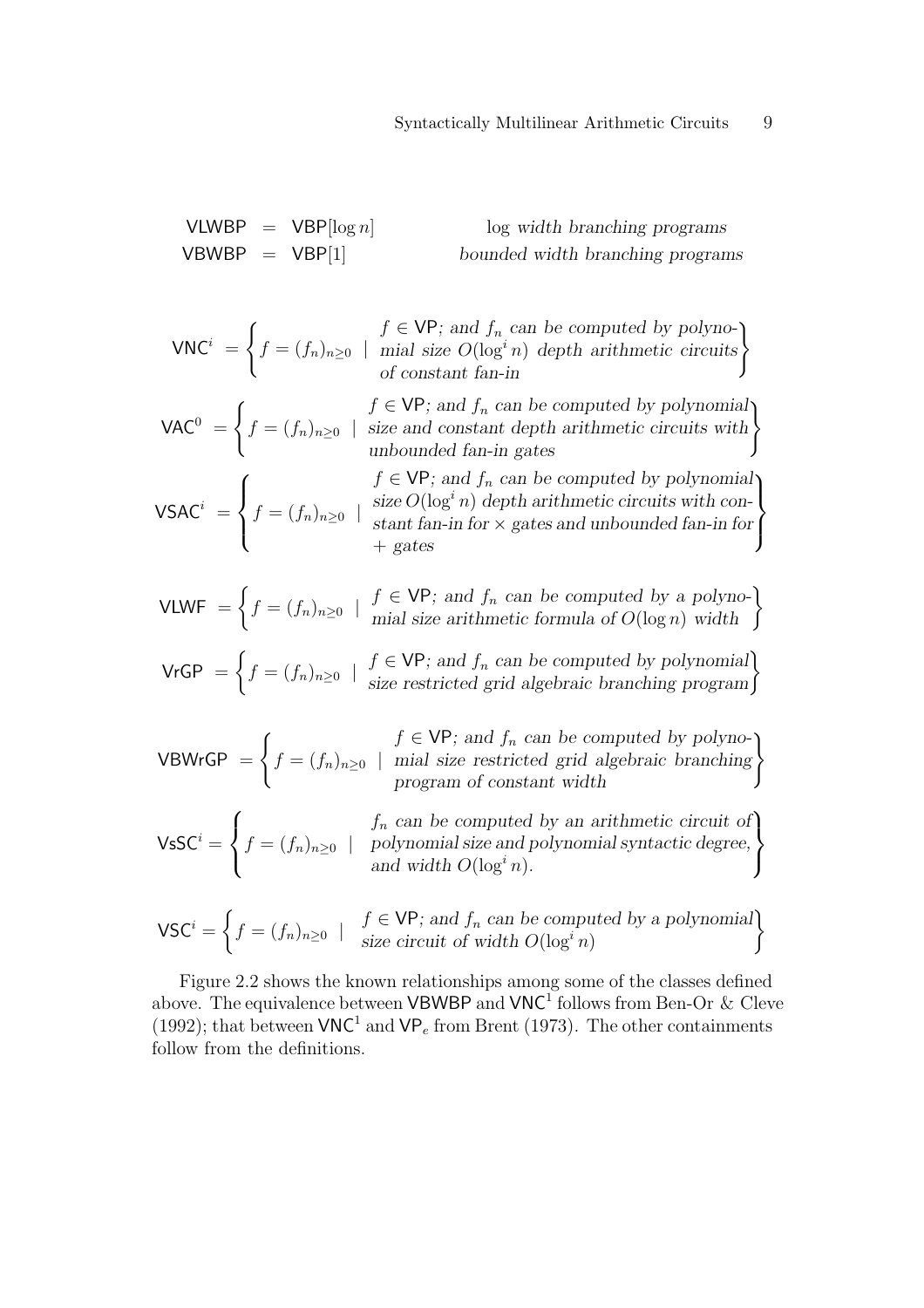$$\begin{array}{rcll} \mathsf{VLWBP} & = & \mathsf{VBP}[\log n] & \log \textit{ width branching programs} \\ \mathsf{VBWBP} & = & \mathsf{VBP}[1] & \textit{bounded width branching programs} \end{array}$$

$$\mathsf{VNC}^i = \left\{ f = (f_n)_{n \geq 0} \mid \begin{array}{l} f \in \mathsf{VP}\textit{; and } f_n \textit{ can be computed by polyno-} \\ \textit{mial size } O(\log^i n) \textit{ depth arithmetic circuits} \\ \textit{of constant fan-in} \end{array} \right\}$$

$$\mathsf{VAC}^0 = \left\{ f = (f_n)_{n \geq 0} \mid \begin{array}{l} f \in \mathsf{VP}\textit{; and } f_n \textit{ can be computed by polynomial} \\ \textit{size and constant depth arithmetic circuits with} \\ \textit{unbounded fan-in gates} \end{array} \right\}$$

$$\mathsf{VSAC}^i = \left\{ f = (f_n)_{n \geq 0} \mid \begin{array}{l} f \in \mathsf{VP}\textit{; and } f_n \textit{ can be computed by polynomial} \\ \textit{size } O(\log^i n) \textit{ depth arithmetic circuits with con-} \\ \textit{stant fan-in for } \times \textit{ gates and unbounded fan-in for} \\ + \textit{ gates} \end{array} \right\}$$

$$\mathsf{VLWF} = \left\{ f = (f_n)_{n \geq 0} \mid \begin{array}{l} f \in \mathsf{VP}\textit{; and } f_n \textit{ can be computed by a polyno-} \\ \textit{mial size arithmetic formula of } O(\log n) \textit{ width} \end{array} \right\}$$

$$\mathsf{VrGP} = \left\{ f = (f_n)_{n \geq 0} \mid \begin{array}{l} f \in \mathsf{VP}\textit{; and } f_n \textit{ can be computed by polynomial} \\ \textit{size restricted grid algebraic branching program} \end{array} \right\}$$

$$\mathsf{VBWrGP} = \left\{ f = (f_n)_{n \geq 0} \mid \begin{array}{l} f \in \mathsf{VP}\textit{; and } f_n \textit{ can be computed by polyno-} \\ \textit{mial size restricted grid algebraic branching} \\ \textit{program of constant width} \end{array} \right\}$$

$$\mathsf{VsSC}^i = \left\{ f = (f_n)_{n \geq 0} \mid \begin{array}{l} f_n \textit{ can be computed by an arithmetic circuit of} \\ \textit{polynomial size and polynomial syntactic degree,} \\ \textit{and width } O(\log^i n). \end{array} \right\}$$

$$\mathsf{VSC}^i = \left\{ f = (f_n)_{n \geq 0} \mid \begin{array}{l} f \in \mathsf{VP}\textit{; and } f_n \textit{ can be computed by a polynomial} \\ \textit{size circuit of width } O(\log^i n) \end{array} \right\}$$

Figure 2.2 shows the known relationships among some of the classes defined above. The equivalence between $\mathsf{VBWBP}$ and $\mathsf{VNC}^1$ follows from Ben-Or & Cleve (1992); that between $\mathsf{VNC}^1$ and $\mathsf{VP}_e$ from Brent (1973). The other containments follow from the definitions.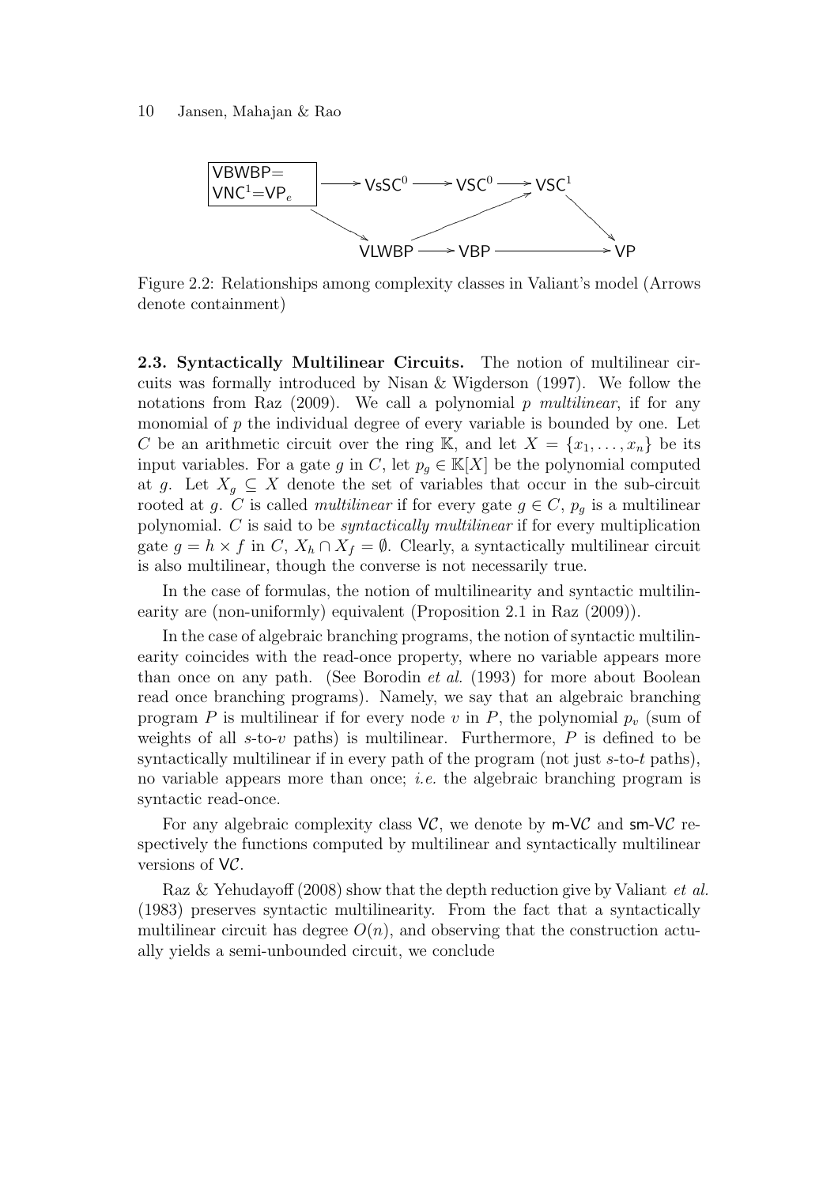VBWBP= VNC$^1$=VP$_e$ → VsSC$^0$ → VSC$^0$ → VSC$^1$ → VP; VBWBP → VLWBP → VBP → VP; VLWBP → VSC$^1$

Figure 2.2: Relationships among complexity classes in Valiant's model (Arrows denote containment)

**2.3. Syntactically Multilinear Circuits.** The notion of multilinear circuits was formally introduced by Nisan & Wigderson (1997). We follow the notations from Raz (2009). We call a polynomial $p$ *multilinear*, if for any monomial of $p$ the individual degree of every variable is bounded by one. Let $C$ be an arithmetic circuit over the ring $\mathbb{K}$, and let $X = \{x_1, \ldots, x_n\}$ be its input variables. For a gate $g$ in $C$, let $p_g \in \mathbb{K}[X]$ be the polynomial computed at $g$. Let $X_g \subseteq X$ denote the set of variables that occur in the sub-circuit rooted at $g$. $C$ is called *multilinear* if for every gate $g \in C$, $p_g$ is a multilinear polynomial. $C$ is said to be *syntactically multilinear* if for every multiplication gate $g = h \times f$ in $C$, $X_h \cap X_f = \emptyset$. Clearly, a syntactically multilinear circuit is also multilinear, though the converse is not necessarily true.

In the case of formulas, the notion of multilinearity and syntactic multilinearity are (non-uniformly) equivalent (Proposition 2.1 in Raz (2009)).

In the case of algebraic branching programs, the notion of syntactic multilinearity coincides with the read-once property, where no variable appears more than once on any path. (See Borodin *et al.* (1993) for more about Boolean read once branching programs). Namely, we say that an algebraic branching program $P$ is multilinear if for every node $v$ in $P$, the polynomial $p_v$ (sum of weights of all $s$-to-$v$ paths) is multilinear. Furthermore, $P$ is defined to be syntactically multilinear if in every path of the program (not just $s$-to-$t$ paths), no variable appears more than once; *i.e.* the algebraic branching program is syntactic read-once.

For any algebraic complexity class $\mathsf{V}\mathcal{C}$, we denote by $\mathsf{m}$-$\mathsf{V}\mathcal{C}$ and $\mathsf{sm}$-$\mathsf{V}\mathcal{C}$ respectively the functions computed by multilinear and syntactically multilinear versions of $\mathsf{V}\mathcal{C}$.

Raz & Yehudayoff (2008) show that the depth reduction give by Valiant *et al.* (1983) preserves syntactic multilinearity. From the fact that a syntactically multilinear circuit has degree $O(n)$, and observing that the construction actually yields a semi-unbounded circuit, we conclude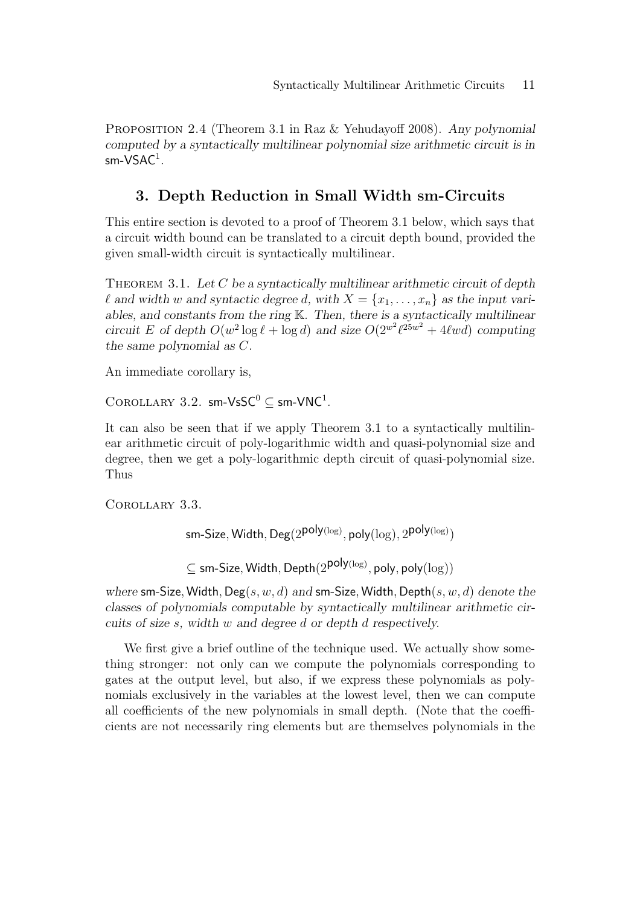Proposition 2.4 (Theorem 3.1 in Raz & Yehudayoff 2008). *Any polynomial computed by a syntactically multilinear polynomial size arithmetic circuit is in* $\mathsf{sm\text{-}VSAC}^1$.

## 3. Depth Reduction in Small Width sm-Circuits

This entire section is devoted to a proof of Theorem 3.1 below, which says that a circuit width bound can be translated to a circuit depth bound, provided the given small-width circuit is syntactically multilinear.

Theorem 3.1. *Let $C$ be a syntactically multilinear arithmetic circuit of depth $\ell$ and width $w$ and syntactic degree $d$, with $X = \{x_1, \ldots, x_n\}$ as the input variables, and constants from the ring $\mathbb{K}$. Then, there is a syntactically multilinear circuit $E$ of depth $O(w^2 \log \ell + \log d)$ and size $O(2^{w^2} \ell^{25w^2} + 4\ell w d)$ computing the same polynomial as $C$.*

An immediate corollary is,

Corollary 3.2. $\mathsf{sm\text{-}VsSC}^0 \subseteq \mathsf{sm\text{-}VNC}^1$.

It can also be seen that if we apply Theorem 3.1 to a syntactically multilinear arithmetic circuit of poly-logarithmic width and quasi-polynomial size and degree, then we get a poly-logarithmic depth circuit of quasi-polynomial size. Thus

Corollary 3.3.

$$\mathsf{sm\text{-}Size,Width,Deg}(2^{\mathsf{poly}(\log)}, \mathsf{poly}(\log), 2^{\mathsf{poly}(\log)})$$

$$\subseteq \mathsf{sm\text{-}Size,Width,Depth}(2^{\mathsf{poly}(\log)}, \mathsf{poly}, \mathsf{poly}(\log))$$

*where* $\mathsf{sm\text{-}Size,Width,Deg}(s, w, d)$ *and* $\mathsf{sm\text{-}Size,Width,Depth}(s, w, d)$ *denote the classes of polynomials computable by syntactically multilinear arithmetic circuits of size $s$, width $w$ and degree $d$ or depth $d$ respectively.*

We first give a brief outline of the technique used. We actually show something stronger: not only can we compute the polynomials corresponding to gates at the output level, but also, if we express these polynomials as polynomials exclusively in the variables at the lowest level, then we can compute all coefficients of the new polynomials in small depth. (Note that the coefficients are not necessarily ring elements but are themselves polynomials in the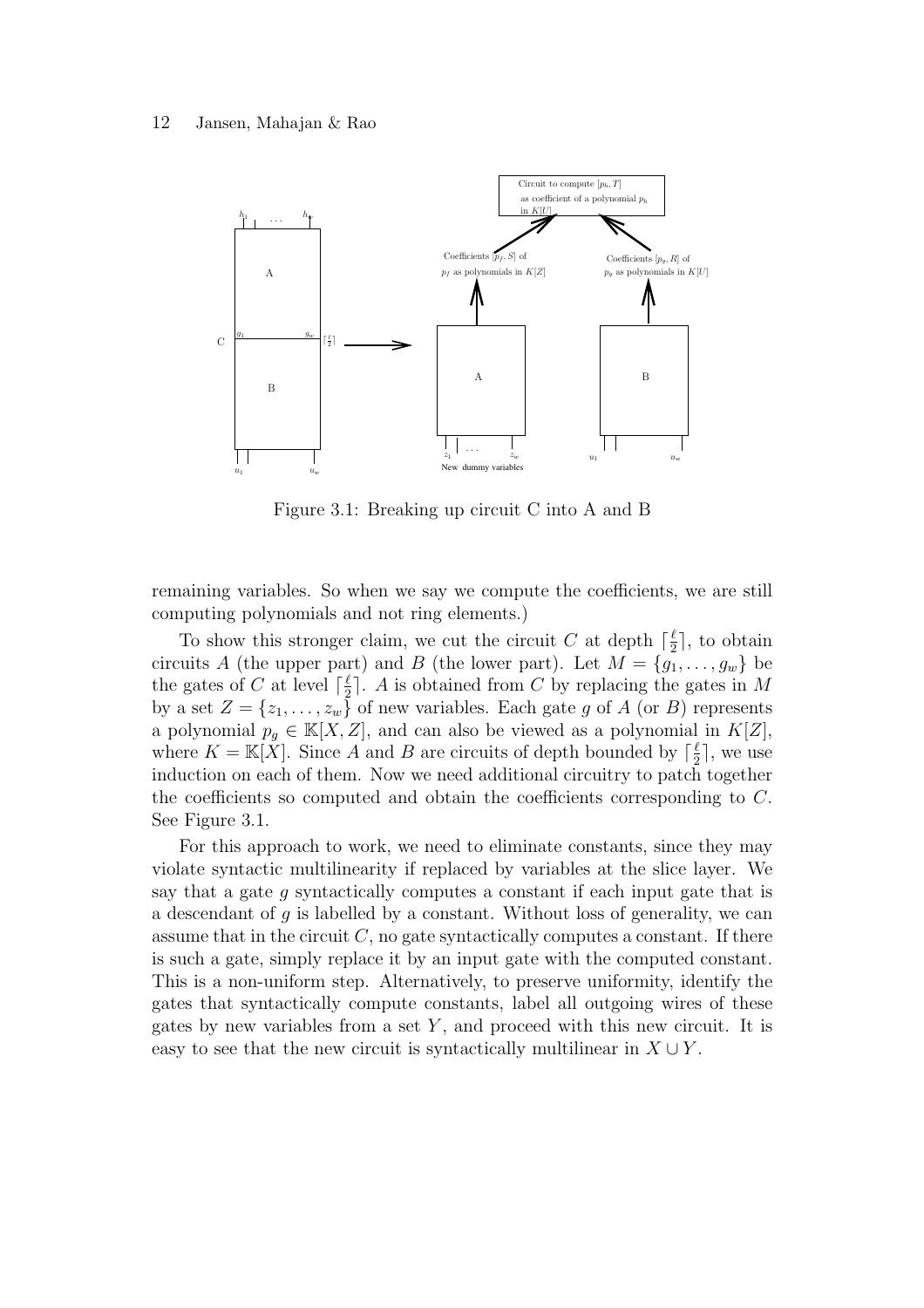Figure 3.1: Breaking up circuit C into A and B

remaining variables. So when we say we compute the coefficients, we are still computing polynomials and not ring elements.)

To show this stronger claim, we cut the circuit $C$ at depth $\lceil \frac{\ell}{2} \rceil$, to obtain circuits $A$ (the upper part) and $B$ (the lower part). Let $M = \{g_1, \ldots, g_w\}$ be the gates of $C$ at level $\lceil \frac{\ell}{2} \rceil$. $A$ is obtained from $C$ by replacing the gates in $M$ by a set $Z = \{z_1, \ldots, z_w\}$ of new variables. Each gate $g$ of $A$ (or $B$) represents a polynomial $p_g \in \mathbb{K}[X, Z]$, and can also be viewed as a polynomial in $K[Z]$, where $K = \mathbb{K}[X]$. Since $A$ and $B$ are circuits of depth bounded by $\lceil \frac{\ell}{2} \rceil$, we use induction on each of them. Now we need additional circuitry to patch together the coefficients so computed and obtain the coefficients corresponding to $C$. See Figure 3.1.

For this approach to work, we need to eliminate constants, since they may violate syntactic multilinearity if replaced by variables at the slice layer. We say that a gate $g$ syntactically computes a constant if each input gate that is a descendant of $g$ is labelled by a constant. Without loss of generality, we can assume that in the circuit $C$, no gate syntactically computes a constant. If there is such a gate, simply replace it by an input gate with the computed constant. This is a non-uniform step. Alternatively, to preserve uniformity, identify the gates that syntactically compute constants, label all outgoing wires of these gates by new variables from a set $Y$, and proceed with this new circuit. It is easy to see that the new circuit is syntactically multilinear in $X \cup Y$.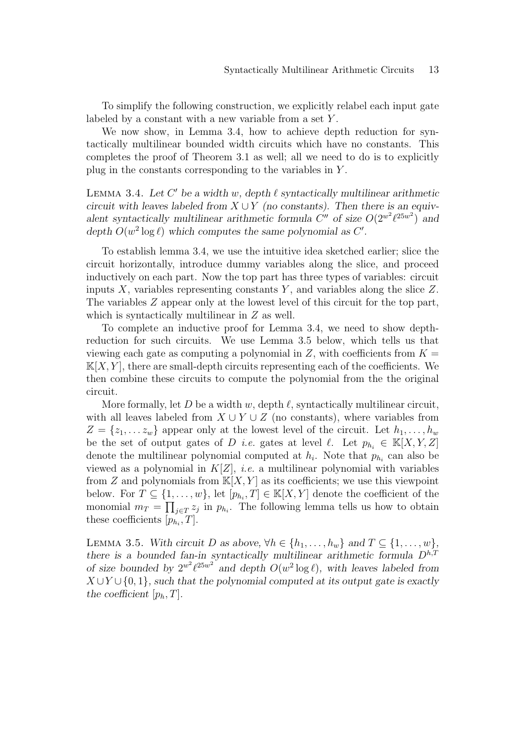To simplify the following construction, we explicitly relabel each input gate labeled by a constant with a new variable from a set $Y$.

We now show, in Lemma 3.4, how to achieve depth reduction for syntactically multilinear bounded width circuits which have no constants. This completes the proof of Theorem 3.1 as well; all we need to do is to explicitly plug in the constants corresponding to the variables in $Y$.

LEMMA 3.4. *Let $C'$ be a width $w$, depth $\ell$ syntactically multilinear arithmetic circuit with leaves labeled from $X \cup Y$ (no constants). Then there is an equivalent syntactically multilinear arithmetic formula $C''$ of size $O(2^{w^2}\ell^{25w^2})$ and depth $O(w^2 \log \ell)$ which computes the same polynomial as $C'$.*

To establish lemma 3.4, we use the intuitive idea sketched earlier; slice the circuit horizontally, introduce dummy variables along the slice, and proceed inductively on each part. Now the top part has three types of variables: circuit inputs $X$, variables representing constants $Y$, and variables along the slice $Z$. The variables $Z$ appear only at the lowest level of this circuit for the top part, which is syntactically multilinear in $Z$ as well.

To complete an inductive proof for Lemma 3.4, we need to show depth-reduction for such circuits. We use Lemma 3.5 below, which tells us that viewing each gate as computing a polynomial in $Z$, with coefficients from $K = \mathbb{K}[X, Y]$, there are small-depth circuits representing each of the coefficients. We then combine these circuits to compute the polynomial from the the original circuit.

More formally, let $D$ be a width $w$, depth $\ell$, syntactically multilinear circuit, with all leaves labeled from $X \cup Y \cup Z$ (no constants), where variables from $Z = \{z_1, \ldots z_w\}$ appear only at the lowest level of the circuit. Let $h_1, \ldots, h_w$ be the set of output gates of $D$ *i.e.* gates at level $\ell$. Let $p_{h_i} \in \mathbb{K}[X, Y, Z]$ denote the multilinear polynomial computed at $h_i$. Note that $p_{h_i}$ can also be viewed as a polynomial in $K[Z]$, *i.e.* a multilinear polynomial with variables from $Z$ and polynomials from $\mathbb{K}[X, Y]$ as its coefficients; we use this viewpoint below. For $T \subseteq \{1, \ldots, w\}$, let $[p_{h_i}, T] \in \mathbb{K}[X, Y]$ denote the coefficient of the monomial $m_T = \prod_{j \in T} z_j$ in $p_{h_i}$. The following lemma tells us how to obtain these coefficients $[p_{h_i}, T]$.

LEMMA 3.5. *With circuit $D$ as above, $\forall h \in \{h_1, \ldots, h_w\}$ and $T \subseteq \{1, \ldots, w\}$, there is a bounded fan-in syntactically multilinear arithmetic formula $D^{h,T}$ of size bounded by $2^{w^2}\ell^{25w^2}$ and depth $O(w^2 \log \ell)$, with leaves labeled from $X \cup Y \cup \{0, 1\}$, such that the polynomial computed at its output gate is exactly the coefficient $[p_h, T]$.*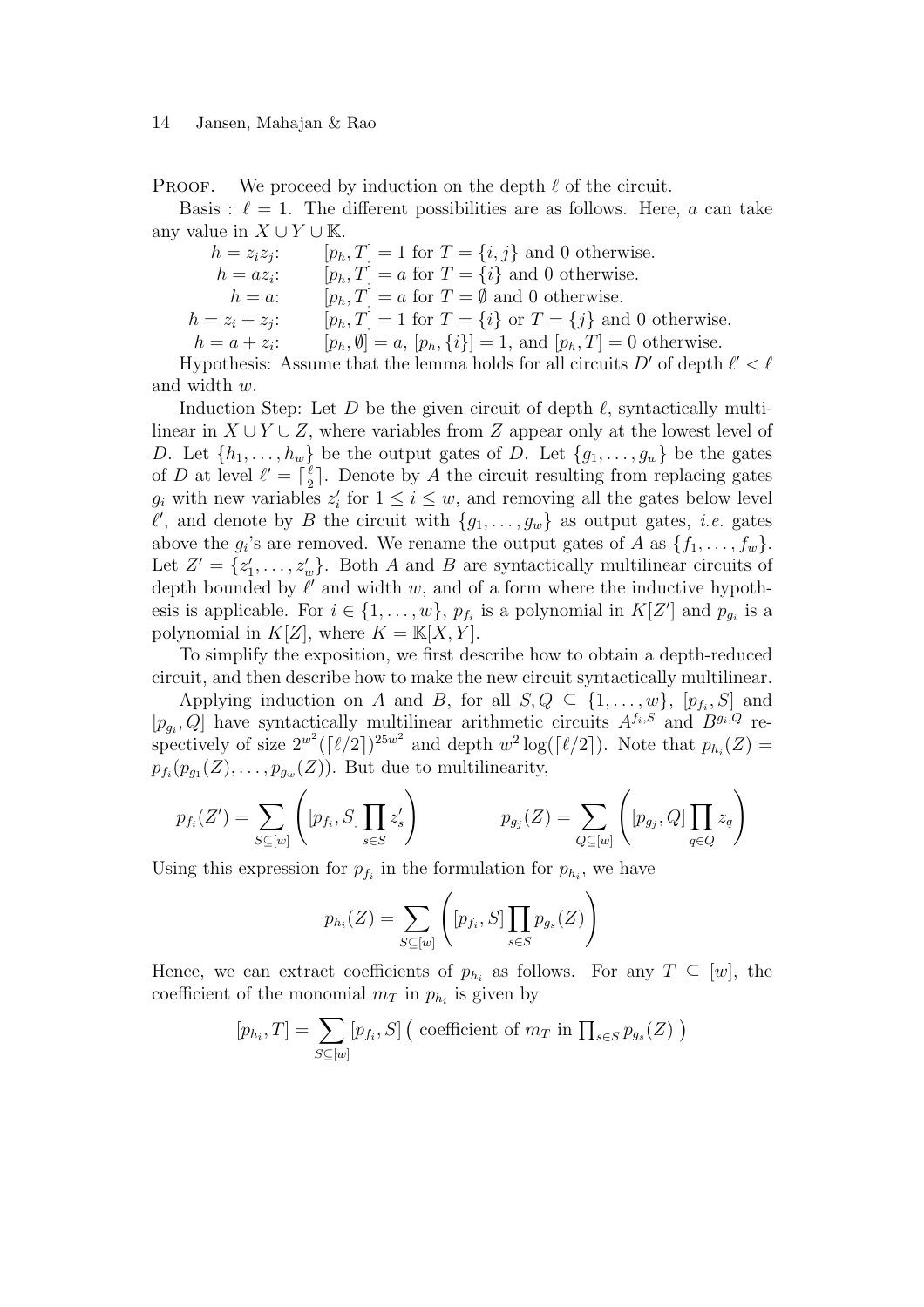PROOF. We proceed by induction on the depth $\ell$ of the circuit.

Basis : $\ell = 1$. The different possibilities are as follows. Here, $a$ can take any value in $X \cup Y \cup \mathbb{K}$.

$h = z_i z_j$: $[p_h, T] = 1$ for $T = \{i, j\}$ and 0 otherwise.
$h = a z_i$: $[p_h, T] = a$ for $T = \{i\}$ and 0 otherwise.
$h = a$: $[p_h, T] = a$ for $T = \emptyset$ and 0 otherwise.
$h = z_i + z_j$: $[p_h, T] = 1$ for $T = \{i\}$ or $T = \{j\}$ and 0 otherwise.
$h = a + z_i$: $[p_h, \emptyset] = a$, $[p_h, \{i\}] = 1$, and $[p_h, T] = 0$ otherwise.

Hypothesis: Assume that the lemma holds for all circuits $D'$ of depth $\ell' < \ell$ and width $w$.

Induction Step: Let $D$ be the given circuit of depth $\ell$, syntactically multilinear in $X \cup Y \cup Z$, where variables from $Z$ appear only at the lowest level of $D$. Let $\{h_1, \ldots, h_w\}$ be the output gates of $D$. Let $\{g_1, \ldots, g_w\}$ be the gates of $D$ at level $\ell' = \lceil \frac{\ell}{2} \rceil$. Denote by $A$ the circuit resulting from replacing gates $g_i$ with new variables $z'_i$ for $1 \le i \le w$, and removing all the gates below level $\ell'$, and denote by $B$ the circuit with $\{g_1, \ldots, g_w\}$ as output gates, *i.e.* gates above the $g_i$'s are removed. We rename the output gates of $A$ as $\{f_1, \ldots, f_w\}$. Let $Z' = \{z'_1, \ldots, z'_w\}$. Both $A$ and $B$ are syntactically multilinear circuits of depth bounded by $\ell'$ and width $w$, and of a form where the inductive hypothesis is applicable. For $i \in \{1, \ldots, w\}$, $p_{f_i}$ is a polynomial in $K[Z']$ and $p_{g_i}$ is a polynomial in $K[Z]$, where $K = \mathbb{K}[X, Y]$.

To simplify the exposition, we first describe how to obtain a depth-reduced circuit, and then describe how to make the new circuit syntactically multilinear.

Applying induction on $A$ and $B$, for all $S, Q \subseteq \{1, \ldots, w\}$, $[p_{f_i}, S]$ and $[p_{g_i}, Q]$ have syntactically multilinear arithmetic circuits $A^{f_i,S}$ and $B^{g_i,Q}$ respectively of size $2^{w^2}(\lceil \ell/2 \rceil)^{25w^2}$ and depth $w^2 \log(\lceil \ell/2 \rceil)$. Note that $p_{h_i}(Z) = p_{f_i}(p_{g_1}(Z), \ldots, p_{g_w}(Z))$. But due to multilinearity,

$$p_{f_i}(Z') = \sum_{S \subseteq [w]} \left( [p_{f_i}, S] \prod_{s \in S} z'_s \right) \qquad\qquad p_{g_j}(Z) = \sum_{Q \subseteq [w]} \left( [p_{g_j}, Q] \prod_{q \in Q} z_q \right)$$

Using this expression for $p_{f_i}$ in the formulation for $p_{h_i}$, we have

$$p_{h_i}(Z) = \sum_{S \subseteq [w]} \left( [p_{f_i}, S] \prod_{s \in S} p_{g_s}(Z) \right)$$

Hence, we can extract coefficients of $p_{h_i}$ as follows. For any $T \subseteq [w]$, the coefficient of the monomial $m_T$ in $p_{h_i}$ is given by

$$[p_{h_i}, T] = \sum_{S \subseteq [w]} [p_{f_i}, S] \left( \text{ coefficient of } m_T \text{ in } \prod_{s \in S} p_{g_s}(Z) \right)$$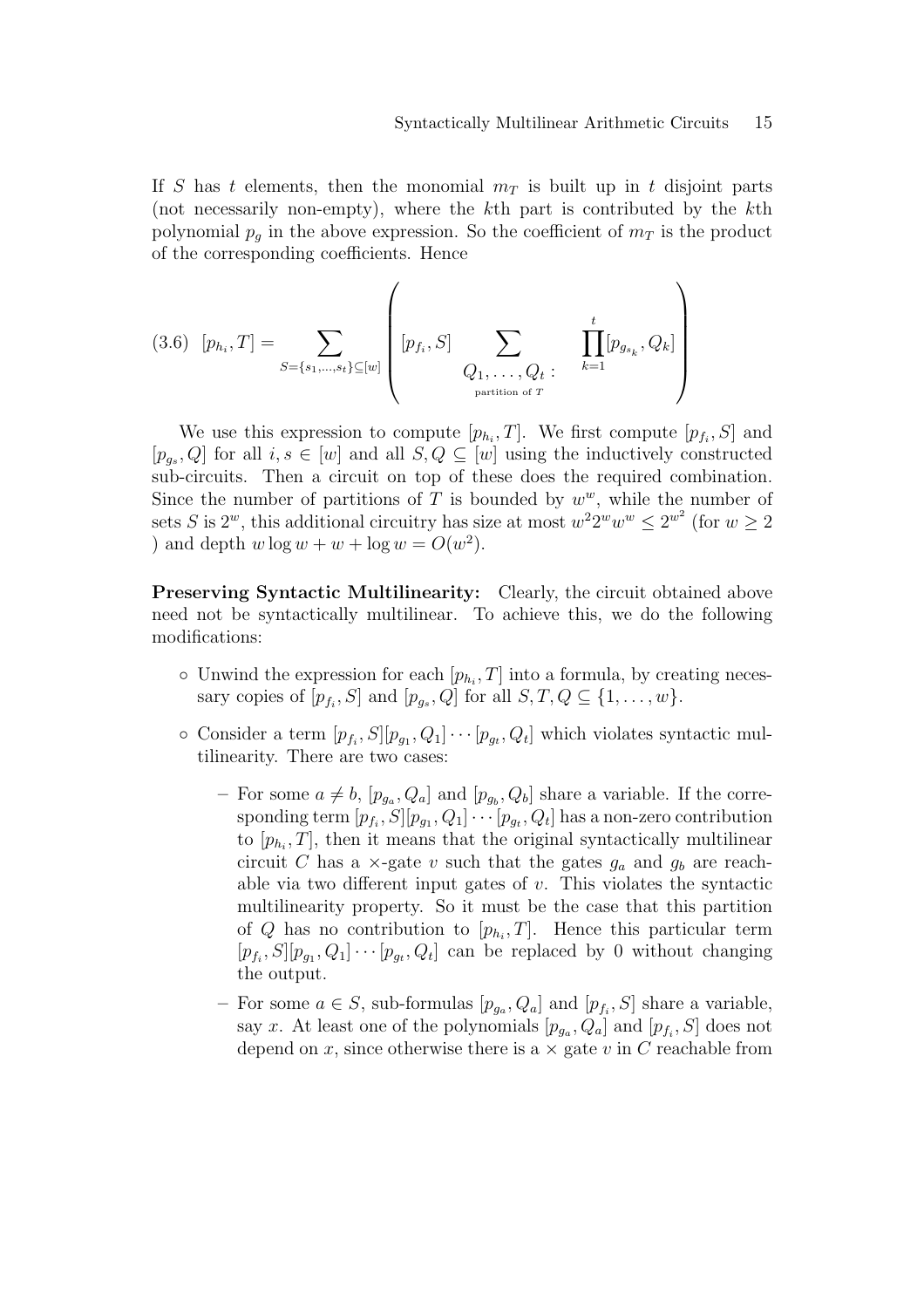If $S$ has $t$ elements, then the monomial $m_T$ is built up in $t$ disjoint parts (not necessarily non-empty), where the $k$th part is contributed by the $k$th polynomial $p_g$ in the above expression. So the coefficient of $m_T$ is the product of the corresponding coefficients. Hence

$$
(3.6)\quad [p_{h_i}, T] = \sum_{S=\{s_1,\ldots,s_t\}\subseteq[w]} \left( [p_{f_i}, S] \sum_{\substack{Q_1,\ldots,Q_t: \\ \text{partition of } T}} \prod_{k=1}^{t} [p_{g_{s_k}}, Q_k] \right)
$$

We use this expression to compute $[p_{h_i}, T]$. We first compute $[p_{f_i}, S]$ and $[p_{g_s}, Q]$ for all $i, s \in [w]$ and all $S, Q \subseteq [w]$ using the inductively constructed sub-circuits. Then a circuit on top of these does the required combination. Since the number of partitions of $T$ is bounded by $w^w$, while the number of sets $S$ is $2^w$, this additional circuitry has size at most $w^2 2^w w^w \leq 2^{w^2}$ (for $w \geq 2$ ) and depth $w \log w + w + \log w = O(w^2)$.

**Preserving Syntactic Multilinearity:** Clearly, the circuit obtained above need not be syntactically multilinear. To achieve this, we do the following modifications:

- Unwind the expression for each $[p_{h_i}, T]$ into a formula, by creating necessary copies of $[p_{f_i}, S]$ and $[p_{g_s}, Q]$ for all $S, T, Q \subseteq \{1, \ldots, w\}$.
- Consider a term $[p_{f_i}, S][p_{g_1}, Q_1] \cdots [p_{g_t}, Q_t]$ which violates syntactic multilinearity. There are two cases:
  - For some $a \neq b$, $[p_{g_a}, Q_a]$ and $[p_{g_b}, Q_b]$ share a variable. If the corresponding term $[p_{f_i}, S][p_{g_1}, Q_1] \cdots [p_{g_t}, Q_t]$ has a non-zero contribution to $[p_{h_i}, T]$, then it means that the original syntactically multilinear circuit $C$ has a $\times$-gate $v$ such that the gates $g_a$ and $g_b$ are reachable via two different input gates of $v$. This violates the syntactic multilinearity property. So it must be the case that this partition of $Q$ has no contribution to $[p_{h_i}, T]$. Hence this particular term $[p_{f_i}, S][p_{g_1}, Q_1] \cdots [p_{g_t}, Q_t]$ can be replaced by 0 without changing the output.
  - For some $a \in S$, sub-formulas $[p_{g_a}, Q_a]$ and $[p_{f_i}, S]$ share a variable, say $x$. At least one of the polynomials $[p_{g_a}, Q_a]$ and $[p_{f_i}, S]$ does not depend on $x$, since otherwise there is a $\times$ gate $v$ in $C$ reachable from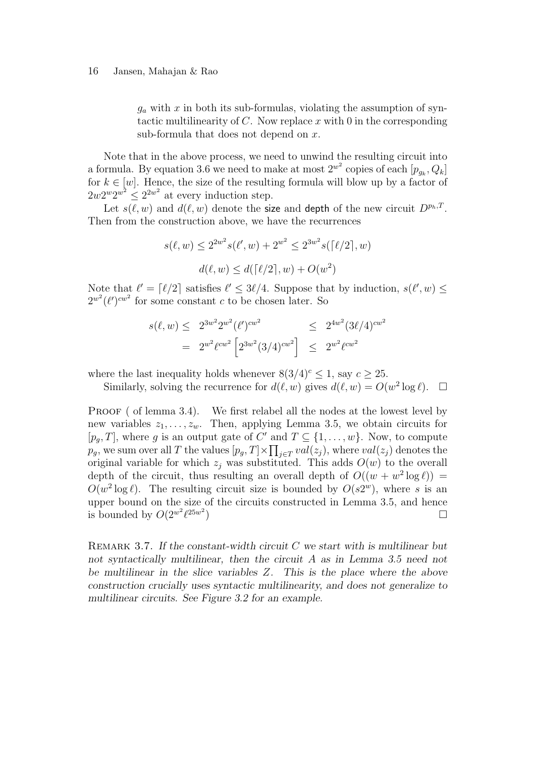$g_a$ with $x$ in both its sub-formulas, violating the assumption of syntactic multilinearity of $C$. Now replace $x$ with 0 in the corresponding sub-formula that does not depend on $x$.

Note that in the above process, we need to unwind the resulting circuit into a formula. By equation 3.6 we need to make at most $2^{w^2}$ copies of each $[p_{g_k}, Q_k]$ for $k \in [w]$. Hence, the size of the resulting formula will blow up by a factor of $2w2^w2^{w^2} \leq 2^{2w^2}$ at every induction step.

Let $s(\ell, w)$ and $d(\ell, w)$ denote the size and depth of the new circuit $D^{p_h,T}$. Then from the construction above, we have the recurrences

$$s(\ell, w) \leq 2^{2w^2} s(\ell', w) + 2^{w^2} \leq 2^{3w^2} s(\lceil \ell/2 \rceil, w)$$

$$d(\ell, w) \leq d(\lceil \ell/2 \rceil, w) + O(w^2)$$

Note that $\ell' = \lceil \ell/2 \rceil$ satisfies $\ell' \leq 3\ell/4$. Suppose that by induction, $s(\ell', w) \leq 2^{w^2}(\ell')^{cw^2}$ for some constant $c$ to be chosen later. So

$$\begin{aligned} s(\ell, w) \leq \;& 2^{3w^2} 2^{w^2} (\ell')^{cw^2} & \leq \;& 2^{4w^2} (3\ell/4)^{cw^2} \\ = \;& 2^{w^2} \ell^{cw^2} \left[ 2^{3w^2} (3/4)^{cw^2} \right] & \leq \;& 2^{w^2} \ell^{cw^2} \end{aligned}$$

where the last inequality holds whenever $8(3/4)^c \leq 1$, say $c \geq 25$.

Similarly, solving the recurrence for $d(\ell, w)$ gives $d(\ell, w) = O(w^2 \log \ell)$. $\square$

PROOF ( of lemma 3.4). We first relabel all the nodes at the lowest level by new variables $z_1, \ldots, z_w$. Then, applying Lemma 3.5, we obtain circuits for $[p_g, T]$, where $g$ is an output gate of $C'$ and $T \subseteq \{1, \ldots, w\}$. Now, to compute $p_g$, we sum over all $T$ the values $[p_g, T] \times \prod_{j \in T} val(z_j)$, where $val(z_j)$ denotes the original variable for which $z_j$ was substituted. This adds $O(w)$ to the overall depth of the circuit, thus resulting an overall depth of $O((w + w^2 \log \ell)) = O(w^2 \log \ell)$. The resulting circuit size is bounded by $O(s2^w)$, where $s$ is an upper bound on the size of the circuits constructed in Lemma 3.5, and hence is bounded by $O(2^{w^2} \ell^{25w^2})$ $\square$

REMARK 3.7. *If the constant-width circuit $C$ we start with is multilinear but not syntactically multilinear, then the circuit $A$ as in Lemma 3.5 need not be multilinear in the slice variables $Z$. This is the place where the above construction crucially uses syntactic multilinearity, and does not generalize to multilinear circuits. See Figure 3.2 for an example.*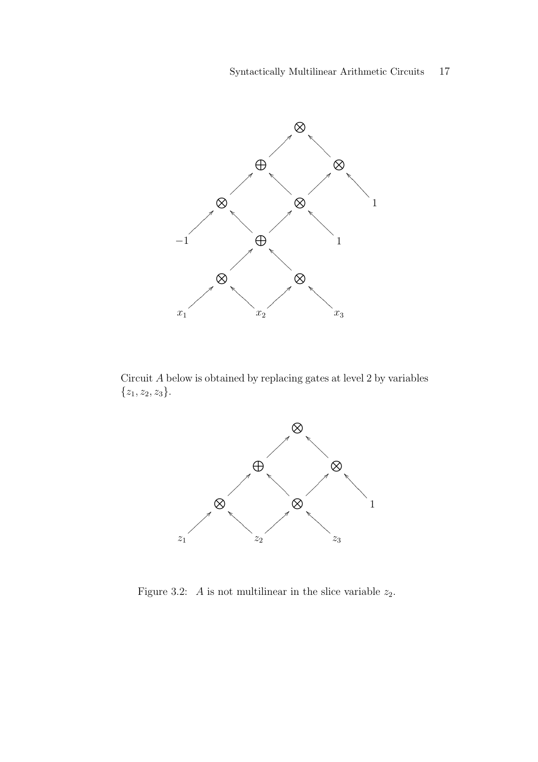Circuit $A$ below is obtained by replacing gates at level 2 by variables $\{z_1, z_2, z_3\}$.

Figure 3.2: $A$ is not multilinear in the slice variable $z_2$.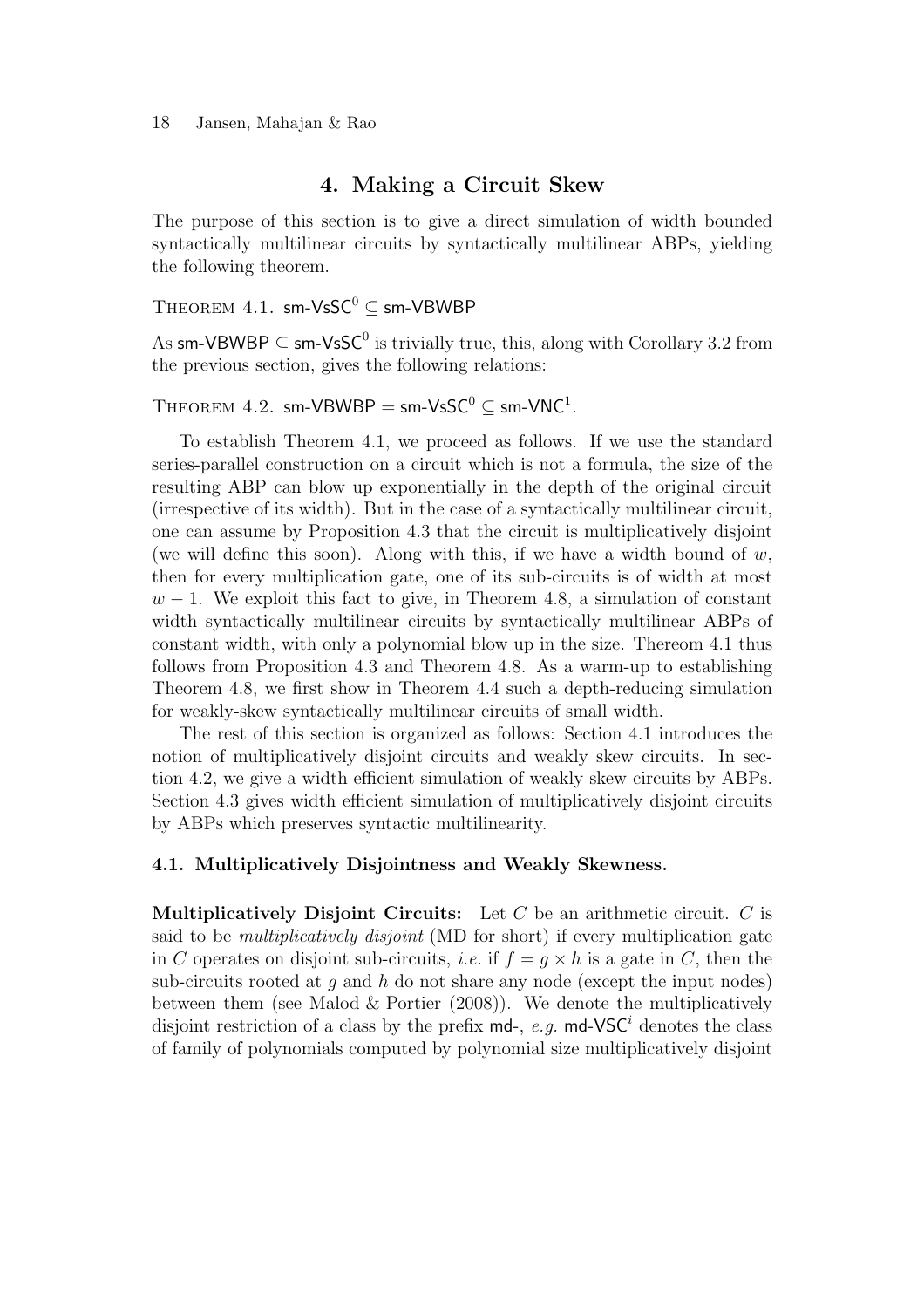## 4. Making a Circuit Skew

The purpose of this section is to give a direct simulation of width bounded syntactically multilinear circuits by syntactically multilinear ABPs, yielding the following theorem.

THEOREM 4.1. $\mathsf{sm\text{-}VsSC}^0 \subseteq \mathsf{sm\text{-}VBWBP}$

As $\mathsf{sm\text{-}VBWBP} \subseteq \mathsf{sm\text{-}VsSC}^0$ is trivially true, this, along with Corollary 3.2 from the previous section, gives the following relations:

THEOREM 4.2. $\mathsf{sm\text{-}VBWBP} = \mathsf{sm\text{-}VsSC}^0 \subseteq \mathsf{sm\text{-}VNC}^1$.

To establish Theorem 4.1, we proceed as follows. If we use the standard series-parallel construction on a circuit which is not a formula, the size of the resulting ABP can blow up exponentially in the depth of the original circuit (irrespective of its width). But in the case of a syntactically multilinear circuit, one can assume by Proposition 4.3 that the circuit is multiplicatively disjoint (we will define this soon). Along with this, if we have a width bound of $w$, then for every multiplication gate, one of its sub-circuits is of width at most $w-1$. We exploit this fact to give, in Theorem 4.8, a simulation of constant width syntactically multilinear circuits by syntactically multilinear ABPs of constant width, with only a polynomial blow up in the size. Thereom 4.1 thus follows from Proposition 4.3 and Theorem 4.8. As a warm-up to establishing Theorem 4.8, we first show in Theorem 4.4 such a depth-reducing simulation for weakly-skew syntactically multilinear circuits of small width.

The rest of this section is organized as follows: Section 4.1 introduces the notion of multiplicatively disjoint circuits and weakly skew circuits. In section 4.2, we give a width efficient simulation of weakly skew circuits by ABPs. Section 4.3 gives width efficient simulation of multiplicatively disjoint circuits by ABPs which preserves syntactic multilinearity.

### 4.1. Multiplicatively Disjointness and Weakly Skewness.

**Multiplicatively Disjoint Circuits:** Let $C$ be an arithmetic circuit. $C$ is said to be *multiplicatively disjoint* (MD for short) if every multiplication gate in $C$ operates on disjoint sub-circuits, *i.e.* if $f = g \times h$ is a gate in $C$, then the sub-circuits rooted at $g$ and $h$ do not share any node (except the input nodes) between them (see Malod & Portier (2008)). We denote the multiplicatively disjoint restriction of a class by the prefix md-, *e.g.* $\mathsf{md\text{-}VSC}^i$ denotes the class of family of polynomials computed by polynomial size multiplicatively disjoint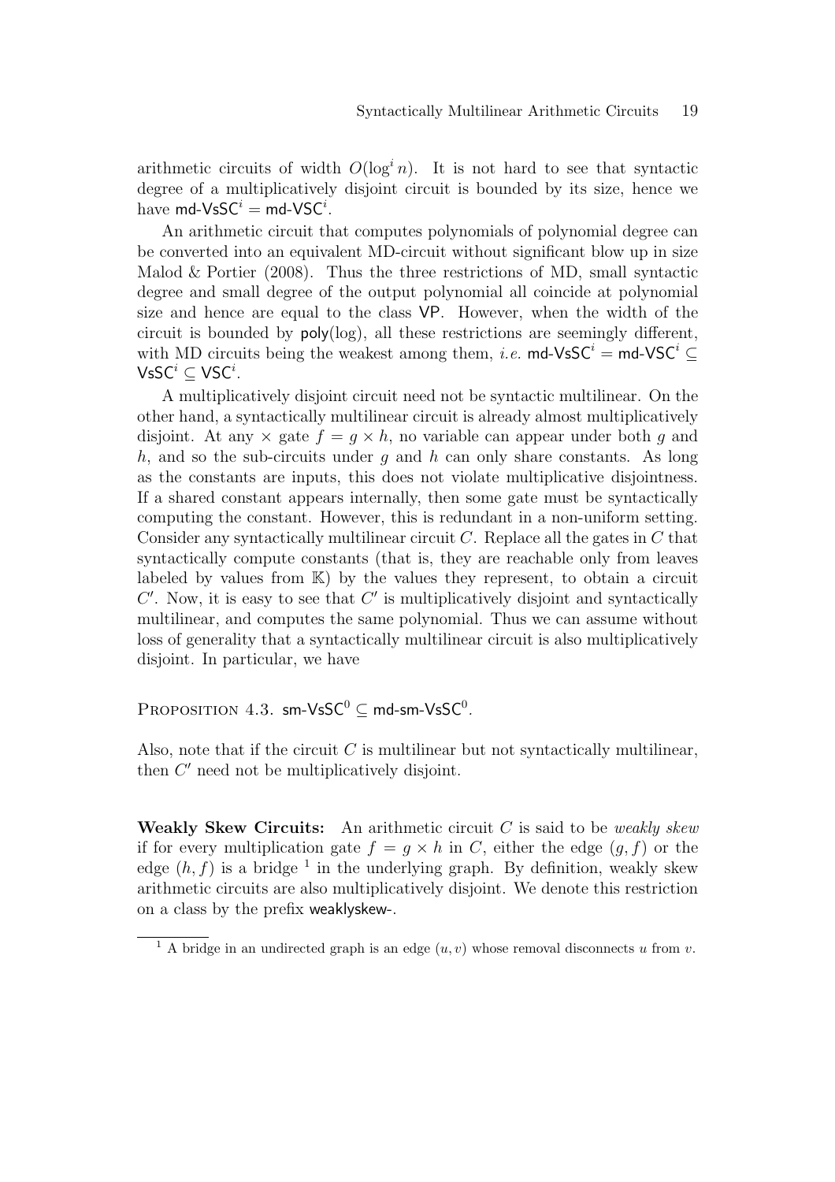arithmetic circuits of width $O(\log^i n)$. It is not hard to see that syntactic degree of a multiplicatively disjoint circuit is bounded by its size, hence we have $\mathsf{md\text{-}VsSC}^i = \mathsf{md\text{-}VSC}^i$.

An arithmetic circuit that computes polynomials of polynomial degree can be converted into an equivalent MD-circuit without significant blow up in size Malod & Portier (2008). Thus the three restrictions of MD, small syntactic degree and small degree of the output polynomial all coincide at polynomial size and hence are equal to the class $\mathsf{VP}$. However, when the width of the circuit is bounded by $\mathsf{poly}(\log)$, all these restrictions are seemingly different, with MD circuits being the weakest among them, *i.e.* $\mathsf{md\text{-}VsSC}^i = \mathsf{md\text{-}VSC}^i \subseteq \mathsf{VsSC}^i \subseteq \mathsf{VSC}^i$.

A multiplicatively disjoint circuit need not be syntactic multilinear. On the other hand, a syntactically multilinear circuit is already almost multiplicatively disjoint. At any $\times$ gate $f = g \times h$, no variable can appear under both $g$ and $h$, and so the sub-circuits under $g$ and $h$ can only share constants. As long as the constants are inputs, this does not violate multiplicative disjointness. If a shared constant appears internally, then some gate must be syntactically computing the constant. However, this is redundant in a non-uniform setting. Consider any syntactically multilinear circuit $C$. Replace all the gates in $C$ that syntactically compute constants (that is, they are reachable only from leaves labeled by values from $\mathbb{K}$) by the values they represent, to obtain a circuit $C'$. Now, it is easy to see that $C'$ is multiplicatively disjoint and syntactically multilinear, and computes the same polynomial. Thus we can assume without loss of generality that a syntactically multilinear circuit is also multiplicatively disjoint. In particular, we have

PROPOSITION 4.3. $\mathsf{sm\text{-}VsSC}^0 \subseteq \mathsf{md\text{-}sm\text{-}VsSC}^0$.

Also, note that if the circuit $C$ is multilinear but not syntactically multilinear, then $C'$ need not be multiplicatively disjoint.

**Weakly Skew Circuits:** An arithmetic circuit $C$ is said to be *weakly skew* if for every multiplication gate $f = g \times h$ in $C$, either the edge $(g, f)$ or the edge $(h, f)$ is a bridge [1] in the underlying graph. By definition, weakly skew arithmetic circuits are also multiplicatively disjoint. We denote this restriction on a class by the prefix weaklyskew-.

[1] A bridge in an undirected graph is an edge $(u, v)$ whose removal disconnects $u$ from $v$.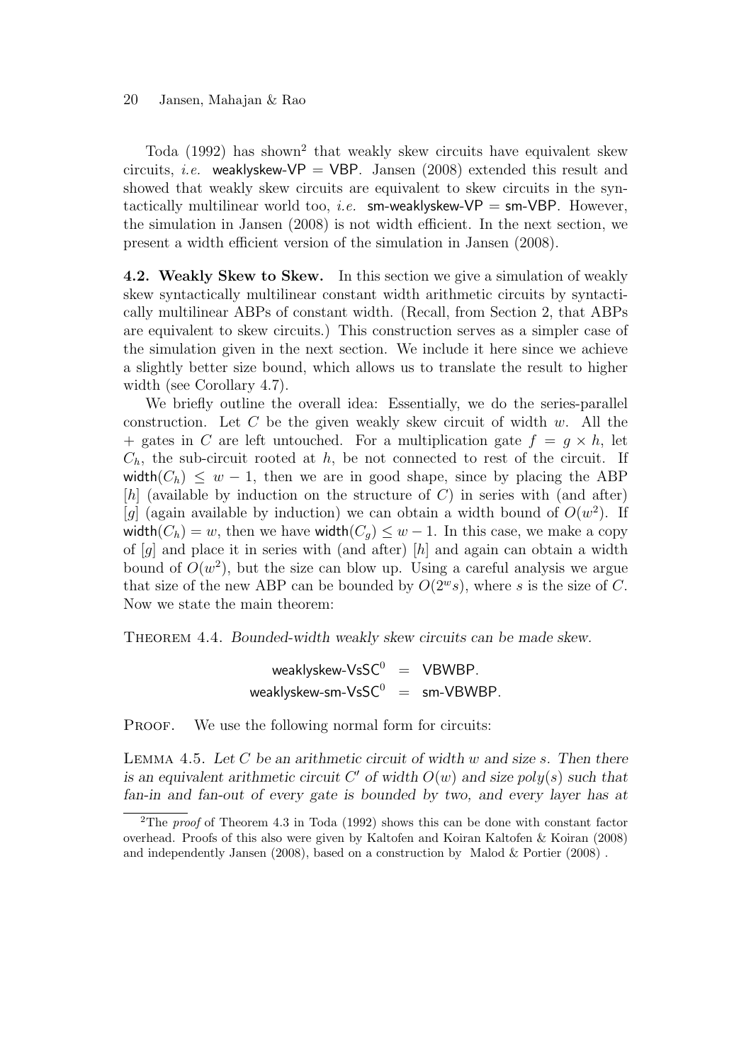Toda (1992) has shown[2] that weakly skew circuits have equivalent skew circuits, *i.e.* weaklyskew-VP = VBP. Jansen (2008) extended this result and showed that weakly skew circuits are equivalent to skew circuits in the syntactically multilinear world too, *i.e.* sm-weaklyskew-VP = sm-VBP. However, the simulation in Jansen (2008) is not width efficient. In the next section, we present a width efficient version of the simulation in Jansen (2008).

**4.2. Weakly Skew to Skew.** In this section we give a simulation of weakly skew syntactically multilinear constant width arithmetic circuits by syntactically multilinear ABPs of constant width. (Recall, from Section 2, that ABPs are equivalent to skew circuits.) This construction serves as a simpler case of the simulation given in the next section. We include it here since we achieve a slightly better size bound, which allows us to translate the result to higher width (see Corollary 4.7).

We briefly outline the overall idea: Essentially, we do the series-parallel construction. Let $C$ be the given weakly skew circuit of width $w$. All the $+$ gates in $C$ are left untouched. For a multiplication gate $f = g \times h$, let $C_h$, the sub-circuit rooted at $h$, be not connected to rest of the circuit. If $\mathsf{width}(C_h) \leq w - 1$, then we are in good shape, since by placing the ABP $[h]$ (available by induction on the structure of $C$) in series with (and after) $[g]$ (again available by induction) we can obtain a width bound of $O(w^2)$. If $\mathsf{width}(C_h) = w$, then we have $\mathsf{width}(C_g) \leq w - 1$. In this case, we make a copy of $[g]$ and place it in series with (and after) $[h]$ and again can obtain a width bound of $O(w^2)$, but the size can blow up. Using a careful analysis we argue that size of the new ABP can be bounded by $O(2^w s)$, where $s$ is the size of $C$. Now we state the main theorem:

THEOREM 4.4. *Bounded-width weakly skew circuits can be made skew.*

$$\text{weaklyskew-VsSC}^0 = \text{VBWBP}.$$
$$\text{weaklyskew-sm-VsSC}^0 = \text{sm-VBWBP}.$$

PROOF. We use the following normal form for circuits:

LEMMA 4.5. *Let $C$ be an arithmetic circuit of width $w$ and size $s$. Then there is an equivalent arithmetic circuit $C'$ of width $O(w)$ and size $poly(s)$ such that fan-in and fan-out of every gate is bounded by two, and every layer has at*

[2]The *proof* of Theorem 4.3 in Toda (1992) shows this can be done with constant factor overhead. Proofs of this also were given by Kaltofen and Koiran Kaltofen & Koiran (2008) and independently Jansen (2008), based on a construction by Malod & Portier (2008).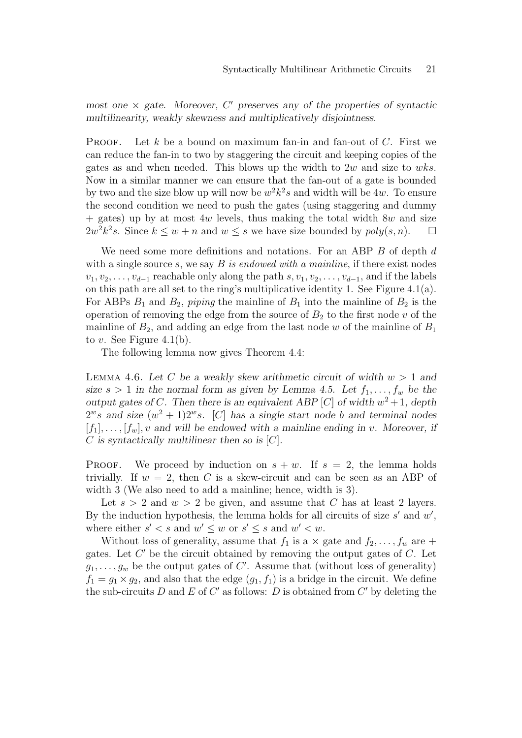*most one $\times$ gate. Moreover, $C'$ preserves any of the properties of syntactic multilinearity, weakly skewness and multiplicatively disjointness.*

PROOF. Let $k$ be a bound on maximum fan-in and fan-out of $C$. First we can reduce the fan-in to two by staggering the circuit and keeping copies of the gates as and when needed. This blows up the width to $2w$ and size to $wks$. Now in a similar manner we can ensure that the fan-out of a gate is bounded by two and the size blow up will now be $w^2k^2s$ and width will be $4w$. To ensure the second condition we need to push the gates (using staggering and dummy + gates) up by at most $4w$ levels, thus making the total width $8w$ and size $2w^2k^2s$. Since $k \leq w + n$ and $w \leq s$ we have size bounded by $poly(s, n)$. $\square$

We need some more definitions and notations. For an ABP $B$ of depth $d$ with a single source $s$, we say *$B$ is endowed with a mainline*, if there exist nodes $v_1, v_2, \ldots, v_{d-1}$ reachable only along the path $s, v_1, v_2, \ldots, v_{d-1}$, and if the labels on this path are all set to the ring's multiplicative identity 1. See Figure 4.1(a). For ABPs $B_1$ and $B_2$, *piping* the mainline of $B_1$ into the mainline of $B_2$ is the operation of removing the edge from the source of $B_2$ to the first node $v$ of the mainline of $B_2$, and adding an edge from the last node $w$ of the mainline of $B_1$ to $v$. See Figure 4.1(b).

The following lemma now gives Theorem 4.4:

LEMMA 4.6. *Let $C$ be a weakly skew arithmetic circuit of width $w > 1$ and size $s > 1$ in the normal form as given by Lemma 4.5. Let $f_1, \ldots, f_w$ be the output gates of $C$. Then there is an equivalent ABP $[C]$ of width $w^2+1$, depth $2^w s$ and size $(w^2 + 1)2^w s$. $[C]$ has a single start node $b$ and terminal nodes $[f_1], \ldots, [f_w], v$ and will be endowed with a mainline ending in $v$. Moreover, if $C$ is syntactically multilinear then so is $[C]$.*

PROOF. We proceed by induction on $s + w$. If $s = 2$, the lemma holds trivially. If $w = 2$, then $C$ is a skew-circuit and can be seen as an ABP of width 3 (We also need to add a mainline; hence, width is 3).

Let $s > 2$ and $w > 2$ be given, and assume that $C$ has at least 2 layers. By the induction hypothesis, the lemma holds for all circuits of size $s'$ and $w'$, where either $s' < s$ and $w' \leq w$ or $s' \leq s$ and $w' < w$.

Without loss of generality, assume that $f_1$ is a $\times$ gate and $f_2, \ldots, f_w$ are + gates. Let $C'$ be the circuit obtained by removing the output gates of $C$. Let $g_1, \ldots, g_w$ be the output gates of $C'$. Assume that (without loss of generality) $f_1 = g_1 \times g_2$, and also that the edge $(g_1, f_1)$ is a bridge in the circuit. We define the sub-circuits $D$ and $E$ of $C'$ as follows: $D$ is obtained from $C'$ by deleting the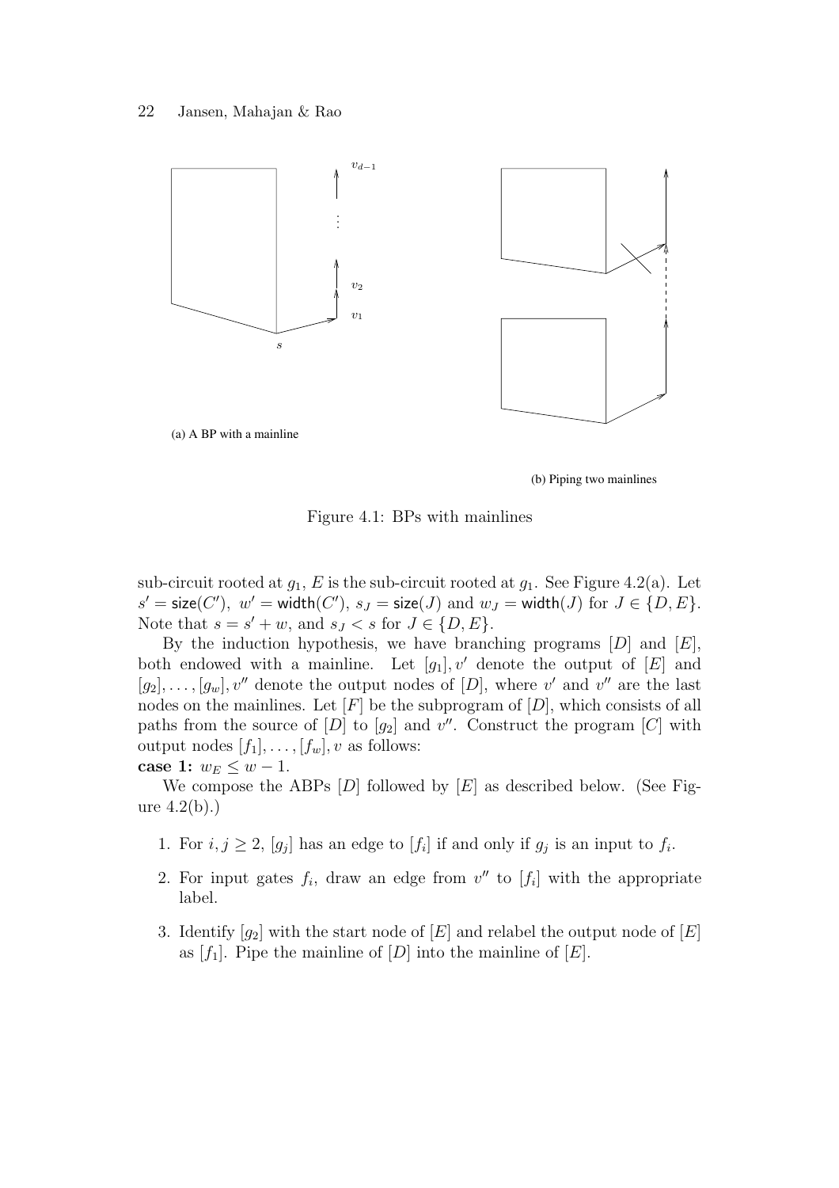(a) A BP with a mainline

(b) Piping two mainlines

Figure 4.1: BPs with mainlines

sub-circuit rooted at $g_1$, $E$ is the sub-circuit rooted at $g_1$. See Figure 4.2(a). Let $s' = \mathsf{size}(C'),\ w' = \mathsf{width}(C'),\ s_J = \mathsf{size}(J)$ and $w_J = \mathsf{width}(J)$ for $J \in \{D, E\}$. Note that $s = s' + w$, and $s_J < s$ for $J \in \{D, E\}$.

By the induction hypothesis, we have branching programs $[D]$ and $[E]$, both endowed with a mainline. Let $[g_1], v'$ denote the output of $[E]$ and $[g_2], \ldots, [g_w], v''$ denote the output nodes of $[D]$, where $v'$ and $v''$ are the last nodes on the mainlines. Let $[F]$ be the subprogram of $[D]$, which consists of all paths from the source of $[D]$ to $[g_2]$ and $v''$. Construct the program $[C]$ with output nodes $[f_1], \ldots, [f_w], v$ as follows:

**case 1:** $w_E \leq w - 1$.

We compose the ABPs $[D]$ followed by $[E]$ as described below. (See Figure 4.2(b).)

1. For $i, j \geq 2$, $[g_j]$ has an edge to $[f_i]$ if and only if $g_j$ is an input to $f_i$.
2. For input gates $f_i$, draw an edge from $v''$ to $[f_i]$ with the appropriate label.
3. Identify $[g_2]$ with the start node of $[E]$ and relabel the output node of $[E]$ as $[f_1]$. Pipe the mainline of $[D]$ into the mainline of $[E]$.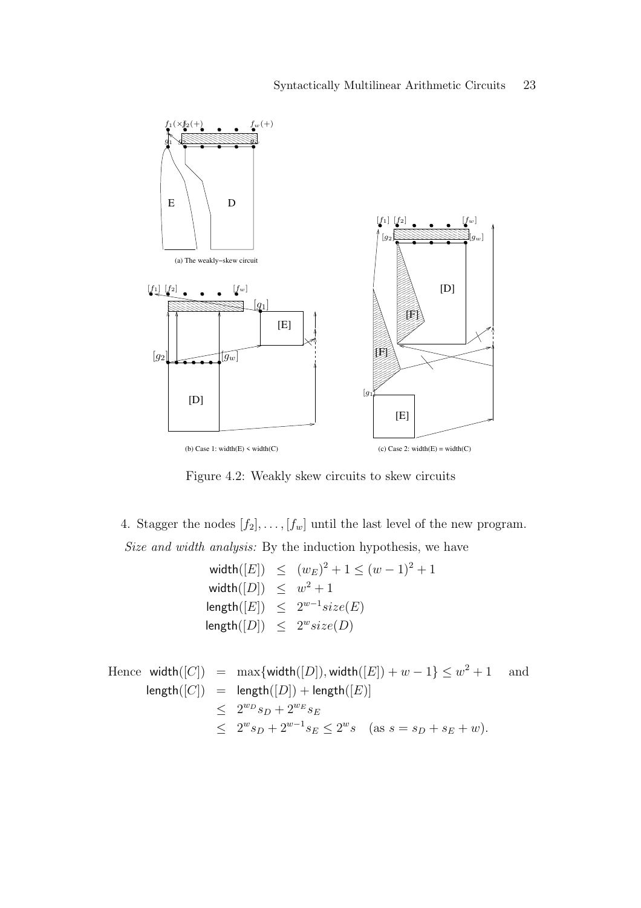Figure 4.2: Weakly skew circuits to skew circuits

4. Stagger the nodes $[f_2], \ldots, [f_w]$ until the last level of the new program.

*Size and width analysis:* By the induction hypothesis, we have

$$
\begin{aligned}
\mathsf{width}([E]) &\leq (w_E)^2 + 1 \leq (w-1)^2 + 1 \\
\mathsf{width}([D]) &\leq w^2 + 1 \\
\mathsf{length}([E]) &\leq 2^{w-1} size(E) \\
\mathsf{length}([D]) &\leq 2^{w} size(D)
\end{aligned}
$$

Hence

$$
\begin{aligned}
\mathsf{width}([C]) &= \max\{\mathsf{width}([D]), \mathsf{width}([E]) + w - 1\} \leq w^2 + 1 \quad \text{and} \\
\mathsf{length}([C]) &= \mathsf{length}([D]) + \mathsf{length}([E])] \\
&\leq 2^{w_D} s_D + 2^{w_E} s_E \\
&\leq 2^{w} s_D + 2^{w-1} s_E \leq 2^{w} s \quad (\text{as } s = s_D + s_E + w).
\end{aligned}
$$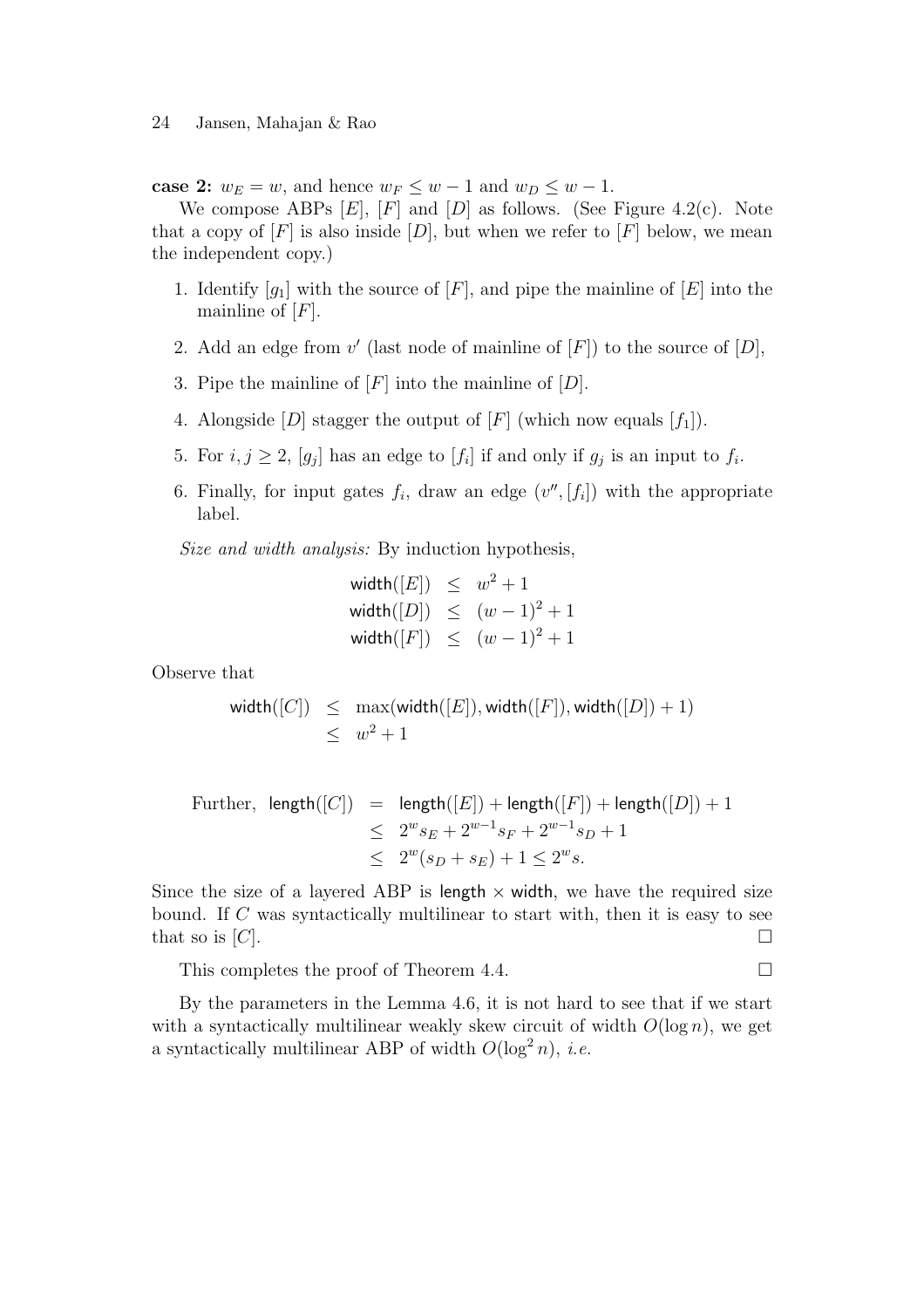**case 2:** $w_E = w$, and hence $w_F \leq w - 1$ and $w_D \leq w - 1$.

We compose ABPs $[E]$, $[F]$ and $[D]$ as follows. (See Figure 4.2(c). Note that a copy of $[F]$ is also inside $[D]$, but when we refer to $[F]$ below, we mean the independent copy.)

1. Identify $[g_1]$ with the source of $[F]$, and pipe the mainline of $[E]$ into the mainline of $[F]$.
2. Add an edge from $v'$ (last node of mainline of $[F]$) to the source of $[D]$,
3. Pipe the mainline of $[F]$ into the mainline of $[D]$.
4. Alongside $[D]$ stagger the output of $[F]$ (which now equals $[f_1]$).
5. For $i, j \geq 2$, $[g_j]$ has an edge to $[f_i]$ if and only if $g_j$ is an input to $f_i$.
6. Finally, for input gates $f_i$, draw an edge $(v'', [f_i])$ with the appropriate label.

*Size and width analysis:* By induction hypothesis,

$$\begin{aligned}
\mathsf{width}([E]) &\leq w^2 + 1 \\
\mathsf{width}([D]) &\leq (w-1)^2 + 1 \\
\mathsf{width}([F]) &\leq (w-1)^2 + 1
\end{aligned}$$

Observe that

$$\begin{aligned}
\mathsf{width}([C]) &\leq \max(\mathsf{width}([E]), \mathsf{width}([F]), \mathsf{width}([D]) + 1) \\
&\leq w^2 + 1
\end{aligned}$$

$$\begin{aligned}
\text{Further, } \mathsf{length}([C]) &= \mathsf{length}([E]) + \mathsf{length}([F]) + \mathsf{length}([D]) + 1 \\
&\leq 2^w s_E + 2^{w-1} s_F + 2^{w-1} s_D + 1 \\
&\leq 2^w (s_D + s_E) + 1 \leq 2^w s.
\end{aligned}$$

Since the size of a layered ABP is $\mathsf{length} \times \mathsf{width}$, we have the required size bound. If $C$ was syntactically multilinear to start with, then it is easy to see that so is $[C]$. □

This completes the proof of Theorem 4.4. □

By the parameters in the Lemma 4.6, it is not hard to see that if we start with a syntactically multilinear weakly skew circuit of width $O(\log n)$, we get a syntactically multilinear ABP of width $O(\log^2 n)$, *i.e.*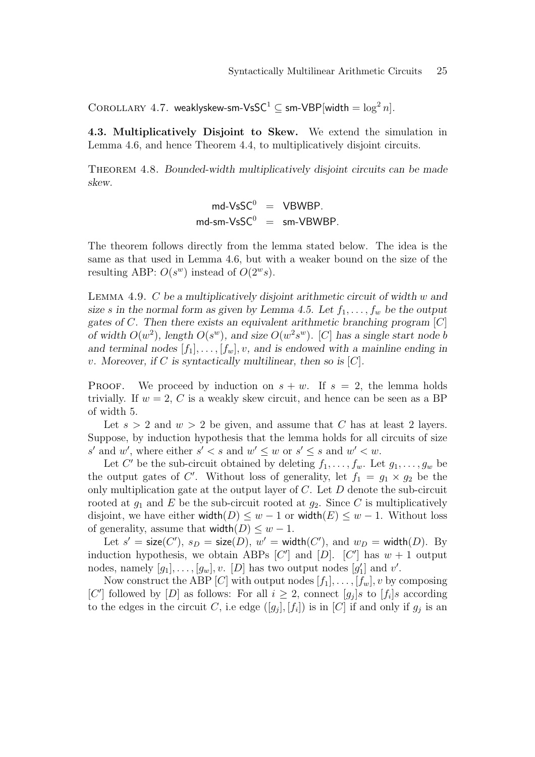Corollary 4.7. $\mathsf{weaklyskew\text{-}sm\text{-}VsSC}^1 \subseteq \mathsf{sm\text{-}VBP}[\mathsf{width} = \log^2 n]$.

**4.3. Multiplicatively Disjoint to Skew.** We extend the simulation in Lemma 4.6, and hence Theorem 4.4, to multiplicatively disjoint circuits.

Theorem 4.8. *Bounded-width multiplicatively disjoint circuits can be made skew.*

$$\begin{aligned} \mathsf{md\text{-}VsSC}^0 &= \mathsf{VBWBP}. \\ \mathsf{md\text{-}sm\text{-}VsSC}^0 &= \mathsf{sm\text{-}VBWBP}. \end{aligned}$$

The theorem follows directly from the lemma stated below. The idea is the same as that used in Lemma 4.6, but with a weaker bound on the size of the resulting ABP: $O(s^w)$ instead of $O(2^w s)$.

Lemma 4.9. *$C$ be a multiplicatively disjoint arithmetic circuit of width $w$ and size $s$ in the normal form as given by Lemma 4.5. Let $f_1, \ldots, f_w$ be the output gates of $C$. Then there exists an equivalent arithmetic branching program $[C]$ of width $O(w^2)$, length $O(s^w)$, and size $O(w^2 s^w)$. $[C]$ has a single start node $b$ and terminal nodes $[f_1], \ldots, [f_w], v$, and is endowed with a mainline ending in $v$. Moreover, if $C$ is syntactically multilinear, then so is $[C]$.*

Proof. We proceed by induction on $s + w$. If $s = 2$, the lemma holds trivially. If $w = 2$, $C$ is a weakly skew circuit, and hence can be seen as a BP of width 5.

Let $s > 2$ and $w > 2$ be given, and assume that $C$ has at least 2 layers. Suppose, by induction hypothesis that the lemma holds for all circuits of size $s'$ and $w'$, where either $s' < s$ and $w' \leq w$ or $s' \leq s$ and $w' < w$.

Let $C'$ be the sub-circuit obtained by deleting $f_1, \ldots, f_w$. Let $g_1, \ldots, g_w$ be the output gates of $C'$. Without loss of generality, let $f_1 = g_1 \times g_2$ be the only multiplication gate at the output layer of $C$. Let $D$ denote the sub-circuit rooted at $g_1$ and $E$ be the sub-circuit rooted at $g_2$. Since $C$ is multiplicatively disjoint, we have either $\mathsf{width}(D) \leq w - 1$ or $\mathsf{width}(E) \leq w - 1$. Without loss of generality, assume that $\mathsf{width}(D) \leq w - 1$.

Let $s' = \mathsf{size}(C')$, $s_D = \mathsf{size}(D)$, $w' = \mathsf{width}(C')$, and $w_D = \mathsf{width}(D)$. By induction hypothesis, we obtain ABPs $[C']$ and $[D]$. $[C']$ has $w + 1$ output nodes, namely $[g_1], \ldots, [g_w], v$. $[D]$ has two output nodes $[g_1']$ and $v'$.

Now construct the ABP $[C]$ with output nodes $[f_1], \ldots, [f_w], v$ by composing $[C']$ followed by $[D]$ as follows: For all $i \geq 2$, connect $[g_j]$s to $[f_i]$s according to the edges in the circuit $C$, i.e edge $([g_j], [f_i])$ is in $[C]$ if and only if $g_j$ is an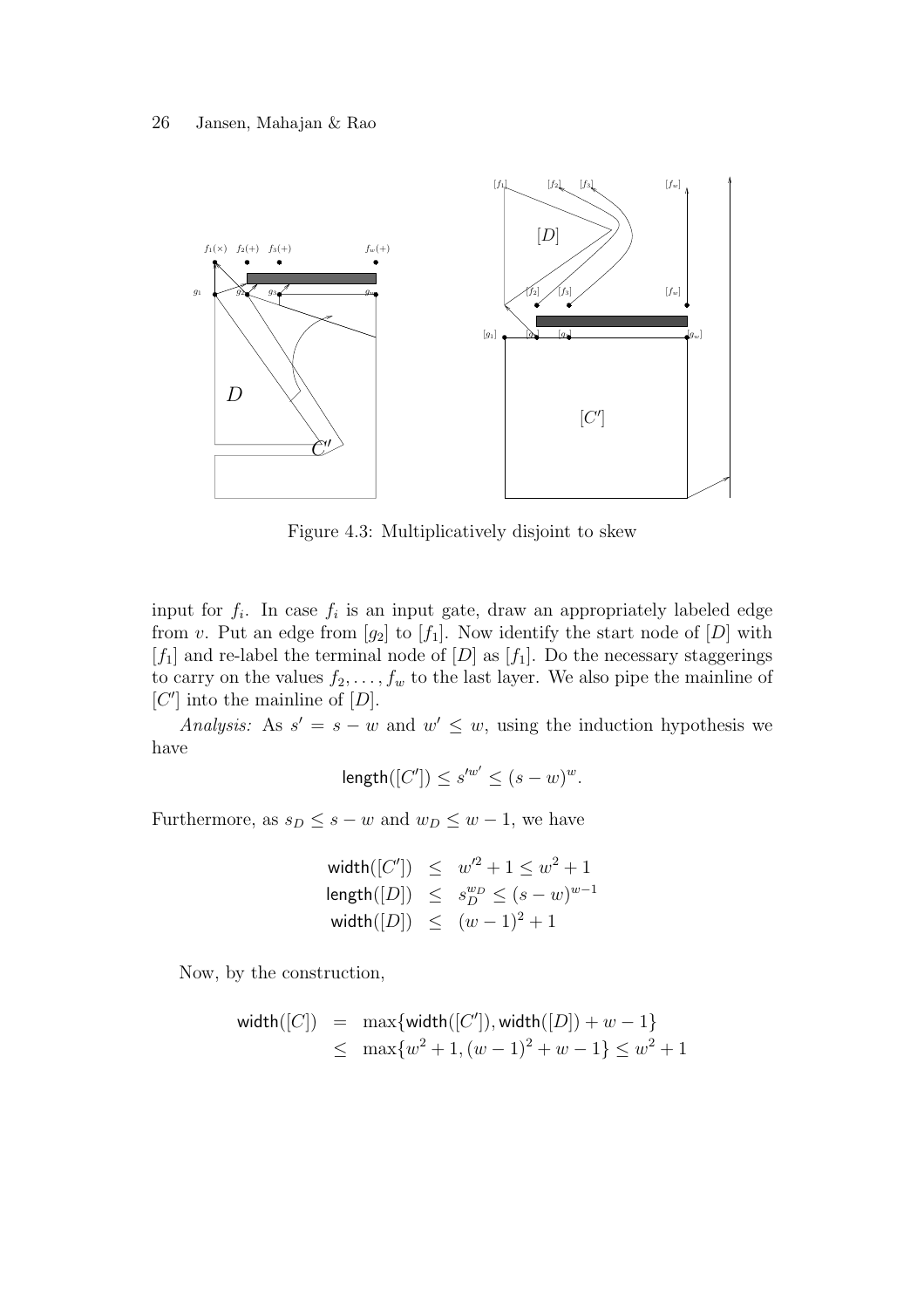Figure 4.3: Multiplicatively disjoint to skew

input for $f_i$. In case $f_i$ is an input gate, draw an appropriately labeled edge from $v$. Put an edge from $[g_2]$ to $[f_1]$. Now identify the start node of $[D]$ with $[f_1]$ and re-label the terminal node of $[D]$ as $[f_1]$. Do the necessary staggerings to carry on the values $f_2, \ldots, f_w$ to the last layer. We also pipe the mainline of $[C']$ into the mainline of $[D]$.

*Analysis:* As $s' = s - w$ and $w' \leq w$, using the induction hypothesis we have

$$\mathsf{length}([C']) \leq s'^{w'} \leq (s-w)^w.$$

Furthermore, as $s_D \leq s - w$ and $w_D \leq w - 1$, we have

$$\begin{aligned}
\mathsf{width}([C']) &\leq w'^2 + 1 \leq w^2 + 1 \\
\mathsf{length}([D]) &\leq s_D^{w_D} \leq (s-w)^{w-1} \\
\mathsf{width}([D]) &\leq (w-1)^2 + 1
\end{aligned}$$

Now, by the construction,

$$\begin{aligned}
\mathsf{width}([C]) &= \max\{\mathsf{width}([C']), \mathsf{width}([D]) + w - 1\} \\
&\leq \max\{w^2 + 1, (w-1)^2 + w - 1\} \leq w^2 + 1
\end{aligned}$$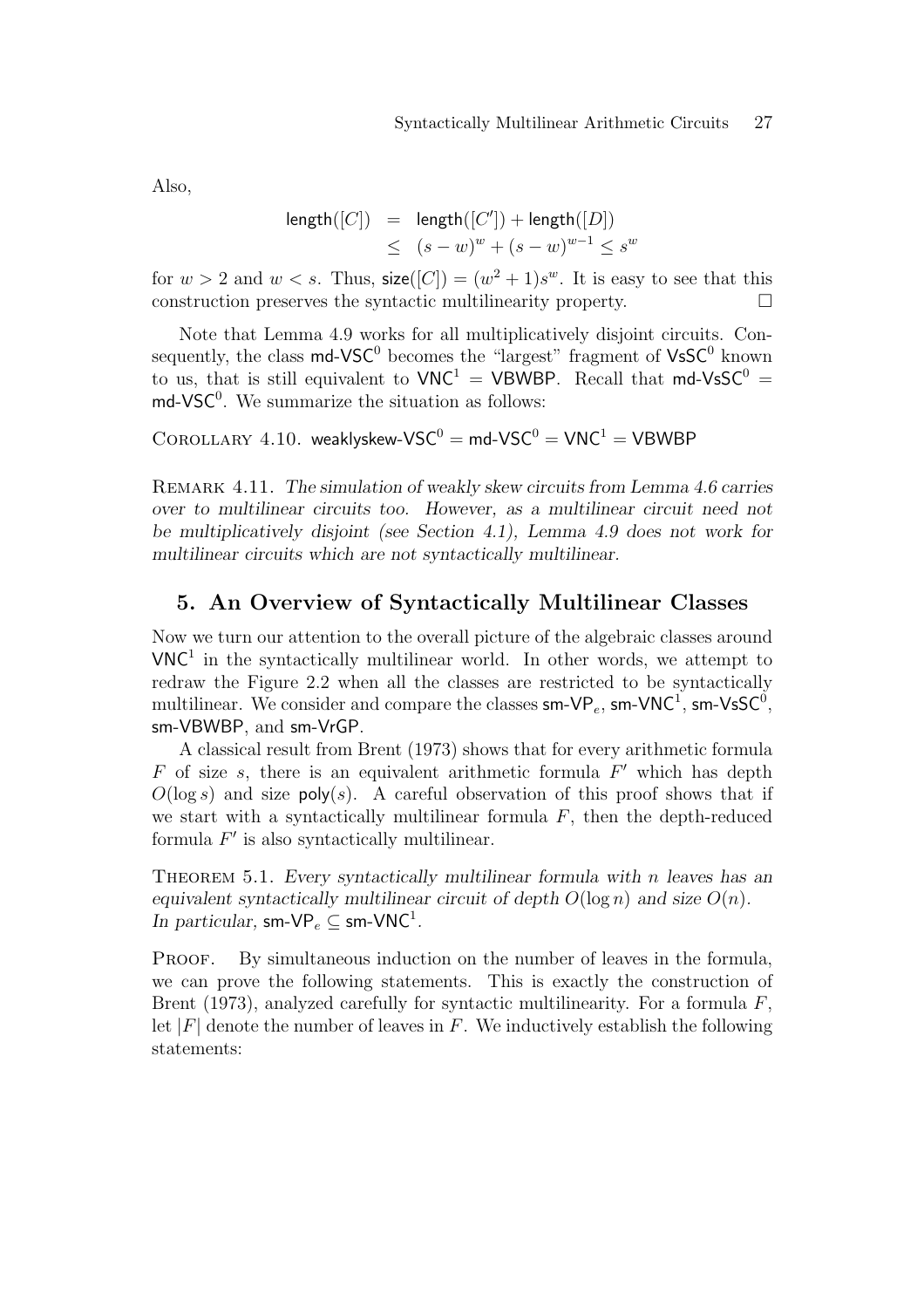Also,

$$\begin{aligned}\mathsf{length}([C]) &= \mathsf{length}([C']) + \mathsf{length}([D]) \\ &\leq (s-w)^w + (s-w)^{w-1} \leq s^w\end{aligned}$$

for $w > 2$ and $w < s$. Thus, $\mathsf{size}([C]) = (w^2+1)s^w$. It is easy to see that this construction preserves the syntactic multilinearity property. □

Note that Lemma 4.9 works for all multiplicatively disjoint circuits. Consequently, the class $\mathsf{md\text{-}VSC}^0$ becomes the "largest" fragment of $\mathsf{VsSC}^0$ known to us, that is still equivalent to $\mathsf{VNC}^1 = \mathsf{VBWBP}$. Recall that $\mathsf{md\text{-}VsSC}^0 = \mathsf{md\text{-}VSC}^0$. We summarize the situation as follows:

Corollary 4.10. $\mathsf{weaklyskew\text{-}VSC}^0 = \mathsf{md\text{-}VSC}^0 = \mathsf{VNC}^1 = \mathsf{VBWBP}$

Remark 4.11. *The simulation of weakly skew circuits from Lemma 4.6 carries over to multilinear circuits too. However, as a multilinear circuit need not be multiplicatively disjoint (see Section 4.1), Lemma 4.9 does not work for multilinear circuits which are not syntactically multilinear.*

## 5. An Overview of Syntactically Multilinear Classes

Now we turn our attention to the overall picture of the algebraic classes around $\mathsf{VNC}^1$ in the syntactically multilinear world. In other words, we attempt to redraw the Figure 2.2 when all the classes are restricted to be syntactically multilinear. We consider and compare the classes $\mathsf{sm\text{-}VP}_e$, $\mathsf{sm\text{-}VNC}^1$, $\mathsf{sm\text{-}VsSC}^0$, $\mathsf{sm\text{-}VBWBP}$, and $\mathsf{sm\text{-}VrGP}$.

A classical result from Brent (1973) shows that for every arithmetic formula $F$ of size $s$, there is an equivalent arithmetic formula $F'$ which has depth $O(\log s)$ and size $\mathsf{poly}(s)$. A careful observation of this proof shows that if we start with a syntactically multilinear formula $F$, then the depth-reduced formula $F'$ is also syntactically multilinear.

Theorem 5.1. *Every syntactically multilinear formula with $n$ leaves has an equivalent syntactically multilinear circuit of depth $O(\log n)$ and size $O(n)$. In particular, $\mathsf{sm\text{-}VP}_e \subseteq \mathsf{sm\text{-}VNC}^1$.*

Proof. By simultaneous induction on the number of leaves in the formula, we can prove the following statements. This is exactly the construction of Brent (1973), analyzed carefully for syntactic multilinearity. For a formula $F$, let $|F|$ denote the number of leaves in $F$. We inductively establish the following statements: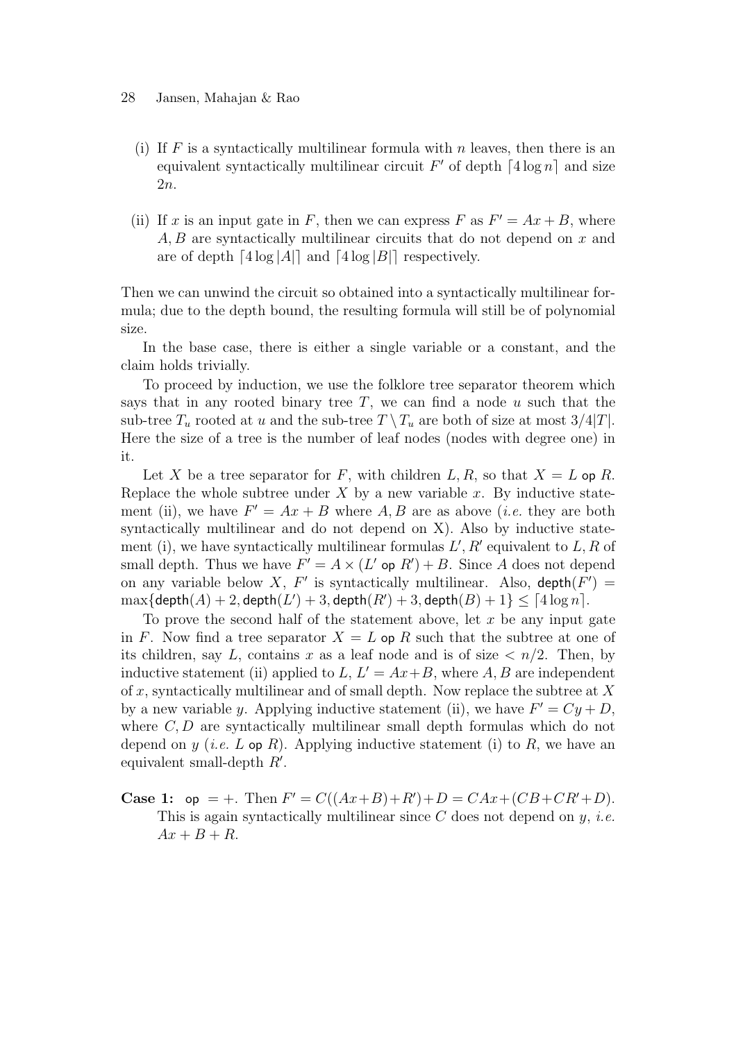(i) If $F$ is a syntactically multilinear formula with $n$ leaves, then there is an equivalent syntactically multilinear circuit $F'$ of depth $\lceil 4 \log n \rceil$ and size $2n$.

(ii) If $x$ is an input gate in $F$, then we can express $F$ as $F' = Ax + B$, where $A, B$ are syntactically multilinear circuits that do not depend on $x$ and are of depth $\lceil 4 \log |A| \rceil$ and $\lceil 4 \log |B| \rceil$ respectively.

Then we can unwind the circuit so obtained into a syntactically multilinear formula; due to the depth bound, the resulting formula will still be of polynomial size.

In the base case, there is either a single variable or a constant, and the claim holds trivially.

To proceed by induction, we use the folklore tree separator theorem which says that in any rooted binary tree $T$, we can find a node $u$ such that the sub-tree $T_u$ rooted at $u$ and the sub-tree $T \setminus T_u$ are both of size at most $3/4|T|$. Here the size of a tree is the number of leaf nodes (nodes with degree one) in it.

Let $X$ be a tree separator for $F$, with children $L, R$, so that $X = L \text{ op } R$. Replace the whole subtree under $X$ by a new variable $x$. By inductive statement (ii), we have $F' = Ax + B$ where $A, B$ are as above (*i.e.* they are both syntactically multilinear and do not depend on X). Also by inductive statement (i), we have syntactically multilinear formulas $L', R'$ equivalent to $L, R$ of small depth. Thus we have $F' = A \times (L' \text{ op } R') + B$. Since $A$ does not depend on any variable below $X$, $F'$ is syntactically multilinear. Also, $\mathsf{depth}(F') = \max\{\mathsf{depth}(A) + 2, \mathsf{depth}(L') + 3, \mathsf{depth}(R') + 3, \mathsf{depth}(B) + 1\} \leq \lceil 4 \log n \rceil$.

To prove the second half of the statement above, let $x$ be any input gate in $F$. Now find a tree separator $X = L \text{ op } R$ such that the subtree at one of its children, say $L$, contains $x$ as a leaf node and is of size $< n/2$. Then, by inductive statement (ii) applied to $L$, $L' = Ax + B$, where $A, B$ are independent of $x$, syntactically multilinear and of small depth. Now replace the subtree at $X$ by a new variable $y$. Applying inductive statement (ii), we have $F' = Cy + D$, where $C, D$ are syntactically multilinear small depth formulas which do not depend on $y$ (*i.e.* $L \text{ op } R$). Applying inductive statement (i) to $R$, we have an equivalent small-depth $R'$.

**Case 1:** $\text{op} = +$. Then $F' = C((Ax + B) + R') + D = CAx + (CB + CR' + D)$. This is again syntactically multilinear since $C$ does not depend on $y$, *i.e.* $Ax + B + R$.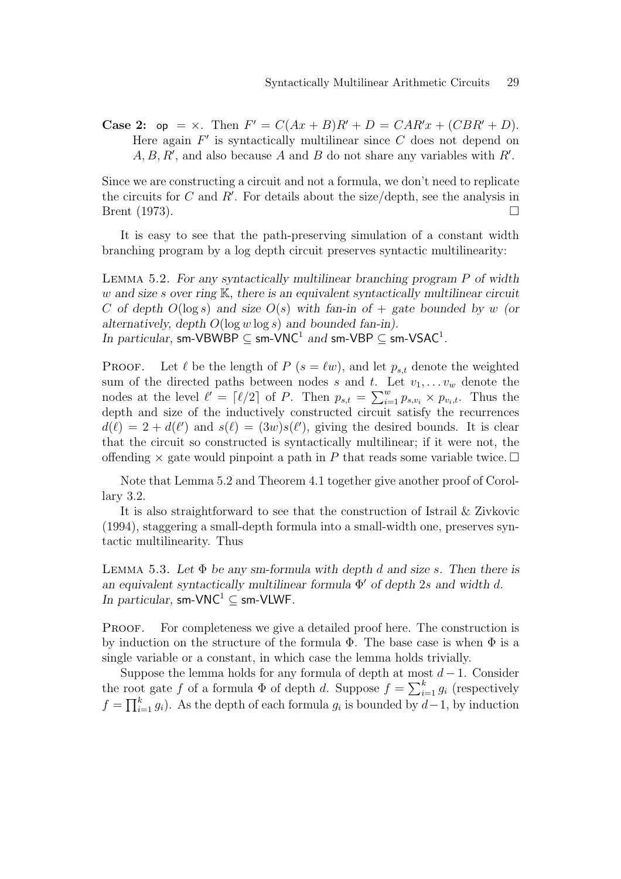**Case 2:** op $= \times$. Then $F' = C(Ax+B)R' + D = CAR'x + (CBR' + D)$. Here again $F'$ is syntactically multilinear since $C$ does not depend on $A, B, R'$, and also because $A$ and $B$ do not share any variables with $R'$.

Since we are constructing a circuit and not a formula, we don't need to replicate the circuits for $C$ and $R'$. For details about the size/depth, see the analysis in Brent (1973). □

It is easy to see that the path-preserving simulation of a constant width branching program by a log depth circuit preserves syntactic multilinearity:

LEMMA 5.2. *For any syntactically multilinear branching program $P$ of width $w$ and size $s$ over ring $\mathbb{K}$, there is an equivalent syntactically multilinear circuit $C$ of depth $O(\log s)$ and size $O(s)$ with fan-in of $+$ gate bounded by $w$ (or alternatively, depth $O(\log w \log s)$ and bounded fan-in). In particular,* sm-VBWBP $\subseteq$ sm-VNC$^1$ *and* sm-VBP $\subseteq$ sm-VSAC$^1$.

PROOF. Let $\ell$ be the length of $P$ ($s = \ell w$), and let $p_{s,t}$ denote the weighted sum of the directed paths between nodes $s$ and $t$. Let $v_1, \ldots v_w$ denote the nodes at the level $\ell' = \lceil \ell/2 \rceil$ of $P$. Then $p_{s,t} = \sum_{i=1}^{w} p_{s,v_i} \times p_{v_i,t}$. Thus the depth and size of the inductively constructed circuit satisfy the recurrences $d(\ell) = 2 + d(\ell')$ and $s(\ell) = (3w)s(\ell')$, giving the desired bounds. It is clear that the circuit so constructed is syntactically multilinear; if it were not, the offending $\times$ gate would pinpoint a path in $P$ that reads some variable twice. □

Note that Lemma 5.2 and Theorem 4.1 together give another proof of Corollary 3.2.

It is also straightforward to see that the construction of Istrail & Zivkovic (1994), staggering a small-depth formula into a small-width one, preserves syntactic multilinearity. Thus

LEMMA 5.3. *Let $\Phi$ be any sm-formula with depth $d$ and size $s$. Then there is an equivalent syntactically multilinear formula $\Phi'$ of depth $2s$ and width $d$. In particular,* sm-VNC$^1$ $\subseteq$ sm-VLWF.

PROOF. For completeness we give a detailed proof here. The construction is by induction on the structure of the formula $\Phi$. The base case is when $\Phi$ is a single variable or a constant, in which case the lemma holds trivially.

Suppose the lemma holds for any formula of depth at most $d-1$. Consider the root gate $f$ of a formula $\Phi$ of depth $d$. Suppose $f = \sum_{i=1}^{k} g_i$ (respectively $f = \prod_{i=1}^{k} g_i$). As the depth of each formula $g_i$ is bounded by $d-1$, by induction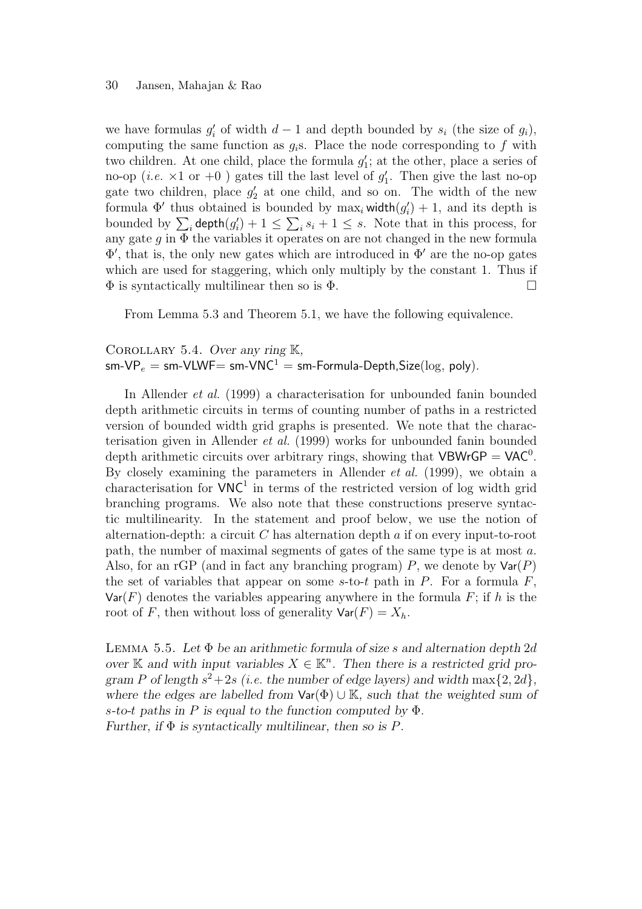we have formulas $g'_i$ of width $d-1$ and depth bounded by $s_i$ (the size of $g_i$), computing the same function as $g_i$s. Place the node corresponding to $f$ with two children. At one child, place the formula $g'_1$; at the other, place a series of no-op (*i.e.* $\times 1$ or $+0$ ) gates till the last level of $g'_1$. Then give the last no-op gate two children, place $g'_2$ at one child, and so on. The width of the new formula $\Phi'$ thus obtained is bounded by $\max_i \mathsf{width}(g'_i) + 1$, and its depth is bounded by $\sum_i \mathsf{depth}(g'_i) + 1 \leq \sum_i s_i + 1 \leq s$. Note that in this process, for any gate $g$ in $\Phi$ the variables it operates on are not changed in the new formula $\Phi'$, that is, the only new gates which are introduced in $\Phi'$ are the no-op gates which are used for staggering, which only multiply by the constant 1. Thus if $\Phi$ is syntactically multilinear then so is $\Phi$. $\square$

From Lemma 5.3 and Theorem 5.1, we have the following equivalence.

COROLLARY 5.4. *Over any ring* $\mathbb{K}$,
$\mathsf{sm\text{-}VP}_e = \mathsf{sm\text{-}VLWF} = \mathsf{sm\text{-}VNC}^1 = \mathsf{sm\text{-}Formula\text{-}Depth,Size}(\log, \mathsf{poly})$.

In Allender *et al.* (1999) a characterisation for unbounded fanin bounded depth arithmetic circuits in terms of counting number of paths in a restricted version of bounded width grid graphs is presented. We note that the characterisation given in Allender *et al.* (1999) works for unbounded fanin bounded depth arithmetic circuits over arbitrary rings, showing that $\mathsf{VBWrGP} = \mathsf{VAC}^0$. By closely examining the parameters in Allender *et al.* (1999), we obtain a characterisation for $\mathsf{VNC}^1$ in terms of the restricted version of log width grid branching programs. We also note that these constructions preserve syntactic multilinearity. In the statement and proof below, we use the notion of alternation-depth: a circuit $C$ has alternation depth $a$ if on every input-to-root path, the number of maximal segments of gates of the same type is at most $a$. Also, for an rGP (and in fact any branching program) $P$, we denote by $\mathsf{Var}(P)$ the set of variables that appear on some $s$-to-$t$ path in $P$. For a formula $F$, $\mathsf{Var}(F)$ denotes the variables appearing anywhere in the formula $F$; if $h$ is the root of $F$, then without loss of generality $\mathsf{Var}(F) = X_h$.

LEMMA 5.5. *Let $\Phi$ be an arithmetic formula of size $s$ and alternation depth $2d$ over $\mathbb{K}$ and with input variables $X \in \mathbb{K}^n$. Then there is a restricted grid program $P$ of length $s^2+2s$ (i.e. the number of edge layers) and width $\max\{2, 2d\}$, where the edges are labelled from $\mathsf{Var}(\Phi) \cup \mathbb{K}$, such that the weighted sum of $s$-to-$t$ paths in $P$ is equal to the function computed by $\Phi$.*
*Further, if $\Phi$ is syntactically multilinear, then so is $P$.*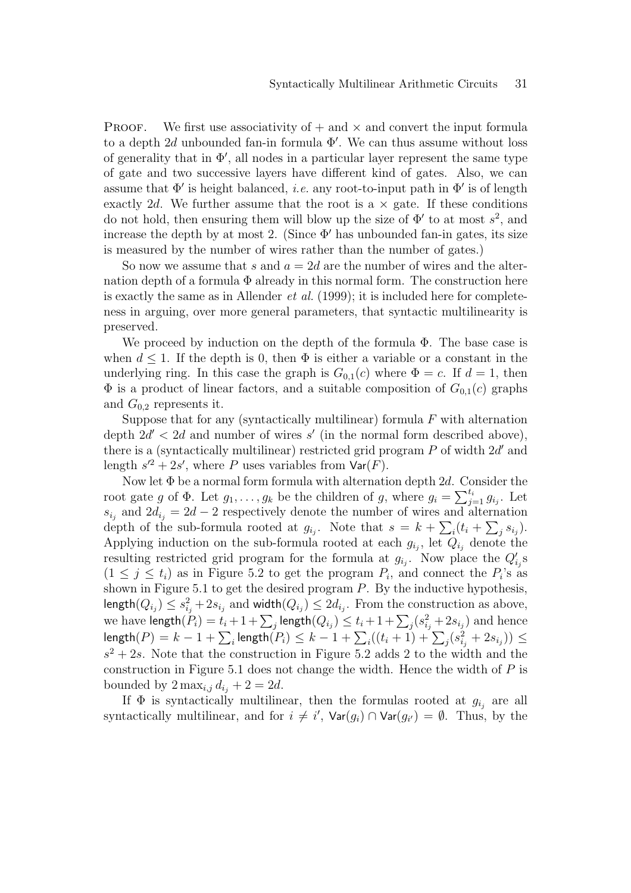PROOF. We first use associativity of $+$ and $\times$ and convert the input formula to a depth $2d$ unbounded fan-in formula $\Phi'$. We can thus assume without loss of generality that in $\Phi'$, all nodes in a particular layer represent the same type of gate and two successive layers have different kind of gates. Also, we can assume that $\Phi'$ is height balanced, *i.e.* any root-to-input path in $\Phi'$ is of length exactly $2d$. We further assume that the root is a $\times$ gate. If these conditions do not hold, then ensuring them will blow up the size of $\Phi'$ to at most $s^2$, and increase the depth by at most 2. (Since $\Phi'$ has unbounded fan-in gates, its size is measured by the number of wires rather than the number of gates.)

So now we assume that $s$ and $a = 2d$ are the number of wires and the alternation depth of a formula $\Phi$ already in this normal form. The construction here is exactly the same as in Allender *et al.* (1999); it is included here for completeness in arguing, over more general parameters, that syntactic multilinearity is preserved.

We proceed by induction on the depth of the formula $\Phi$. The base case is when $d \leq 1$. If the depth is 0, then $\Phi$ is either a variable or a constant in the underlying ring. In this case the graph is $G_{0,1}(c)$ where $\Phi = c$. If $d = 1$, then $\Phi$ is a product of linear factors, and a suitable composition of $G_{0,1}(c)$ graphs and $G_{0,2}$ represents it.

Suppose that for any (syntactically multilinear) formula $F$ with alternation depth $2d' < 2d$ and number of wires $s'$ (in the normal form described above), there is a (syntactically multilinear) restricted grid program $P$ of width $2d'$ and length $s'^2 + 2s'$, where $P$ uses variables from $\mathsf{Var}(F)$.

Now let $\Phi$ be a normal form formula with alternation depth $2d$. Consider the root gate $g$ of $\Phi$. Let $g_1, \ldots, g_k$ be the children of $g$, where $g_i = \sum_{j=1}^{t_i} g_{i_j}$. Let $s_{i_j}$ and $2d_{i_j} = 2d - 2$ respectively denote the number of wires and alternation depth of the sub-formula rooted at $g_{i_j}$. Note that $s = k + \sum_i (t_i + \sum_j s_{i_j})$. Applying induction on the sub-formula rooted at each $g_{i_j}$, let $Q_{i_j}$ denote the resulting restricted grid program for the formula at $g_{i_j}$. Now place the $Q'_{i_j}$s $(1 \leq j \leq t_i)$ as in Figure 5.2 to get the program $P_i$, and connect the $P_i$'s as shown in Figure 5.1 to get the desired program $P$. By the inductive hypothesis, $\mathsf{length}(Q_{i_j}) \leq s_{i_j}^2 + 2s_{i_j}$ and $\mathsf{width}(Q_{i_j}) \leq 2d_{i_j}$. From the construction as above, we have $\mathsf{length}(P_i) = t_i + 1 + \sum_j \mathsf{length}(Q_{i_j}) \leq t_i + 1 + \sum_j (s_{i_j}^2 + 2s_{i_j})$ and hence $\mathsf{length}(P) = k - 1 + \sum_i \mathsf{length}(P_i) \leq k - 1 + \sum_i ((t_i + 1) + \sum_j (s_{i_j}^2 + 2s_{i_j})) \leq s^2 + 2s$. Note that the construction in Figure 5.2 adds 2 to the width and the construction in Figure 5.1 does not change the width. Hence the width of $P$ is bounded by $2 \max_{i,j} d_{i_j} + 2 = 2d$.

If $\Phi$ is syntactically multilinear, then the formulas rooted at $g_{i_j}$ are all syntactically multilinear, and for $i \neq i'$, $\mathsf{Var}(g_i) \cap \mathsf{Var}(g_{i'}) = \emptyset$. Thus, by the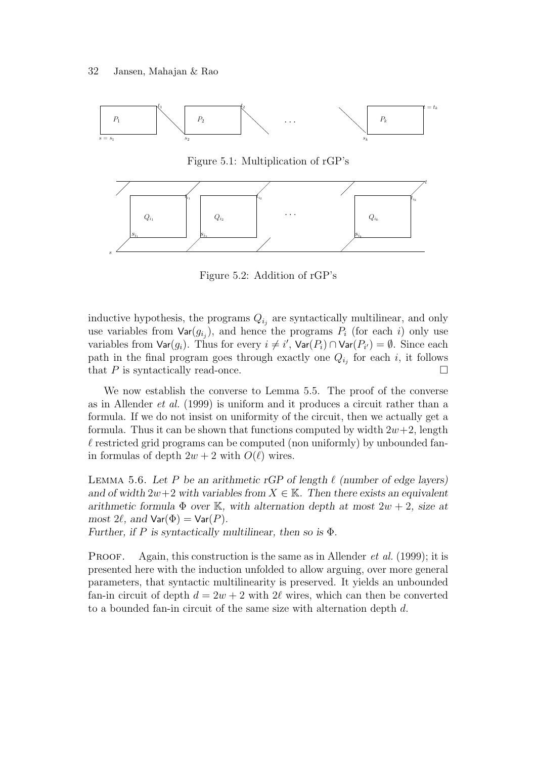Figure 5.1: Multiplication of rGP's

Figure 5.2: Addition of rGP's

inductive hypothesis, the programs $Q_{i_j}$ are syntactically multilinear, and only use variables from $\mathsf{Var}(g_{i_j})$, and hence the programs $P_i$ (for each $i$) only use variables from $\mathsf{Var}(g_i)$. Thus for every $i \neq i'$, $\mathsf{Var}(P_i) \cap \mathsf{Var}(P_{i'}) = \emptyset$. Since each path in the final program goes through exactly one $Q_{i_j}$ for each $i$, it follows that $P$ is syntactically read-once. □

We now establish the converse to Lemma 5.5. The proof of the converse as in Allender *et al.* (1999) is uniform and it produces a circuit rather than a formula. If we do not insist on uniformity of the circuit, then we actually get a formula. Thus it can be shown that functions computed by width $2w+2$, length $\ell$ restricted grid programs can be computed (non uniformly) by unbounded fan-in formulas of depth $2w + 2$ with $O(\ell)$ wires.

LEMMA 5.6. *Let $P$ be an arithmetic rGP of length $\ell$ (number of edge layers) and of width $2w+2$ with variables from $X \in \mathbb{K}$. Then there exists an equivalent arithmetic formula $\Phi$ over $\mathbb{K}$, with alternation depth at most $2w + 2$, size at most $2\ell$, and $\mathsf{Var}(\Phi) = \mathsf{Var}(P)$.*
*Further, if $P$ is syntactically multilinear, then so is $\Phi$.*

PROOF. Again, this construction is the same as in Allender *et al.* (1999); it is presented here with the induction unfolded to allow arguing, over more general parameters, that syntactic multilinearity is preserved. It yields an unbounded fan-in circuit of depth $d = 2w + 2$ with $2\ell$ wires, which can then be converted to a bounded fan-in circuit of the same size with alternation depth $d$.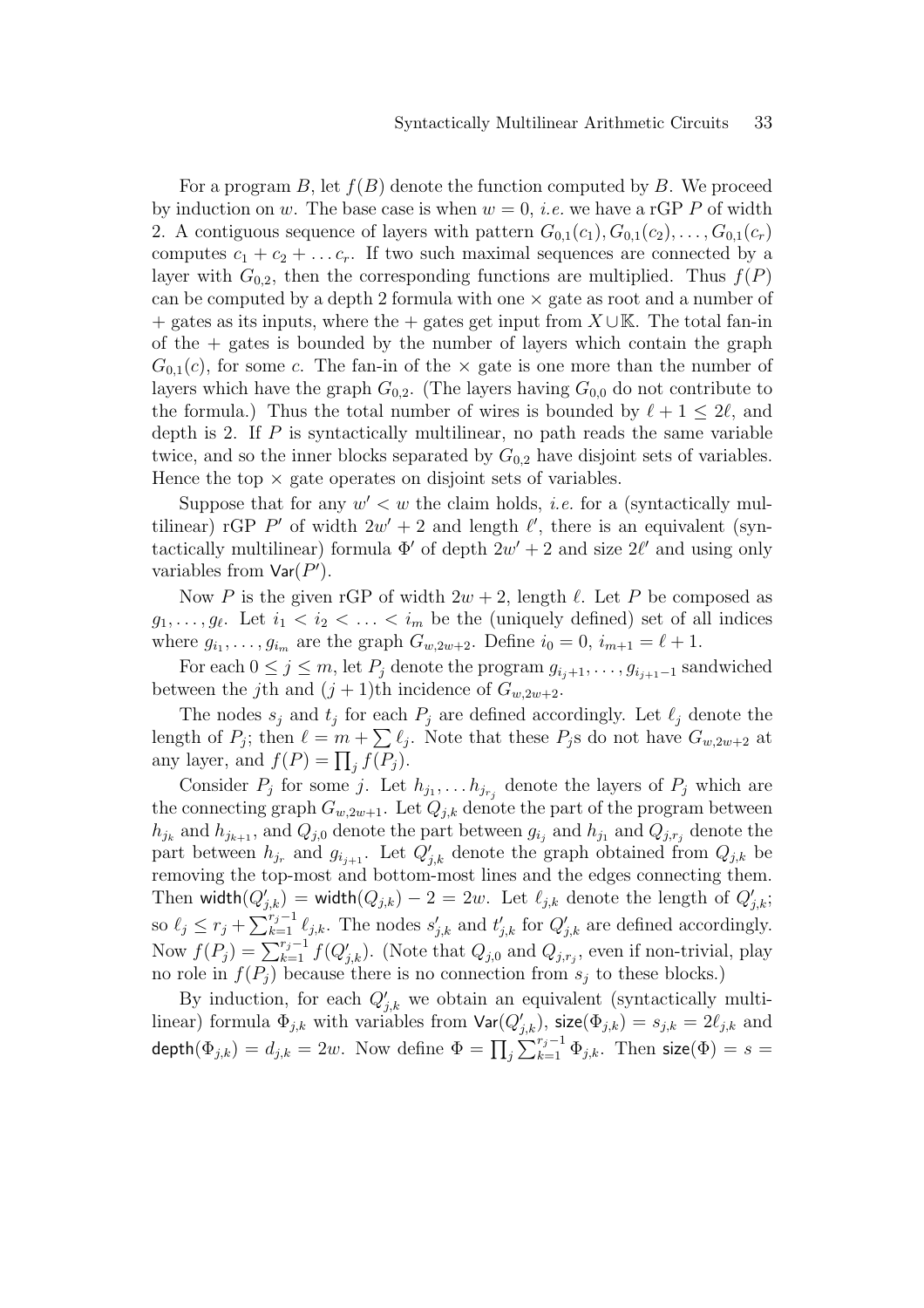For a program $B$, let $f(B)$ denote the function computed by $B$. We proceed by induction on $w$. The base case is when $w = 0$, *i.e.* we have a rGP $P$ of width 2. A contiguous sequence of layers with pattern $G_{0,1}(c_1), G_{0,1}(c_2), \ldots, G_{0,1}(c_r)$ computes $c_1 + c_2 + \ldots c_r$. If two such maximal sequences are connected by a layer with $G_{0,2}$, then the corresponding functions are multiplied. Thus $f(P)$ can be computed by a depth 2 formula with one $\times$ gate as root and a number of $+$ gates as its inputs, where the $+$ gates get input from $X \cup \mathbb{K}$. The total fan-in of the $+$ gates is bounded by the number of layers which contain the graph $G_{0,1}(c)$, for some $c$. The fan-in of the $\times$ gate is one more than the number of layers which have the graph $G_{0,2}$. (The layers having $G_{0,0}$ do not contribute to the formula.) Thus the total number of wires is bounded by $\ell + 1 \leq 2\ell$, and depth is 2. If $P$ is syntactically multilinear, no path reads the same variable twice, and so the inner blocks separated by $G_{0,2}$ have disjoint sets of variables. Hence the top $\times$ gate operates on disjoint sets of variables.

Suppose that for any $w' < w$ the claim holds, *i.e.* for a (syntactically multilinear) rGP $P'$ of width $2w' + 2$ and length $\ell'$, there is an equivalent (syntactically multilinear) formula $\Phi'$ of depth $2w' + 2$ and size $2\ell'$ and using only variables from $\mathsf{Var}(P')$.

Now $P$ is the given rGP of width $2w + 2$, length $\ell$. Let $P$ be composed as $g_1, \ldots, g_\ell$. Let $i_1 < i_2 < \ldots < i_m$ be the (uniquely defined) set of all indices where $g_{i_1}, \ldots, g_{i_m}$ are the graph $G_{w,2w+2}$. Define $i_0 = 0$, $i_{m+1} = \ell + 1$.

For each $0 \leq j \leq m$, let $P_j$ denote the program $g_{i_j+1}, \ldots, g_{i_{j+1}-1}$ sandwiched between the $j$th and $(j+1)$th incidence of $G_{w,2w+2}$.

The nodes $s_j$ and $t_j$ for each $P_j$ are defined accordingly. Let $\ell_j$ denote the length of $P_j$; then $\ell = m + \sum \ell_j$. Note that these $P_j$s do not have $G_{w,2w+2}$ at any layer, and $f(P) = \prod_j f(P_j)$.

Consider $P_j$ for some $j$. Let $h_{j_1}, \ldots h_{j_{r_j}}$ denote the layers of $P_j$ which are the connecting graph $G_{w,2w+1}$. Let $Q_{j,k}$ denote the part of the program between $h_{j_k}$ and $h_{j_{k+1}}$, and $Q_{j,0}$ denote the part between $g_{i_j}$ and $h_{j_1}$ and $Q_{j,r_j}$ denote the part between $h_{j_r}$ and $g_{i_{j+1}}$. Let $Q'_{j,k}$ denote the graph obtained from $Q_{j,k}$ be removing the top-most and bottom-most lines and the edges connecting them. Then $\mathsf{width}(Q'_{j,k}) = \mathsf{width}(Q_{j,k}) - 2 = 2w$. Let $\ell_{j,k}$ denote the length of $Q'_{j,k}$; so $\ell_j \leq r_j + \sum_{k=1}^{r_j-1} \ell_{j,k}$. The nodes $s'_{j,k}$ and $t'_{j,k}$ for $Q'_{j,k}$ are defined accordingly. Now $f(P_j) = \sum_{k=1}^{r_j-1} f(Q'_{j,k})$. (Note that $Q_{j,0}$ and $Q_{j,r_j}$, even if non-trivial, play no role in $f(P_j)$ because there is no connection from $s_j$ to these blocks.)

By induction, for each $Q'_{j,k}$ we obtain an equivalent (syntactically multilinear) formula $\Phi_{j,k}$ with variables from $\mathsf{Var}(Q'_{j,k})$, $\mathsf{size}(\Phi_{j,k}) = s_{j,k} = 2\ell_{j,k}$ and $\mathsf{depth}(\Phi_{j,k}) = d_{j,k} = 2w$. Now define $\Phi = \prod_j \sum_{k=1}^{r_j-1} \Phi_{j,k}$. Then $\mathsf{size}(\Phi) = s =$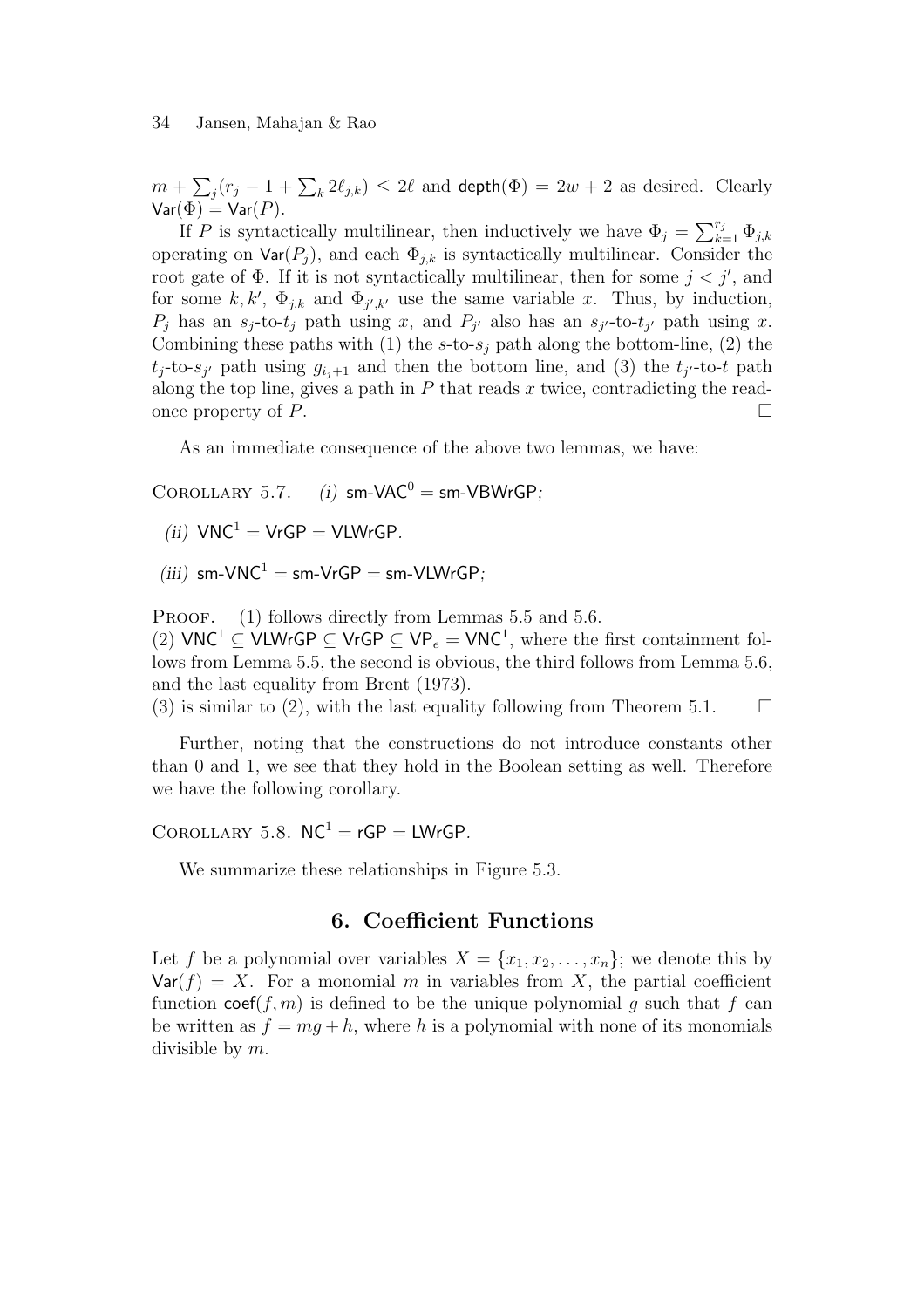$m + \sum_j (r_j - 1 + \sum_k 2\ell_{j,k}) \leq 2\ell$ and $\mathsf{depth}(\Phi) = 2w + 2$ as desired. Clearly $\mathsf{Var}(\Phi) = \mathsf{Var}(P)$.

If $P$ is syntactically multilinear, then inductively we have $\Phi_j = \sum_{k=1}^{r_j} \Phi_{j,k}$ operating on $\mathsf{Var}(P_j)$, and each $\Phi_{j,k}$ is syntactically multilinear. Consider the root gate of $\Phi$. If it is not syntactically multilinear, then for some $j < j'$, and for some $k, k'$, $\Phi_{j,k}$ and $\Phi_{j',k'}$ use the same variable $x$. Thus, by induction, $P_j$ has an $s_j$-to-$t_j$ path using $x$, and $P_{j'}$ also has an $s_{j'}$-to-$t_{j'}$ path using $x$. Combining these paths with (1) the $s$-to-$s_j$ path along the bottom-line, (2) the $t_j$-to-$s_{j'}$ path using $g_{i_j+1}$ and then the bottom line, and (3) the $t_{j'}$-to-$t$ path along the top line, gives a path in $P$ that reads $x$ twice, contradicting the read-once property of $P$. $\square$

As an immediate consequence of the above two lemmas, we have:

Corollary 5.7. *(i)* $\mathsf{sm\text{-}VAC}^0 = \mathsf{sm\text{-}VBWrGP}$*;*

*(ii)* $\mathsf{VNC}^1 = \mathsf{VrGP} = \mathsf{VLWrGP}$*.*

*(iii)* $\mathsf{sm\text{-}VNC}^1 = \mathsf{sm\text{-}VrGP} = \mathsf{sm\text{-}VLWrGP}$*;*

Proof. (1) follows directly from Lemmas 5.5 and 5.6.
(2) $\mathsf{VNC}^1 \subseteq \mathsf{VLWrGP} \subseteq \mathsf{VrGP} \subseteq \mathsf{VP}_e = \mathsf{VNC}^1$, where the first containment follows from Lemma 5.5, the second is obvious, the third follows from Lemma 5.6, and the last equality from Brent (1973).
(3) is similar to (2), with the last equality following from Theorem 5.1. $\square$

Further, noting that the constructions do not introduce constants other than 0 and 1, we see that they hold in the Boolean setting as well. Therefore we have the following corollary.

Corollary 5.8. $\mathsf{NC}^1 = \mathsf{rGP} = \mathsf{LWrGP}$.

We summarize these relationships in Figure 5.3.

## 6. Coefficient Functions

Let $f$ be a polynomial over variables $X = \{x_1, x_2, \ldots, x_n\}$; we denote this by $\mathsf{Var}(f) = X$. For a monomial $m$ in variables from $X$, the partial coefficient function $\mathsf{coef}(f, m)$ is defined to be the unique polynomial $g$ such that $f$ can be written as $f = mg + h$, where $h$ is a polynomial with none of its monomials divisible by $m$.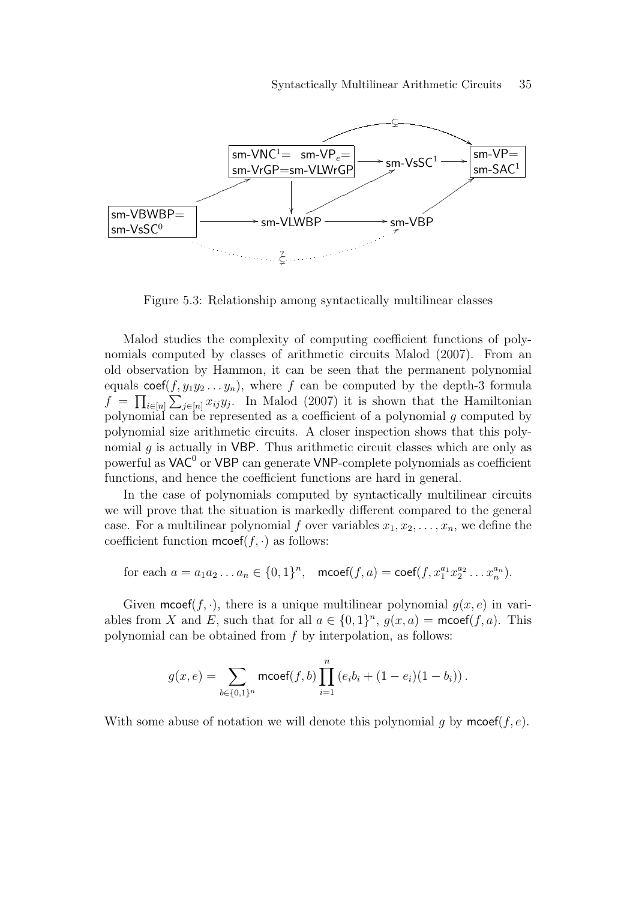Figure 5.3: Relationship among syntactically multilinear classes

Malod studies the complexity of computing coefficient functions of polynomials computed by classes of arithmetic circuits Malod (2007). From an old observation by Hammon, it can be seen that the permanent polynomial equals $\mathsf{coef}(f, y_1 y_2 \dots y_n)$, where $f$ can be computed by the depth-3 formula $f = \prod_{i\in[n]} \sum_{j\in[n]} x_{ij} y_j$. In Malod (2007) it is shown that the Hamiltonian polynomial can be represented as a coefficient of a polynomial $g$ computed by polynomial size arithmetic circuits. A closer inspection shows that this polynomial $g$ is actually in VBP. Thus arithmetic circuit classes which are only as powerful as $\mathsf{VAC}^0$ or VBP can generate VNP-complete polynomials as coefficient functions, and hence the coefficient functions are hard in general.

In the case of polynomials computed by syntactically multilinear circuits we will prove that the situation is markedly different compared to the general case. For a multilinear polynomial $f$ over variables $x_1, x_2, \dots, x_n$, we define the coefficient function $\mathsf{mcoef}(f, \cdot)$ as follows:

$$\text{for each } a = a_1 a_2 \dots a_n \in \{0,1\}^n, \quad \mathsf{mcoef}(f, a) = \mathsf{coef}(f, x_1^{a_1} x_2^{a_2} \dots x_n^{a_n}).$$

Given $\mathsf{mcoef}(f, \cdot)$, there is a unique multilinear polynomial $g(x, e)$ in variables from $X$ and $E$, such that for all $a \in \{0,1\}^n$, $g(x, a) = \mathsf{mcoef}(f, a)$. This polynomial can be obtained from $f$ by interpolation, as follows:

$$g(x, e) = \sum_{b\in\{0,1\}^n} \mathsf{mcoef}(f, b) \prod_{i=1}^{n} \left( e_i b_i + (1 - e_i)(1 - b_i) \right).$$

With some abuse of notation we will denote this polynomial $g$ by $\mathsf{mcoef}(f, e)$.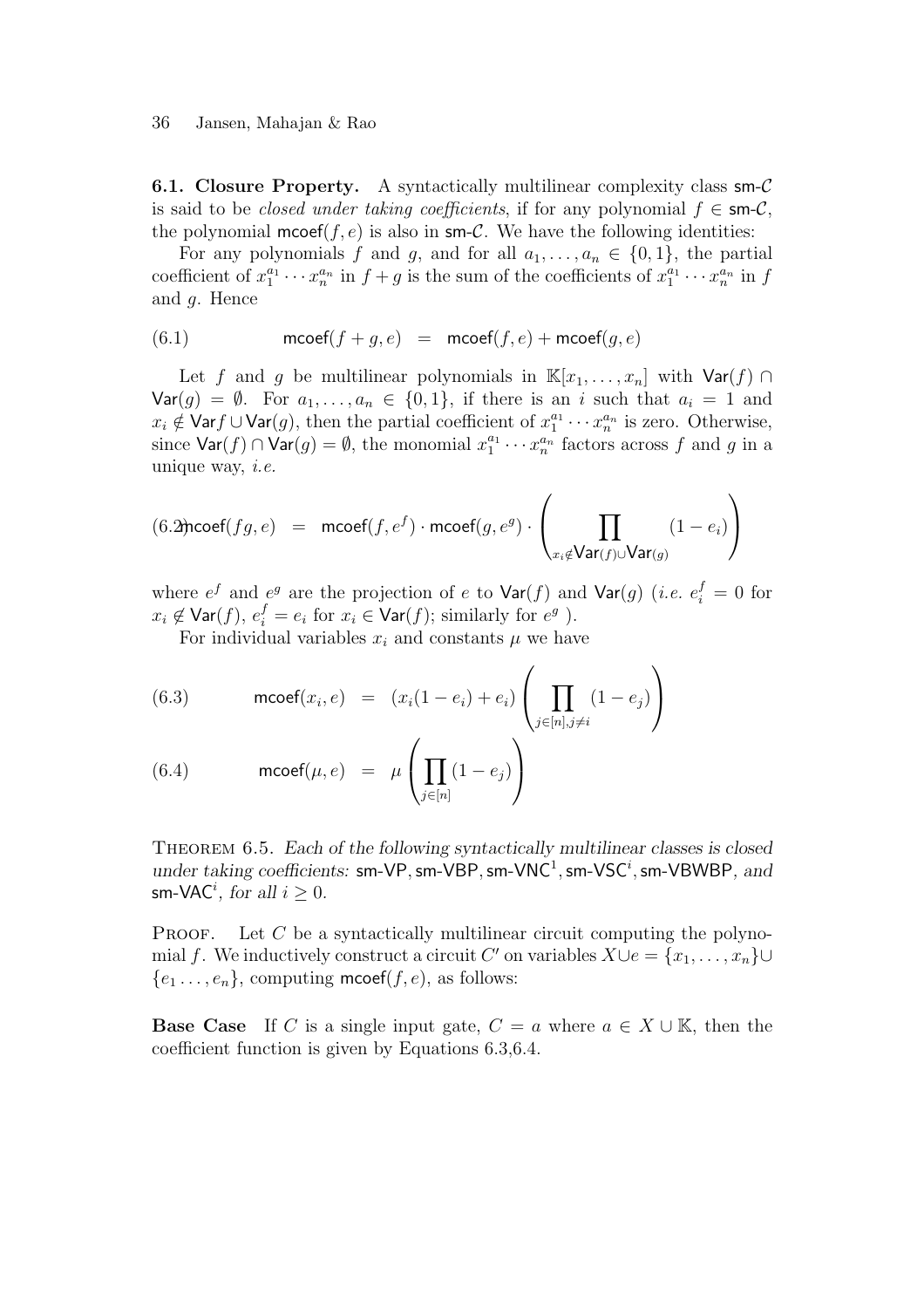**6.1. Closure Property.** A syntactically multilinear complexity class sm-$\mathcal{C}$ is said to be *closed under taking coefficients*, if for any polynomial $f \in$ sm-$\mathcal{C}$, the polynomial $\mathsf{mcoef}(f, e)$ is also in sm-$\mathcal{C}$. We have the following identities:

For any polynomials $f$ and $g$, and for all $a_1, \ldots, a_n \in \{0, 1\}$, the partial coefficient of $x_1^{a_1} \cdots x_n^{a_n}$ in $f + g$ is the sum of the coefficients of $x_1^{a_1} \cdots x_n^{a_n}$ in $f$ and $g$. Hence

$$\mathsf{mcoef}(f + g, e) \quad = \quad \mathsf{mcoef}(f, e) + \mathsf{mcoef}(g, e) \tag{6.1}$$

Let $f$ and $g$ be multilinear polynomials in $\mathbb{K}[x_1, \ldots, x_n]$ with $\mathsf{Var}(f) \cap \mathsf{Var}(g) = \emptyset$. For $a_1, \ldots, a_n \in \{0, 1\}$, if there is an $i$ such that $a_i = 1$ and $x_i \notin \mathsf{Var} f \cup \mathsf{Var}(g)$, then the partial coefficient of $x_1^{a_1} \cdots x_n^{a_n}$ is zero. Otherwise, since $\mathsf{Var}(f) \cap \mathsf{Var}(g) = \emptyset$, the monomial $x_1^{a_1} \cdots x_n^{a_n}$ factors across $f$ and $g$ in a unique way, *i.e.*

$$\mathsf{mcoef}(fg, e) \quad = \quad \mathsf{mcoef}(f, e^f) \cdot \mathsf{mcoef}(g, e^g) \cdot \left( \prod_{x_i \notin \mathsf{Var}(f) \cup \mathsf{Var}(g)} (1 - e_i) \right) \tag{6.2}$$

where $e^f$ and $e^g$ are the projection of $e$ to $\mathsf{Var}(f)$ and $\mathsf{Var}(g)$ (*i.e.* $e_i^f = 0$ for $x_i \notin \mathsf{Var}(f)$, $e_i^f = e_i$ for $x_i \in \mathsf{Var}(f)$; similarly for $e^g$ ).

For individual variables $x_i$ and constants $\mu$ we have

$$\mathsf{mcoef}(x_i, e) \quad = \quad (x_i(1 - e_i) + e_i) \left( \prod_{j \in [n], j \neq i} (1 - e_j) \right) \tag{6.3}$$

$$\mathsf{mcoef}(\mu, e) \quad = \quad \mu \left( \prod_{j \in [n]} (1 - e_j) \right) \tag{6.4}$$

THEOREM 6.5. *Each of the following syntactically multilinear classes is closed under taking coefficients:* sm-VP, sm-VBP, sm-VNC$^1$, sm-VSC$^i$, sm-VBWBP, *and* sm-VAC$^i$*, for all* $i \geq 0$.

PROOF. Let $C$ be a syntactically multilinear circuit computing the polynomial $f$. We inductively construct a circuit $C'$ on variables $X \cup e = \{x_1, \ldots, x_n\} \cup \{e_1 \ldots, e_n\}$, computing $\mathsf{mcoef}(f, e)$, as follows:

**Base Case** If $C$ is a single input gate, $C = a$ where $a \in X \cup \mathbb{K}$, then the coefficient function is given by Equations 6.3,6.4.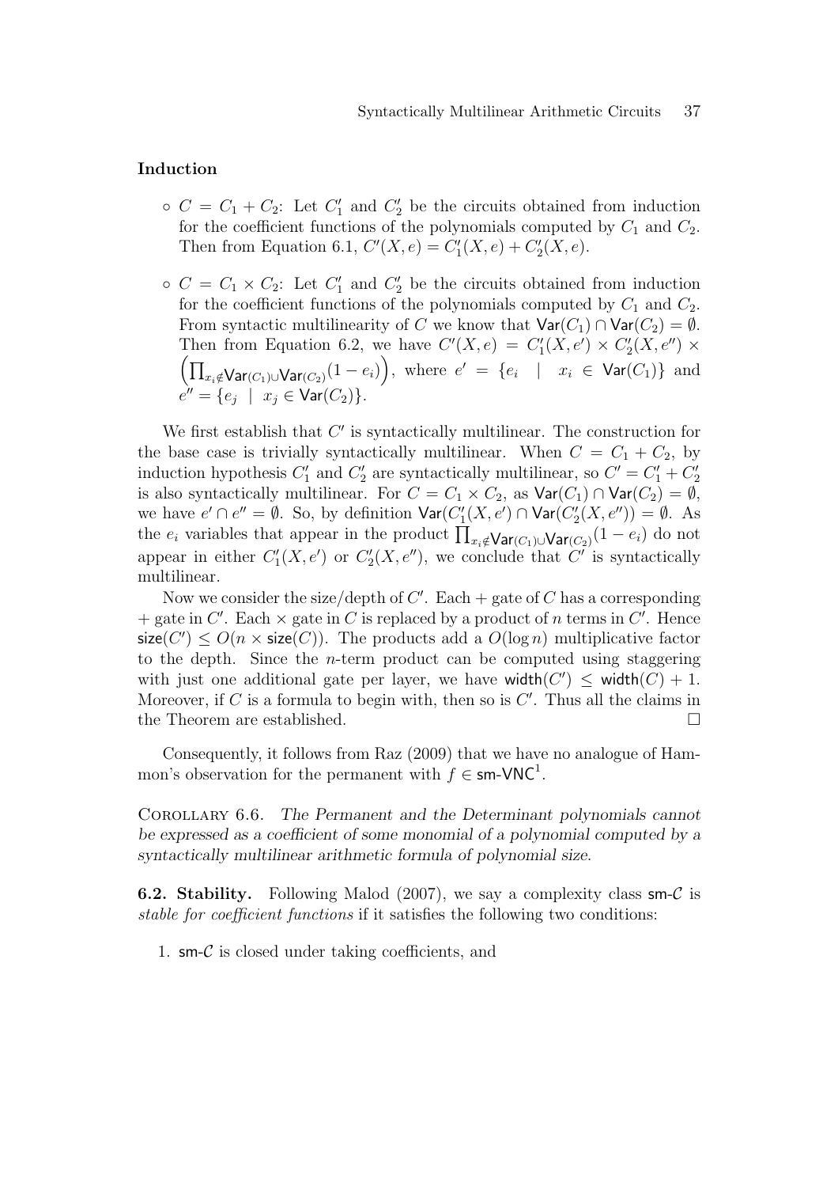**Induction**

- $C = C_1 + C_2$: Let $C_1'$ and $C_2'$ be the circuits obtained from induction for the coefficient functions of the polynomials computed by $C_1$ and $C_2$. Then from Equation 6.1, $C'(X, e) = C_1'(X, e) + C_2'(X, e)$.

- $C = C_1 \times C_2$: Let $C_1'$ and $C_2'$ be the circuits obtained from induction for the coefficient functions of the polynomials computed by $C_1$ and $C_2$. From syntactic multilinearity of $C$ we know that $\mathsf{Var}(C_1) \cap \mathsf{Var}(C_2) = \emptyset$. Then from Equation 6.2, we have $C'(X, e) = C_1'(X, e') \times C_2'(X, e'') \times \left(\prod_{x_i \notin \mathsf{Var}(C_1) \cup \mathsf{Var}(C_2)} (1 - e_i)\right)$, where $e' = \{e_i \mid x_i \in \mathsf{Var}(C_1)\}$ and $e'' = \{e_j \mid x_j \in \mathsf{Var}(C_2)\}$.

We first establish that $C'$ is syntactically multilinear. The construction for the base case is trivially syntactically multilinear. When $C = C_1 + C_2$, by induction hypothesis $C_1'$ and $C_2'$ are syntactically multilinear, so $C' = C_1' + C_2'$ is also syntactically multilinear. For $C = C_1 \times C_2$, as $\mathsf{Var}(C_1) \cap \mathsf{Var}(C_2) = \emptyset$, we have $e' \cap e'' = \emptyset$. So, by definition $\mathsf{Var}(C_1'(X, e') \cap \mathsf{Var}(C_2'(X, e'')) = \emptyset$. As the $e_i$ variables that appear in the product $\prod_{x_i \notin \mathsf{Var}(C_1) \cup \mathsf{Var}(C_2)} (1 - e_i)$ do not appear in either $C_1'(X, e')$ or $C_2'(X, e'')$, we conclude that $C'$ is syntactically multilinear.

Now we consider the size/depth of $C'$. Each $+$ gate of $C$ has a corresponding $+$ gate in $C'$. Each $\times$ gate in $C$ is replaced by a product of $n$ terms in $C'$. Hence $\mathsf{size}(C') \leq O(n \times \mathsf{size}(C))$. The products add a $O(\log n)$ multiplicative factor to the depth. Since the $n$-term product can be computed using staggering with just one additional gate per layer, we have $\mathsf{width}(C') \leq \mathsf{width}(C) + 1$. Moreover, if $C$ is a formula to begin with, then so is $C'$. Thus all the claims in the Theorem are established. □

Consequently, it follows from Raz (2009) that we have no analogue of Hammon's observation for the permanent with $f \in \mathsf{sm\text{-}VNC}^1$.

Corollary 6.6. *The Permanent and the Determinant polynomials cannot be expressed as a coefficient of some monomial of a polynomial computed by a syntactically multilinear arithmetic formula of polynomial size.*

**6.2. Stability.** Following Malod (2007), we say a complexity class $\mathsf{sm\text{-}}\mathcal{C}$ is *stable for coefficient functions* if it satisfies the following two conditions:

1. $\mathsf{sm\text{-}}\mathcal{C}$ is closed under taking coefficients, and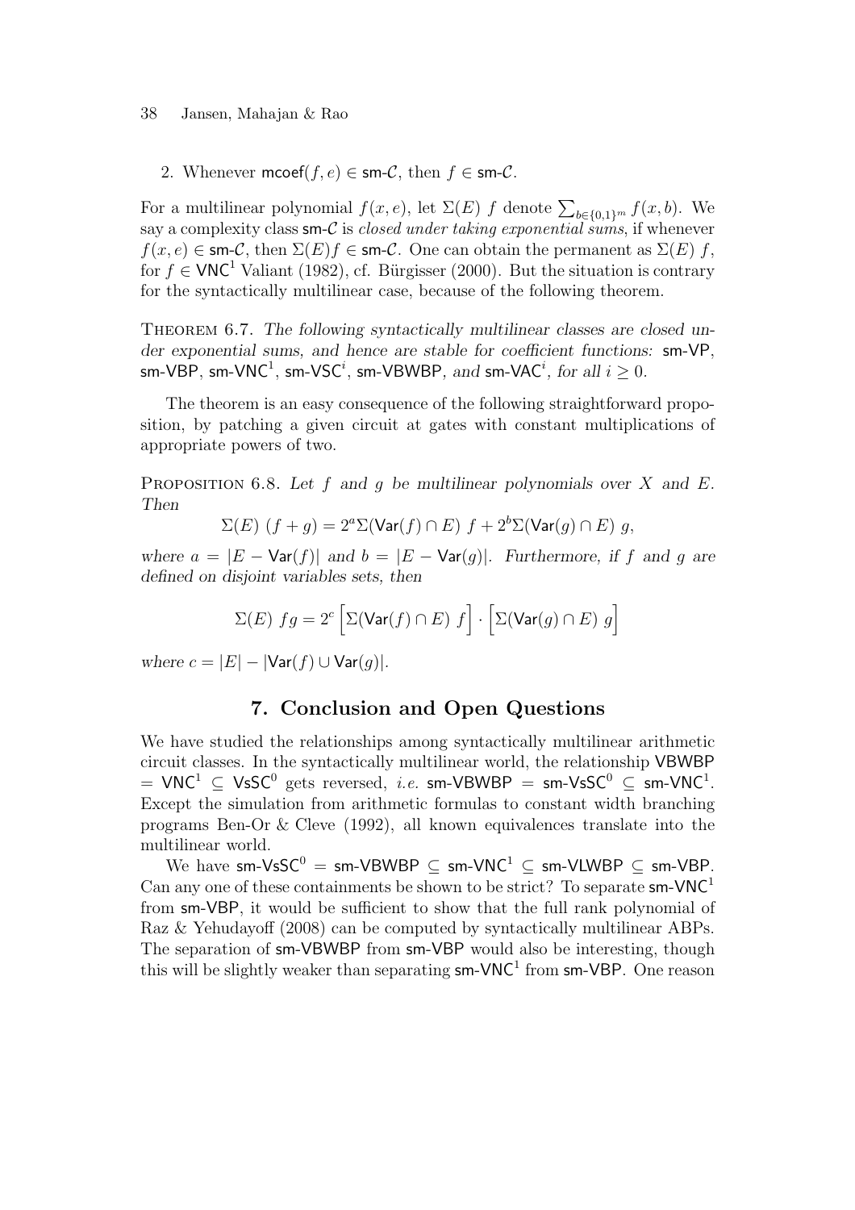2. Whenever $\mathsf{mcoef}(f, e) \in \mathsf{sm}\text{-}\mathcal{C}$, then $f \in \mathsf{sm}\text{-}\mathcal{C}$.

For a multilinear polynomial $f(x, e)$, let $\Sigma(E)\ f$ denote $\sum_{b \in \{0,1\}^m} f(x, b)$. We say a complexity class $\mathsf{sm}\text{-}\mathcal{C}$ is *closed under taking exponential sums*, if whenever $f(x, e) \in \mathsf{sm}\text{-}\mathcal{C}$, then $\Sigma(E) f \in \mathsf{sm}\text{-}\mathcal{C}$. One can obtain the permanent as $\Sigma(E)\ f$, for $f \in \mathsf{VNC}^1$ Valiant (1982), cf. Bürgisser (2000). But the situation is contrary for the syntactically multilinear case, because of the following theorem.

Theorem 6.7. *The following syntactically multilinear classes are closed under exponential sums, and hence are stable for coefficient functions:* $\mathsf{sm}\text{-}\mathsf{VP}$, $\mathsf{sm}\text{-}\mathsf{VBP}$, $\mathsf{sm}\text{-}\mathsf{VNC}^1$, $\mathsf{sm}\text{-}\mathsf{VSC}^i$, $\mathsf{sm}\text{-}\mathsf{VBWBP}$, *and* $\mathsf{sm}\text{-}\mathsf{VAC}^i$, *for all* $i \geq 0$.

The theorem is an easy consequence of the following straightforward proposition, by patching a given circuit at gates with constant multiplications of appropriate powers of two.

Proposition 6.8. *Let $f$ and $g$ be multilinear polynomials over $X$ and $E$. Then*

$$\Sigma(E)\ (f + g) = 2^a \Sigma(\mathsf{Var}(f) \cap E)\ f + 2^b \Sigma(\mathsf{Var}(g) \cap E)\ g,$$

*where $a = |E - \mathsf{Var}(f)|$ and $b = |E - \mathsf{Var}(g)|$. Furthermore, if $f$ and $g$ are defined on disjoint variables sets, then*

$$\Sigma(E)\ fg = 2^c \Big[\Sigma(\mathsf{Var}(f) \cap E)\ f\Big] \cdot \Big[\Sigma(\mathsf{Var}(g) \cap E)\ g\Big]$$

*where $c = |E| - |\mathsf{Var}(f) \cup \mathsf{Var}(g)|$.*

## 7. Conclusion and Open Questions

We have studied the relationships among syntactically multilinear arithmetic circuit classes. In the syntactically multilinear world, the relationship $\mathsf{VBWBP} = \mathsf{VNC}^1 \subseteq \mathsf{VsSC}^0$ gets reversed, *i.e.* $\mathsf{sm}\text{-}\mathsf{VBWBP} = \mathsf{sm}\text{-}\mathsf{VsSC}^0 \subseteq \mathsf{sm}\text{-}\mathsf{VNC}^1$. Except the simulation from arithmetic formulas to constant width branching programs Ben-Or & Cleve (1992), all known equivalences translate into the multilinear world.

We have $\mathsf{sm}\text{-}\mathsf{VsSC}^0 = \mathsf{sm}\text{-}\mathsf{VBWBP} \subseteq \mathsf{sm}\text{-}\mathsf{VNC}^1 \subseteq \mathsf{sm}\text{-}\mathsf{VLWBP} \subseteq \mathsf{sm}\text{-}\mathsf{VBP}$. Can any one of these containments be shown to be strict? To separate $\mathsf{sm}\text{-}\mathsf{VNC}^1$ from $\mathsf{sm}\text{-}\mathsf{VBP}$, it would be sufficient to show that the full rank polynomial of Raz & Yehudayoff (2008) can be computed by syntactically multilinear ABPs. The separation of $\mathsf{sm}\text{-}\mathsf{VBWBP}$ from $\mathsf{sm}\text{-}\mathsf{VBP}$ would also be interesting, though this will be slightly weaker than separating $\mathsf{sm}\text{-}\mathsf{VNC}^1$ from $\mathsf{sm}\text{-}\mathsf{VBP}$. One reason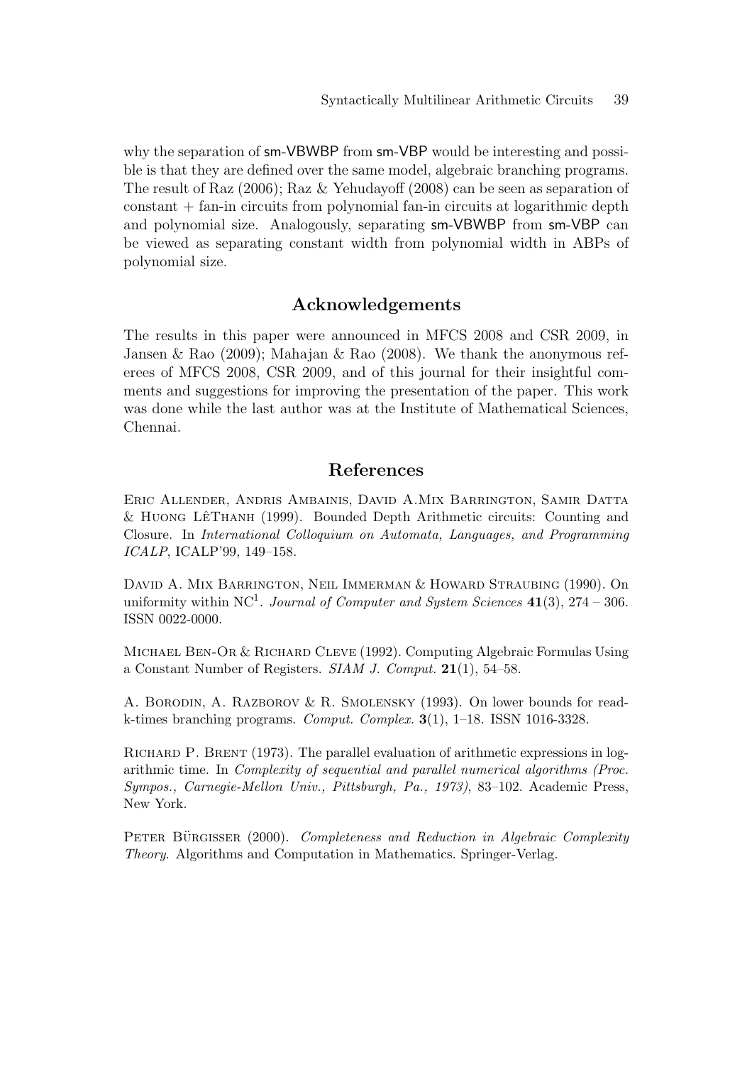why the separation of sm-VBWBP from sm-VBP would be interesting and possible is that they are defined over the same model, algebraic branching programs. The result of Raz (2006); Raz & Yehudayoff (2008) can be seen as separation of constant + fan-in circuits from polynomial fan-in circuits at logarithmic depth and polynomial size. Analogously, separating sm-VBWBP from sm-VBP can be viewed as separating constant width from polynomial width in ABPs of polynomial size.

## Acknowledgements

The results in this paper were announced in MFCS 2008 and CSR 2009, in Jansen & Rao (2009); Mahajan & Rao (2008). We thank the anonymous referees of MFCS 2008, CSR 2009, and of this journal for their insightful comments and suggestions for improving the presentation of the paper. This work was done while the last author was at the Institute of Mathematical Sciences, Chennai.

## References

Eric Allender, Andris Ambainis, David A.Mix Barrington, Samir Datta & Huong LêThanh (1999). Bounded Depth Arithmetic circuits: Counting and Closure. In *International Colloquium on Automata, Languages, and Programming ICALP*, ICALP'99, 149–158.

David A. Mix Barrington, Neil Immerman & Howard Straubing (1990). On uniformity within $\mathrm{NC}^1$. *Journal of Computer and System Sciences* **41**(3), 274 – 306. ISSN 0022-0000.

Michael Ben-Or & Richard Cleve (1992). Computing Algebraic Formulas Using a Constant Number of Registers. *SIAM J. Comput.* **21**(1), 54–58.

A. Borodin, A. Razborov & R. Smolensky (1993). On lower bounds for read-k-times branching programs. *Comput. Complex.* **3**(1), 1–18. ISSN 1016-3328.

Richard P. Brent (1973). The parallel evaluation of arithmetic expressions in logarithmic time. In *Complexity of sequential and parallel numerical algorithms (Proc. Sympos., Carnegie-Mellon Univ., Pittsburgh, Pa., 1973)*, 83–102. Academic Press, New York.

Peter Bürgisser (2000). *Completeness and Reduction in Algebraic Complexity Theory*. Algorithms and Computation in Mathematics. Springer-Verlag.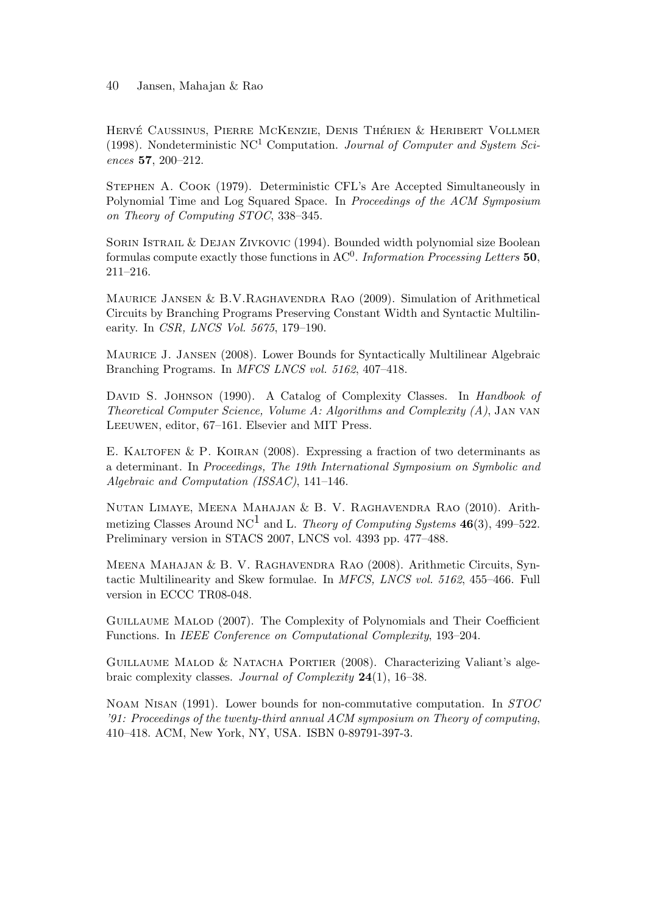Hervé Caussinus, Pierre McKenzie, Denis Thérien & Heribert Vollmer (1998). Nondeterministic $\mathrm{NC}^1$ Computation. *Journal of Computer and System Sciences* **57**, 200–212.

Stephen A. Cook (1979). Deterministic CFL's Are Accepted Simultaneously in Polynomial Time and Log Squared Space. In *Proceedings of the ACM Symposium on Theory of Computing STOC*, 338–345.

Sorin Istrail & Dejan Zivkovic (1994). Bounded width polynomial size Boolean formulas compute exactly those functions in $\mathrm{AC}^0$. *Information Processing Letters* **50**, 211–216.

Maurice Jansen & B.V.Raghavendra Rao (2009). Simulation of Arithmetical Circuits by Branching Programs Preserving Constant Width and Syntactic Multilinearity. In *CSR, LNCS Vol. 5675*, 179–190.

Maurice J. Jansen (2008). Lower Bounds for Syntactically Multilinear Algebraic Branching Programs. In *MFCS LNCS vol. 5162*, 407–418.

David S. Johnson (1990). A Catalog of Complexity Classes. In *Handbook of Theoretical Computer Science, Volume A: Algorithms and Complexity (A)*, Jan van Leeuwen, editor, 67–161. Elsevier and MIT Press.

E. Kaltofen & P. Koiran (2008). Expressing a fraction of two determinants as a determinant. In *Proceedings, The 19th International Symposium on Symbolic and Algebraic and Computation (ISSAC)*, 141–146.

Nutan Limaye, Meena Mahajan & B. V. Raghavendra Rao (2010). Arithmetizing Classes Around $\mathrm{NC}^1$ and L. *Theory of Computing Systems* **46**(3), 499–522. Preliminary version in STACS 2007, LNCS vol. 4393 pp. 477–488.

Meena Mahajan & B. V. Raghavendra Rao (2008). Arithmetic Circuits, Syntactic Multilinearity and Skew formulae. In *MFCS, LNCS vol. 5162*, 455–466. Full version in ECCC TR08-048.

Guillaume Malod (2007). The Complexity of Polynomials and Their Coefficient Functions. In *IEEE Conference on Computational Complexity*, 193–204.

Guillaume Malod & Natacha Portier (2008). Characterizing Valiant's algebraic complexity classes. *Journal of Complexity* **24**(1), 16–38.

Noam Nisan (1991). Lower bounds for non-commutative computation. In *STOC '91: Proceedings of the twenty-third annual ACM symposium on Theory of computing*, 410–418. ACM, New York, NY, USA. ISBN 0-89791-397-3.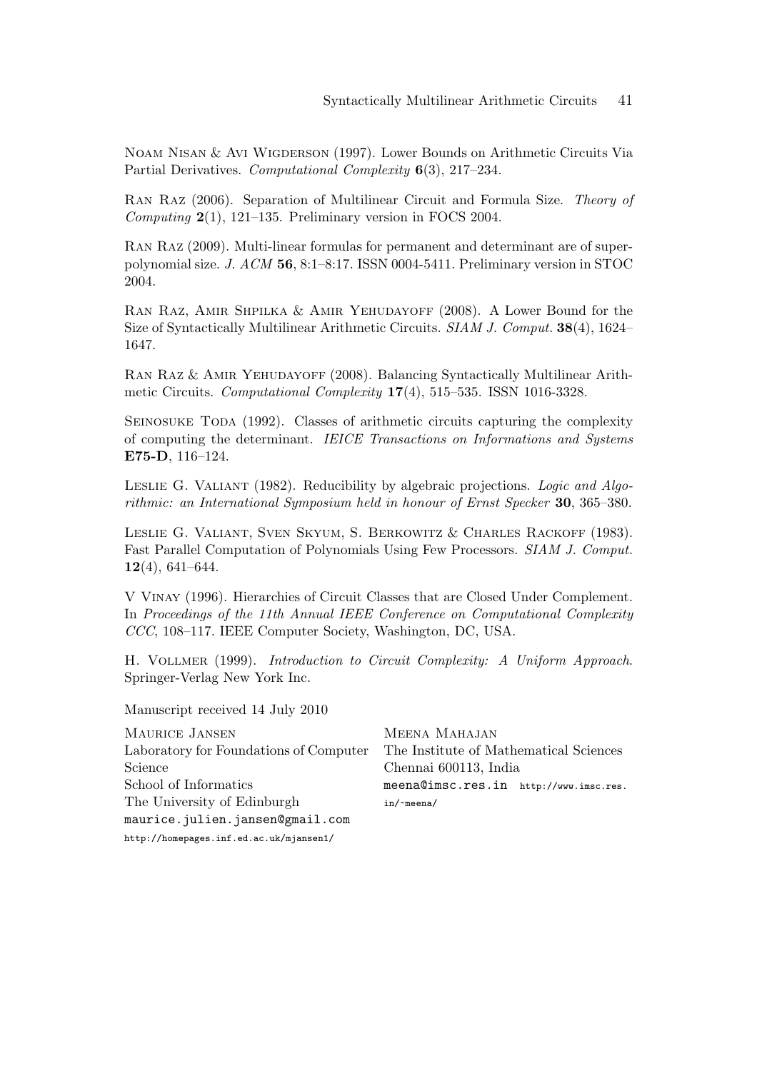Noam Nisan & Avi Wigderson (1997). Lower Bounds on Arithmetic Circuits Via Partial Derivatives. *Computational Complexity* **6**(3), 217–234.

Ran Raz (2006). Separation of Multilinear Circuit and Formula Size. *Theory of Computing* **2**(1), 121–135. Preliminary version in FOCS 2004.

Ran Raz (2009). Multi-linear formulas for permanent and determinant are of super-polynomial size. *J. ACM* **56**, 8:1–8:17. ISSN 0004-5411. Preliminary version in STOC 2004.

Ran Raz, Amir Shpilka & Amir Yehudayoff (2008). A Lower Bound for the Size of Syntactically Multilinear Arithmetic Circuits. *SIAM J. Comput.* **38**(4), 1624–1647.

Ran Raz & Amir Yehudayoff (2008). Balancing Syntactically Multilinear Arithmetic Circuits. *Computational Complexity* **17**(4), 515–535. ISSN 1016-3328.

Seinosuke Toda (1992). Classes of arithmetic circuits capturing the complexity of computing the determinant. *IEICE Transactions on Informations and Systems* **E75-D**, 116–124.

Leslie G. Valiant (1982). Reducibility by algebraic projections. *Logic and Algorithmic: an International Symposium held in honour of Ernst Specker* **30**, 365–380.

Leslie G. Valiant, Sven Skyum, S. Berkowitz & Charles Rackoff (1983). Fast Parallel Computation of Polynomials Using Few Processors. *SIAM J. Comput.* **12**(4), 641–644.

V Vinay (1996). Hierarchies of Circuit Classes that are Closed Under Complement. In *Proceedings of the 11th Annual IEEE Conference on Computational Complexity CCC*, 108–117. IEEE Computer Society, Washington, DC, USA.

H. Vollmer (1999). *Introduction to Circuit Complexity: A Uniform Approach*. Springer-Verlag New York Inc.

Manuscript received 14 July 2010

Maurice Jansen
Laboratory for Foundations of Computer Science
School of Informatics
The University of Edinburgh
maurice.julien.jansen@gmail.com
http://homepages.inf.ed.ac.uk/mjansen1/

Meena Mahajan
The Institute of Mathematical Sciences
Chennai 600113, India
meena@imsc.res.in http://www.imsc.res.in/~meena/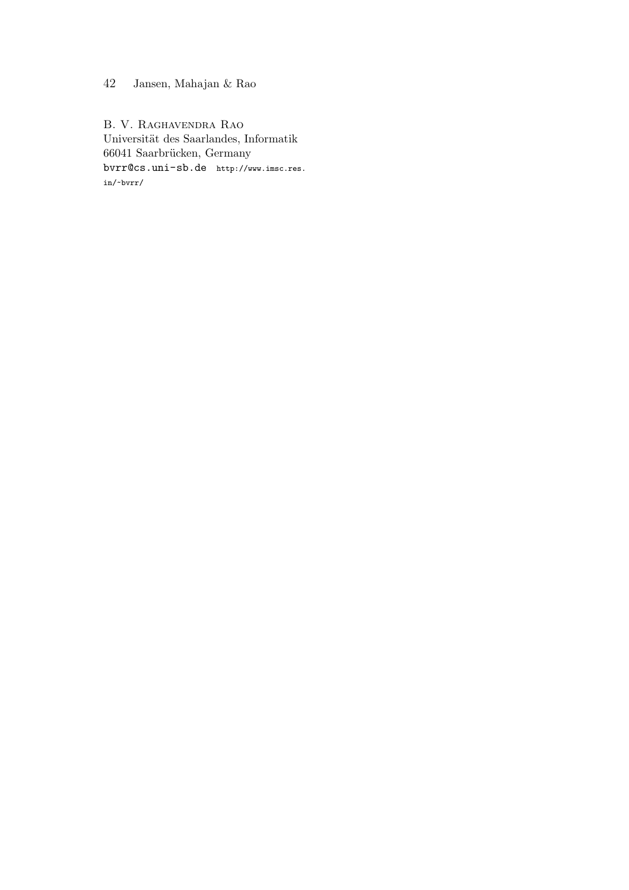B. V. Raghavendra Rao
Universität des Saarlandes, Informatik
66041 Saarbrücken, Germany
bvrr@cs.uni-sb.de http://www.imsc.res.in/~bvrr/